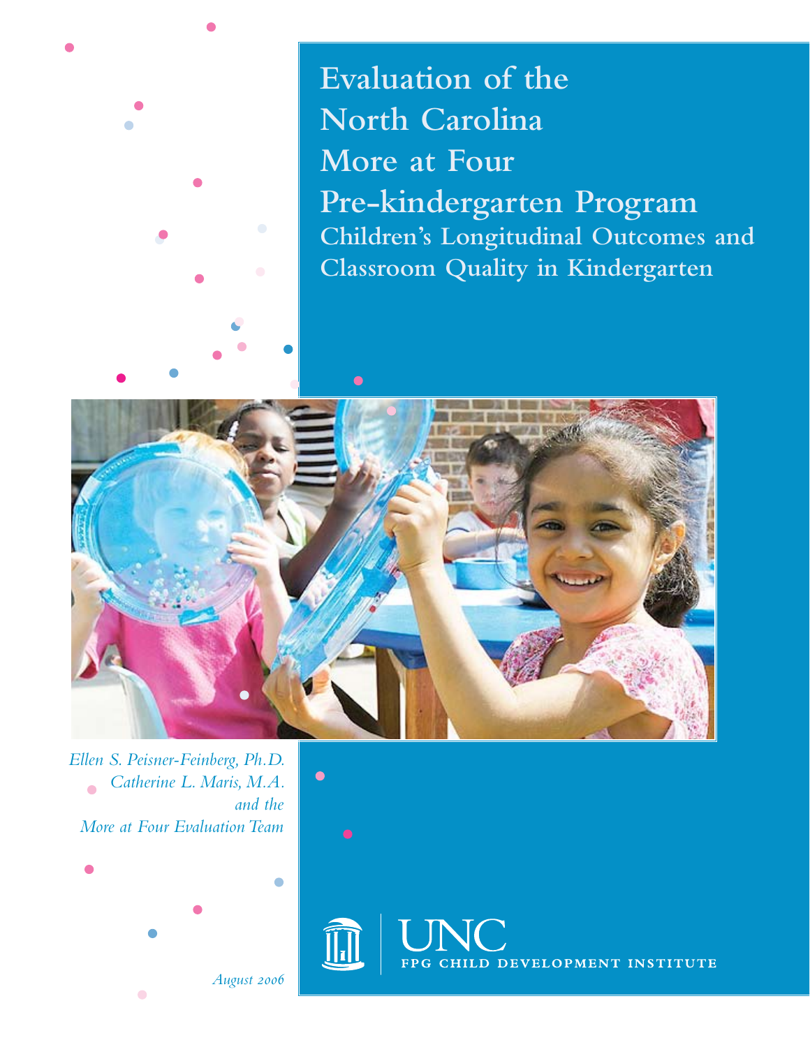# Evaluation of the North Carolina More at Four Pre-kindergarten Program

## Children's Longitudinal Outcomes and Classroom Quality in Kindergarten

*Ellen S. Peisner-Feinberg, Ph.D.*
*Catherine L. Maris, M.A.*
*and the*
*More at Four Evaluation Team*

*August 2006*

UNC
FPG CHILD DEVELOPMENT INSTITUTE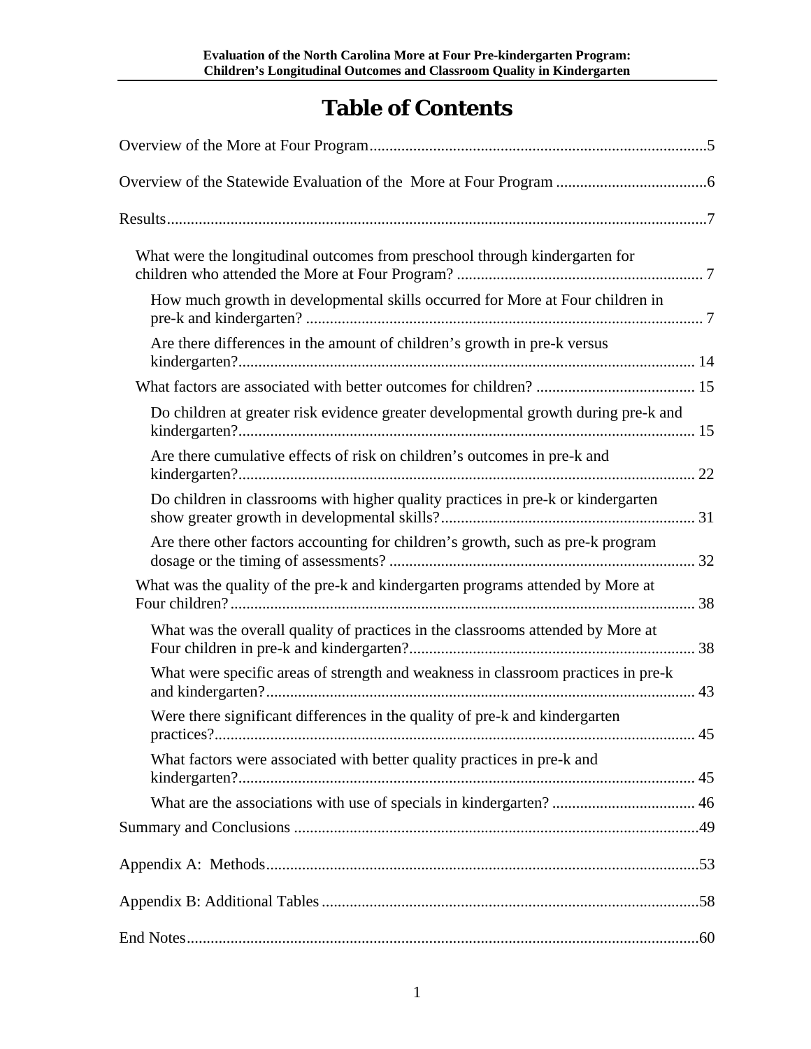# Table of Contents

Overview of the More at Four Program ..... 5

Overview of the Statewide Evaluation of the More at Four Program ..... 6

Results ..... 7

- What were the longitudinal outcomes from preschool through kindergarten for children who attended the More at Four Program? ..... 7
  - How much growth in developmental skills occurred for More at Four children in pre-k and kindergarten? ..... 7
  - Are there differences in the amount of children's growth in pre-k versus kindergarten? ..... 14
- What factors are associated with better outcomes for children? ..... 15
  - Do children at greater risk evidence greater developmental growth during pre-k and kindergarten? ..... 15
  - Are there cumulative effects of risk on children's outcomes in pre-k and kindergarten? ..... 22
  - Do children in classrooms with higher quality practices in pre-k or kindergarten show greater growth in developmental skills? ..... 31
  - Are there other factors accounting for children's growth, such as pre-k program dosage or the timing of assessments? ..... 32
- What was the quality of the pre-k and kindergarten programs attended by More at Four children? ..... 38
  - What was the overall quality of practices in the classrooms attended by More at Four children in pre-k and kindergarten? ..... 38
  - What were specific areas of strength and weakness in classroom practices in pre-k and kindergarten? ..... 43
  - Were there significant differences in the quality of pre-k and kindergarten practices? ..... 45
  - What factors were associated with better quality practices in pre-k and kindergarten? ..... 45
  - What are the associations with use of specials in kindergarten? ..... 46

Summary and Conclusions ..... 49

Appendix A: Methods ..... 53

Appendix B: Additional Tables ..... 58

End Notes ..... 60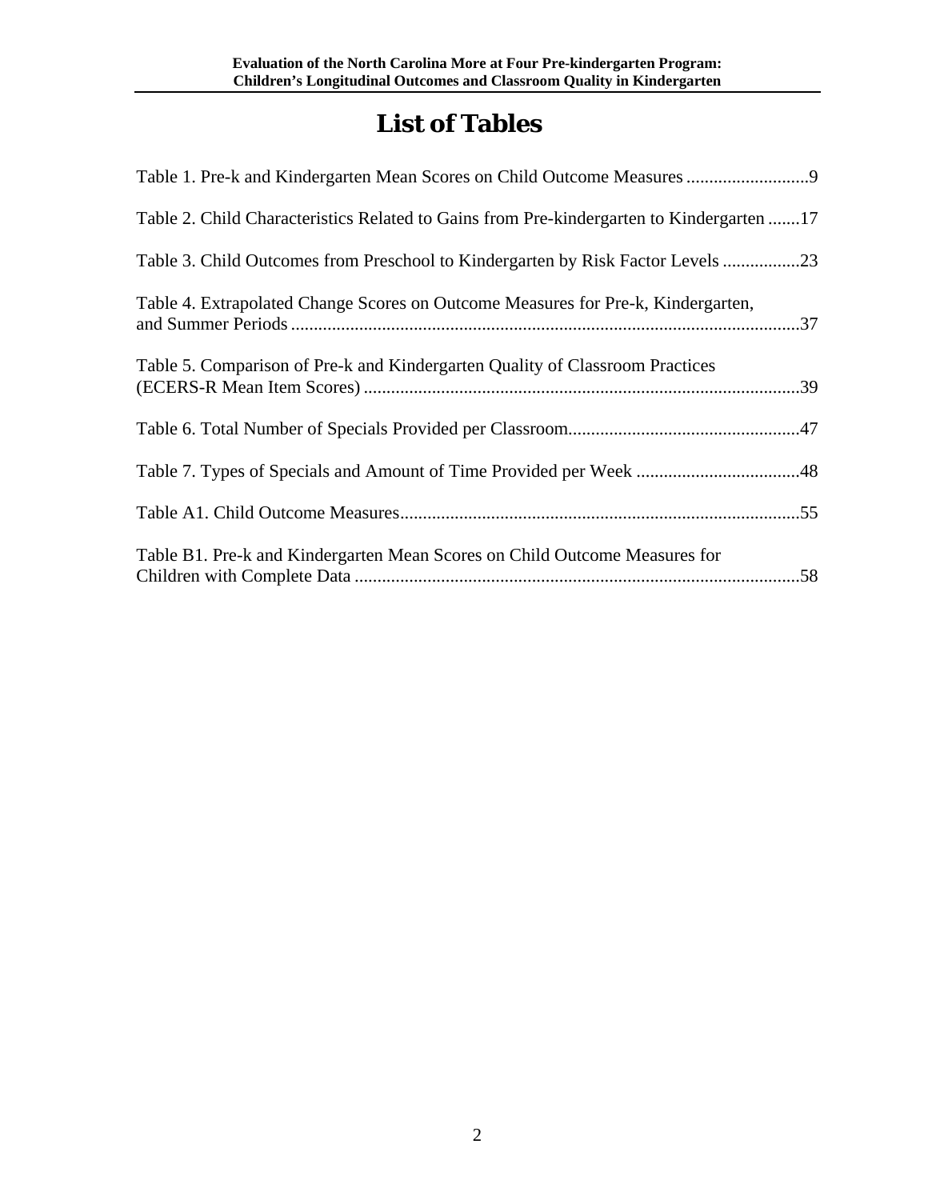# List of Tables

Table 1. Pre-k and Kindergarten Mean Scores on Child Outcome Measures ...........................9

Table 2. Child Characteristics Related to Gains from Pre-kindergarten to Kindergarten .......17

Table 3. Child Outcomes from Preschool to Kindergarten by Risk Factor Levels .................23

Table 4. Extrapolated Change Scores on Outcome Measures for Pre-k, Kindergarten, and Summer Periods ................................................................................................................37

Table 5. Comparison of Pre-k and Kindergarten Quality of Classroom Practices (ECERS-R Mean Item Scores) ................................................................................................39

Table 6. Total Number of Specials Provided per Classroom...................................................47

Table 7. Types of Specials and Amount of Time Provided per Week ....................................48

Table A1. Child Outcome Measures........................................................................................55

Table B1. Pre-k and Kindergarten Mean Scores on Child Outcome Measures for Children with Complete Data ..................................................................................................58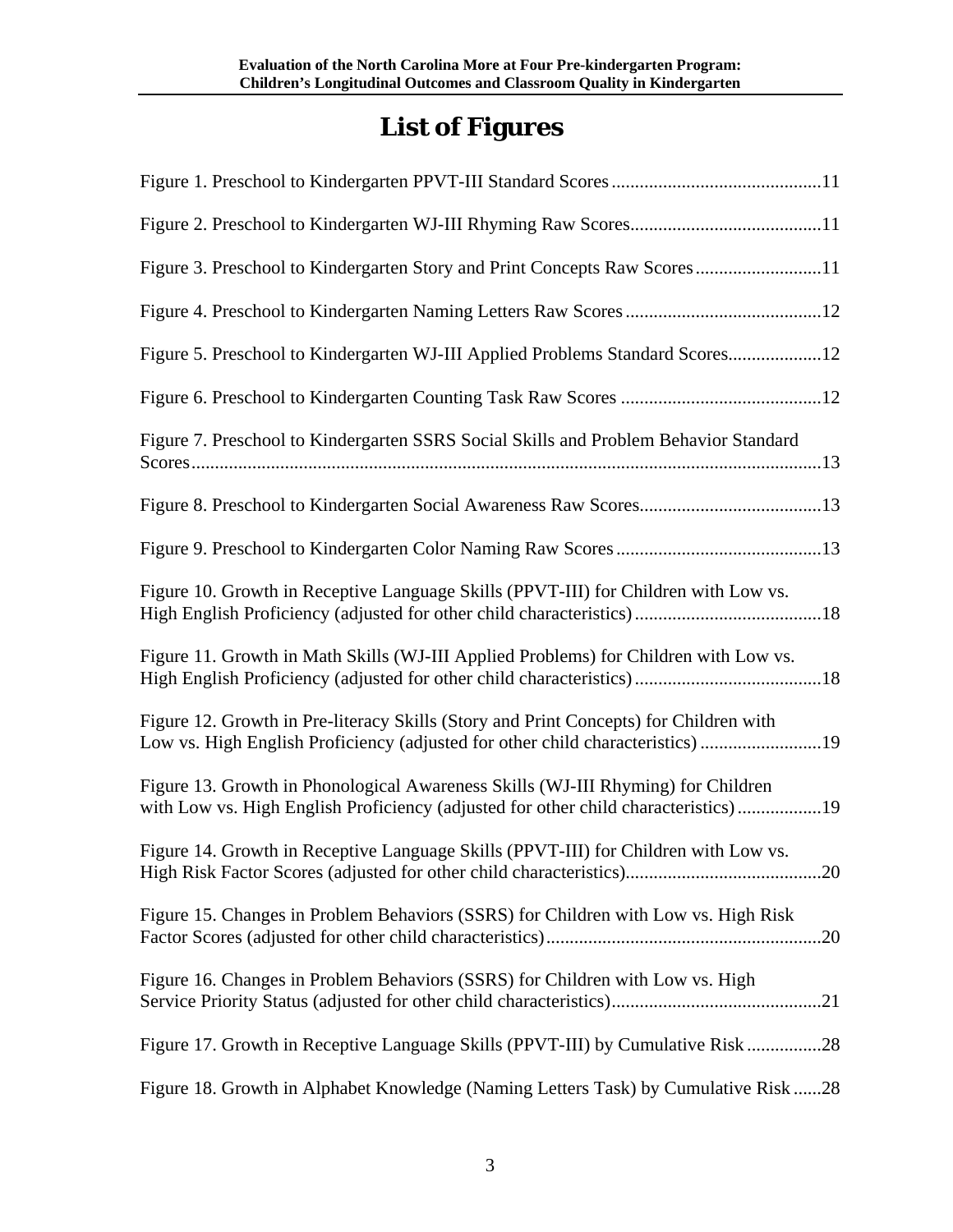# List of Figures

Figure 1. Preschool to Kindergarten PPVT-III Standard Scores ............................................11

Figure 2. Preschool to Kindergarten WJ-III Rhyming Raw Scores.........................................11

Figure 3. Preschool to Kindergarten Story and Print Concepts Raw Scores...........................11

Figure 4. Preschool to Kindergarten Naming Letters Raw Scores..........................................12

Figure 5. Preschool to Kindergarten WJ-III Applied Problems Standard Scores...................12

Figure 6. Preschool to Kindergarten Counting Task Raw Scores ...........................................12

Figure 7. Preschool to Kindergarten SSRS Social Skills and Problem Behavior Standard Scores.......................................................................................................................................13

Figure 8. Preschool to Kindergarten Social Awareness Raw Scores.......................................13

Figure 9. Preschool to Kindergarten Color Naming Raw Scores............................................13

Figure 10. Growth in Receptive Language Skills (PPVT-III) for Children with Low vs. High English Proficiency (adjusted for other child characteristics)........................................18

Figure 11. Growth in Math Skills (WJ-III Applied Problems) for Children with Low vs. High English Proficiency (adjusted for other child characteristics)........................................18

Figure 12. Growth in Pre-literacy Skills (Story and Print Concepts) for Children with Low vs. High English Proficiency (adjusted for other child characteristics) ..........................19

Figure 13. Growth in Phonological Awareness Skills (WJ-III Rhyming) for Children with Low vs. High English Proficiency (adjusted for other child characteristics)..................19

Figure 14. Growth in Receptive Language Skills (PPVT-III) for Children with Low vs. High Risk Factor Scores (adjusted for other child characteristics)..........................................20

Figure 15. Changes in Problem Behaviors (SSRS) for Children with Low vs. High Risk Factor Scores (adjusted for other child characteristics)...........................................................20

Figure 16. Changes in Problem Behaviors (SSRS) for Children with Low vs. High Service Priority Status (adjusted for other child characteristics).............................................21

Figure 17. Growth in Receptive Language Skills (PPVT-III) by Cumulative Risk ................28

Figure 18. Growth in Alphabet Knowledge (Naming Letters Task) by Cumulative Risk ......28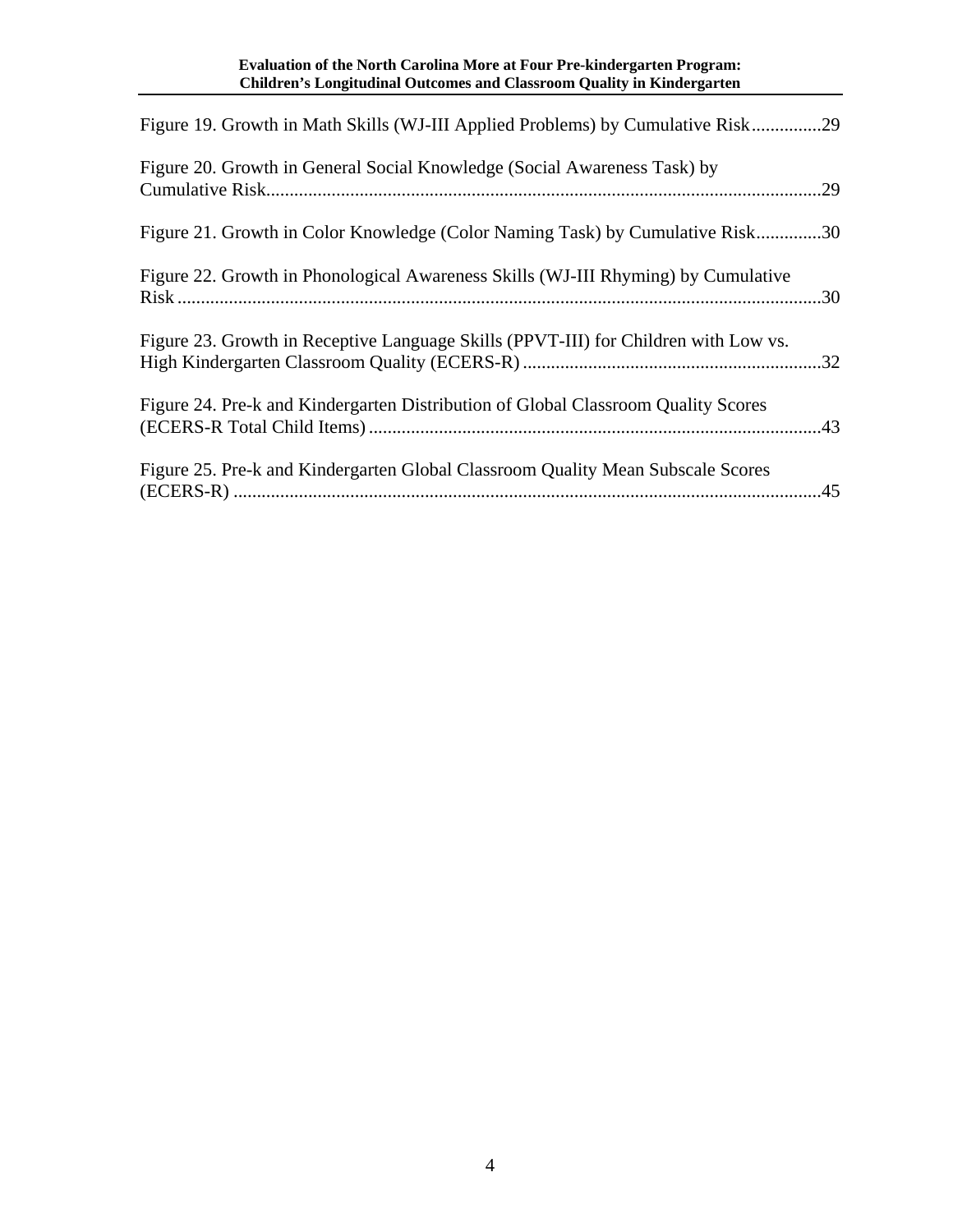Figure 19. Growth in Math Skills (WJ-III Applied Problems) by Cumulative Risk...............29

Figure 20. Growth in General Social Knowledge (Social Awareness Task) by Cumulative Risk.......................................................................................................................29

Figure 21. Growth in Color Knowledge (Color Naming Task) by Cumulative Risk..............30

Figure 22. Growth in Phonological Awareness Skills (WJ-III Rhyming) by Cumulative Risk..........................................................................................................................30

Figure 23. Growth in Receptive Language Skills (PPVT-III) for Children with Low vs. High Kindergarten Classroom Quality (ECERS-R)................................................................32

Figure 24. Pre-k and Kindergarten Distribution of Global Classroom Quality Scores (ECERS-R Total Child Items)................................................................................................43

Figure 25. Pre-k and Kindergarten Global Classroom Quality Mean Subscale Scores (ECERS-R)..............................................................................................................................45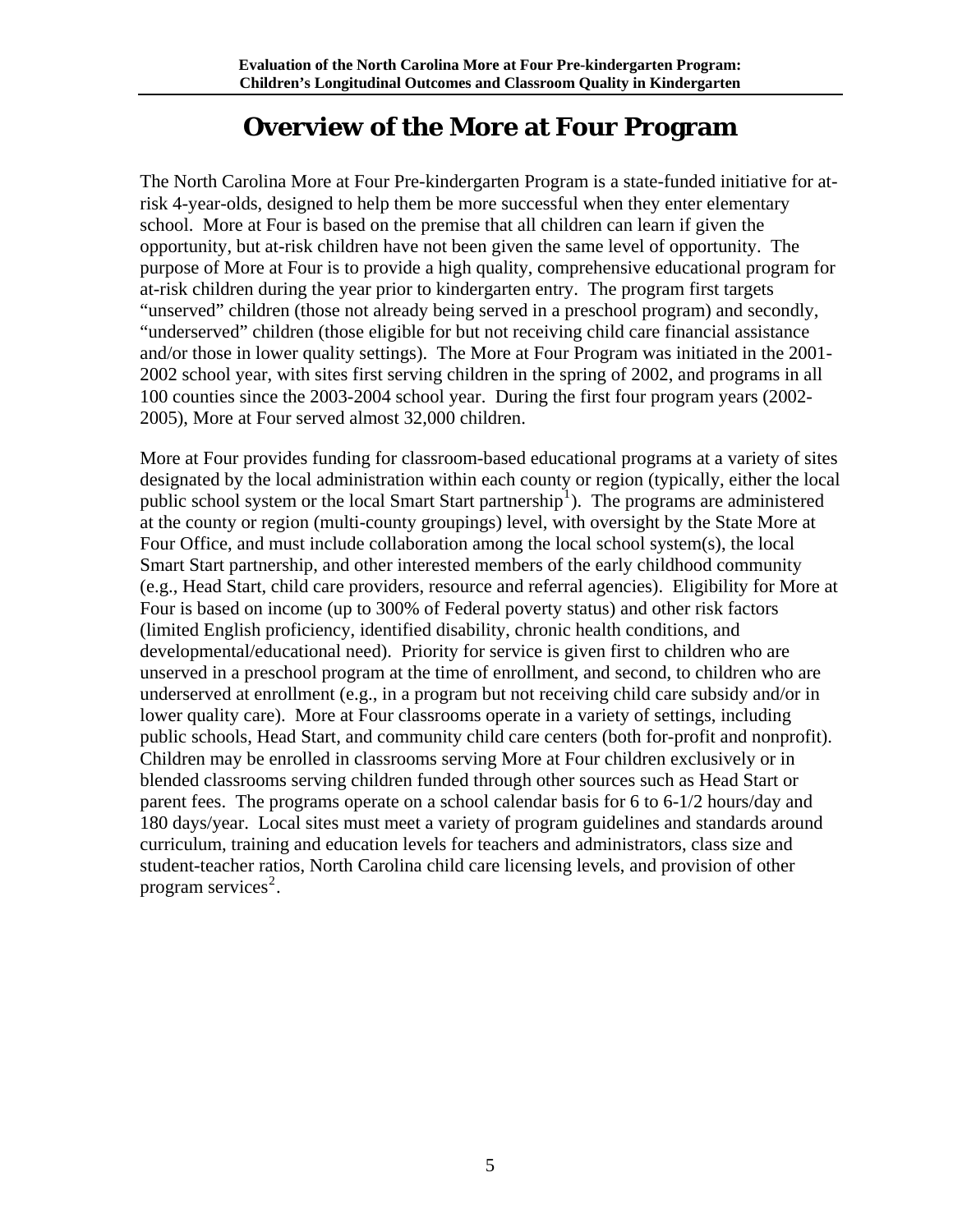# Overview of the More at Four Program

The North Carolina More at Four Pre-kindergarten Program is a state-funded initiative for at-risk 4-year-olds, designed to help them be more successful when they enter elementary school. More at Four is based on the premise that all children can learn if given the opportunity, but at-risk children have not been given the same level of opportunity. The purpose of More at Four is to provide a high quality, comprehensive educational program for at-risk children during the year prior to kindergarten entry. The program first targets "unserved" children (those not already being served in a preschool program) and secondly, "underserved" children (those eligible for but not receiving child care financial assistance and/or those in lower quality settings). The More at Four Program was initiated in the 2001-2002 school year, with sites first serving children in the spring of 2002, and programs in all 100 counties since the 2003-2004 school year. During the first four program years (2002-2005), More at Four served almost 32,000 children.

More at Four provides funding for classroom-based educational programs at a variety of sites designated by the local administration within each county or region (typically, either the local public school system or the local Smart Start partnership[1]). The programs are administered at the county or region (multi-county groupings) level, with oversight by the State More at Four Office, and must include collaboration among the local school system(s), the local Smart Start partnership, and other interested members of the early childhood community (e.g., Head Start, child care providers, resource and referral agencies). Eligibility for More at Four is based on income (up to 300% of Federal poverty status) and other risk factors (limited English proficiency, identified disability, chronic health conditions, and developmental/educational need). Priority for service is given first to children who are unserved in a preschool program at the time of enrollment, and second, to children who are underserved at enrollment (e.g., in a program but not receiving child care subsidy and/or in lower quality care). More at Four classrooms operate in a variety of settings, including public schools, Head Start, and community child care centers (both for-profit and nonprofit). Children may be enrolled in classrooms serving More at Four children exclusively or in blended classrooms serving children funded through other sources such as Head Start or parent fees. The programs operate on a school calendar basis for 6 to 6-1/2 hours/day and 180 days/year. Local sites must meet a variety of program guidelines and standards around curriculum, training and education levels for teachers and administrators, class size and student-teacher ratios, North Carolina child care licensing levels, and provision of other program services[2].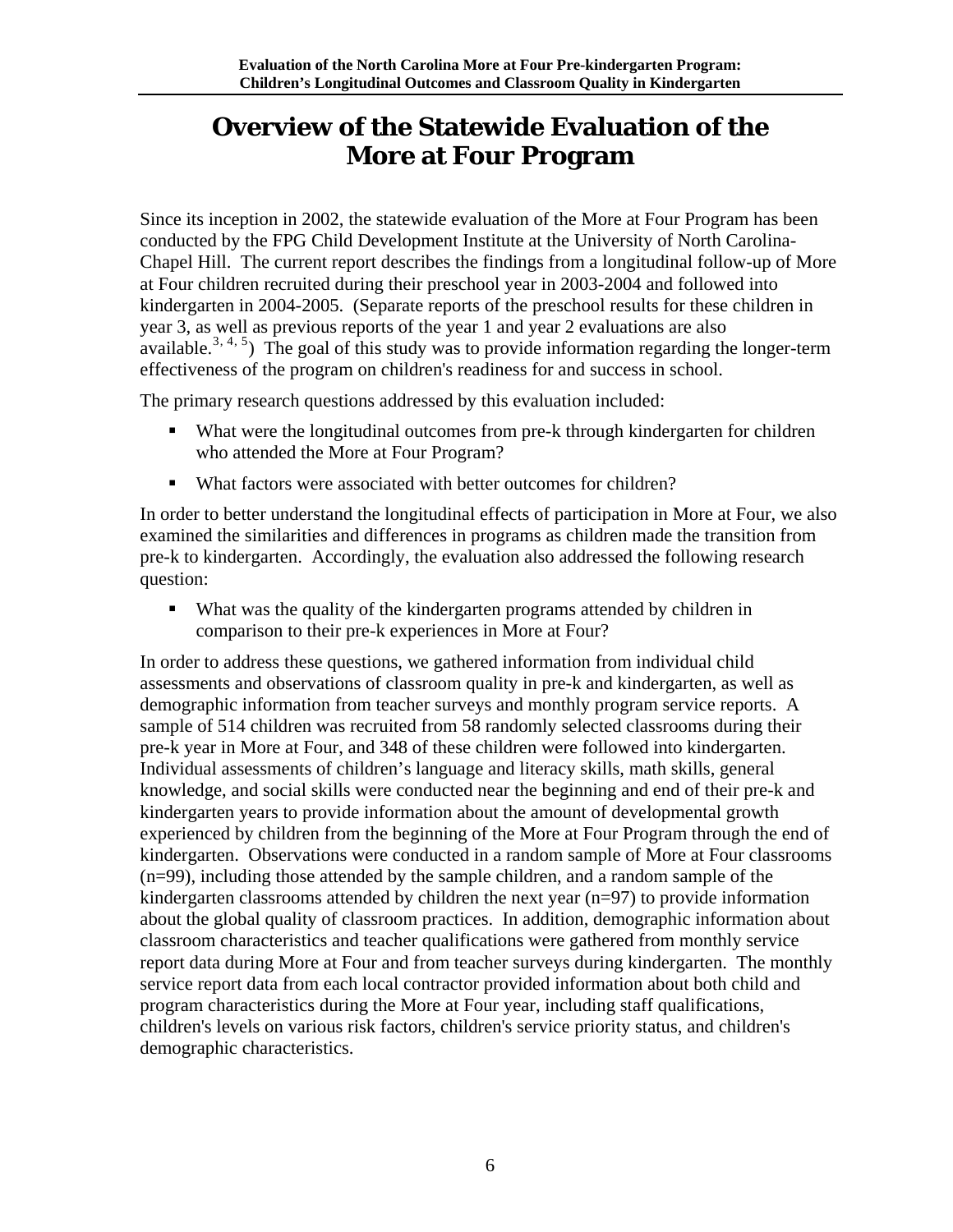# Overview of the Statewide Evaluation of the More at Four Program

Since its inception in 2002, the statewide evaluation of the More at Four Program has been conducted by the FPG Child Development Institute at the University of North Carolina-Chapel Hill. The current report describes the findings from a longitudinal follow-up of More at Four children recruited during their preschool year in 2003-2004 and followed into kindergarten in 2004-2005. (Separate reports of the preschool results for these children in year 3, as well as previous reports of the year 1 and year 2 evaluations are also available.[3, 4, 5]) The goal of this study was to provide information regarding the longer-term effectiveness of the program on children's readiness for and success in school.

The primary research questions addressed by this evaluation included:

- What were the longitudinal outcomes from pre-k through kindergarten for children who attended the More at Four Program?
- What factors were associated with better outcomes for children?

In order to better understand the longitudinal effects of participation in More at Four, we also examined the similarities and differences in programs as children made the transition from pre-k to kindergarten. Accordingly, the evaluation also addressed the following research question:

- What was the quality of the kindergarten programs attended by children in comparison to their pre-k experiences in More at Four?

In order to address these questions, we gathered information from individual child assessments and observations of classroom quality in pre-k and kindergarten, as well as demographic information from teacher surveys and monthly program service reports. A sample of 514 children was recruited from 58 randomly selected classrooms during their pre-k year in More at Four, and 348 of these children were followed into kindergarten. Individual assessments of children's language and literacy skills, math skills, general knowledge, and social skills were conducted near the beginning and end of their pre-k and kindergarten years to provide information about the amount of developmental growth experienced by children from the beginning of the More at Four Program through the end of kindergarten. Observations were conducted in a random sample of More at Four classrooms (n=99), including those attended by the sample children, and a random sample of the kindergarten classrooms attended by children the next year (n=97) to provide information about the global quality of classroom practices. In addition, demographic information about classroom characteristics and teacher qualifications were gathered from monthly service report data during More at Four and from teacher surveys during kindergarten. The monthly service report data from each local contractor provided information about both child and program characteristics during the More at Four year, including staff qualifications, children's levels on various risk factors, children's service priority status, and children's demographic characteristics.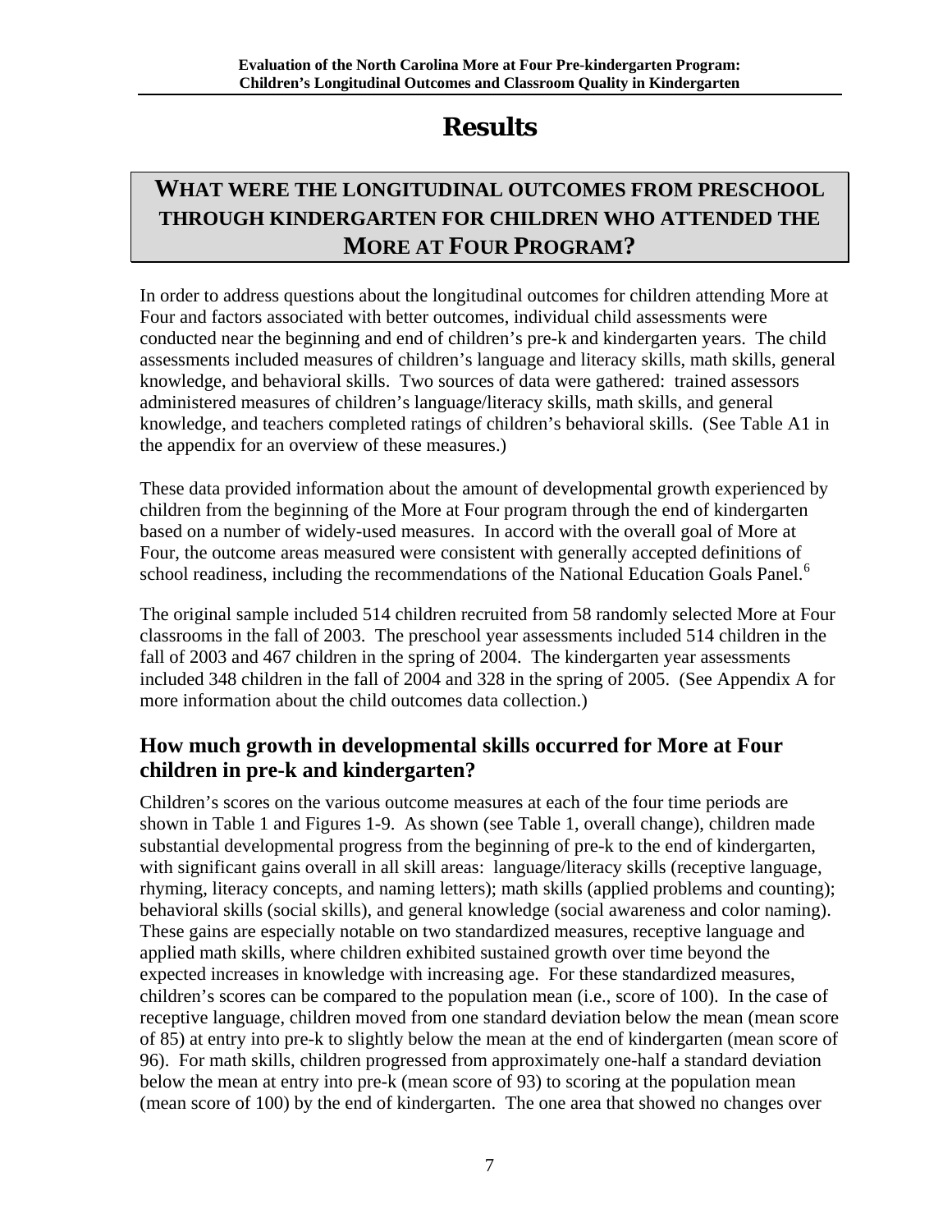# Results

## WHAT WERE THE LONGITUDINAL OUTCOMES FROM PRESCHOOL THROUGH KINDERGARTEN FOR CHILDREN WHO ATTENDED THE MORE AT FOUR PROGRAM?

In order to address questions about the longitudinal outcomes for children attending More at Four and factors associated with better outcomes, individual child assessments were conducted near the beginning and end of children's pre-k and kindergarten years. The child assessments included measures of children's language and literacy skills, math skills, general knowledge, and behavioral skills. Two sources of data were gathered: trained assessors administered measures of children's language/literacy skills, math skills, and general knowledge, and teachers completed ratings of children's behavioral skills. (See Table A1 in the appendix for an overview of these measures.)

These data provided information about the amount of developmental growth experienced by children from the beginning of the More at Four program through the end of kindergarten based on a number of widely-used measures. In accord with the overall goal of More at Four, the outcome areas measured were consistent with generally accepted definitions of school readiness, including the recommendations of the National Education Goals Panel.[6]

The original sample included 514 children recruited from 58 randomly selected More at Four classrooms in the fall of 2003. The preschool year assessments included 514 children in the fall of 2003 and 467 children in the spring of 2004. The kindergarten year assessments included 348 children in the fall of 2004 and 328 in the spring of 2005. (See Appendix A for more information about the child outcomes data collection.)

### How much growth in developmental skills occurred for More at Four children in pre-k and kindergarten?

Children's scores on the various outcome measures at each of the four time periods are shown in Table 1 and Figures 1-9. As shown (see Table 1, overall change), children made substantial developmental progress from the beginning of pre-k to the end of kindergarten, with significant gains overall in all skill areas: language/literacy skills (receptive language, rhyming, literacy concepts, and naming letters); math skills (applied problems and counting); behavioral skills (social skills), and general knowledge (social awareness and color naming). These gains are especially notable on two standardized measures, receptive language and applied math skills, where children exhibited sustained growth over time beyond the expected increases in knowledge with increasing age. For these standardized measures, children's scores can be compared to the population mean (i.e., score of 100). In the case of receptive language, children moved from one standard deviation below the mean (mean score of 85) at entry into pre-k to slightly below the mean at the end of kindergarten (mean score of 96). For math skills, children progressed from approximately one-half a standard deviation below the mean at entry into pre-k (mean score of 93) to scoring at the population mean (mean score of 100) by the end of kindergarten. The one area that showed no changes over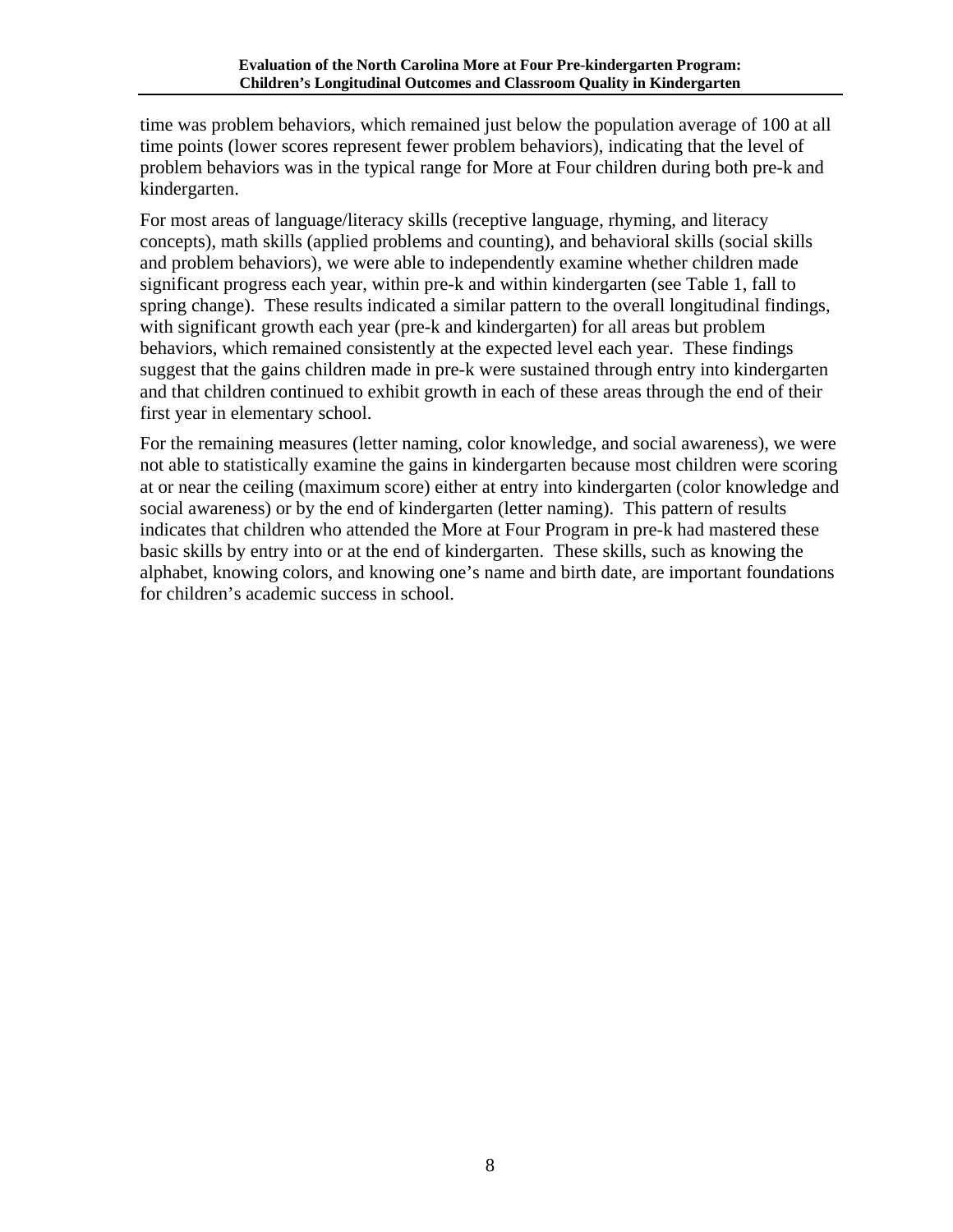time was problem behaviors, which remained just below the population average of 100 at all time points (lower scores represent fewer problem behaviors), indicating that the level of problem behaviors was in the typical range for More at Four children during both pre-k and kindergarten.

For most areas of language/literacy skills (receptive language, rhyming, and literacy concepts), math skills (applied problems and counting), and behavioral skills (social skills and problem behaviors), we were able to independently examine whether children made significant progress each year, within pre-k and within kindergarten (see Table 1, fall to spring change). These results indicated a similar pattern to the overall longitudinal findings, with significant growth each year (pre-k and kindergarten) for all areas but problem behaviors, which remained consistently at the expected level each year. These findings suggest that the gains children made in pre-k were sustained through entry into kindergarten and that children continued to exhibit growth in each of these areas through the end of their first year in elementary school.

For the remaining measures (letter naming, color knowledge, and social awareness), we were not able to statistically examine the gains in kindergarten because most children were scoring at or near the ceiling (maximum score) either at entry into kindergarten (color knowledge and social awareness) or by the end of kindergarten (letter naming). This pattern of results indicates that children who attended the More at Four Program in pre-k had mastered these basic skills by entry into or at the end of kindergarten. These skills, such as knowing the alphabet, knowing colors, and knowing one's name and birth date, are important foundations for children's academic success in school.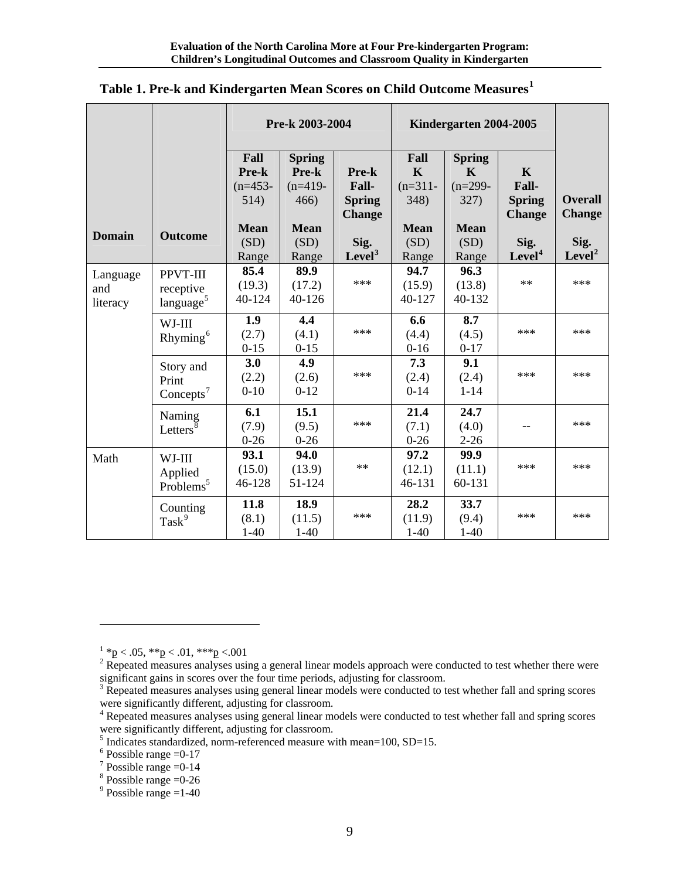## Table 1. Pre-k and Kindergarten Mean Scores on Child Outcome Measures[1]

| | | Pre-k 2003-2004 | | | Kindergarten 2004-2005 | | | |
|---|---|---|---|---|---|---|---|---|
| Domain | Outcome | Fall Pre-k (n=453-514) Mean (SD) Range | Spring Pre-k (n=419-466) Mean (SD) Range | Pre-k Fall-Spring Change Sig. Level[3] | Fall K (n=311-348) Mean (SD) Range | Spring K (n=299-327) Mean (SD) Range | K Fall-Spring Change Sig. Level[4] | Overall Change Sig. Level[2] |
| Language and literacy | PPVT-III receptive language[5] | **85.4** (19.3) 40-124 | **89.9** (17.2) 40-126 | *** | **94.7** (15.9) 40-127 | **96.3** (13.8) 40-132 | ** | *** |
| | WJ-III Rhyming[6] | **1.9** (2.7) 0-15 | **4.4** (4.1) 0-15 | *** | **6.6** (4.4) 0-16 | **8.7** (4.5) 0-17 | *** | *** |
| | Story and Print Concepts[7] | **3.0** (2.2) 0-10 | **4.9** (2.6) 0-12 | *** | **7.3** (2.4) 0-14 | **9.1** (2.4) 1-14 | *** | *** |
| | Naming Letters[8] | **6.1** (7.9) 0-26 | **15.1** (9.5) 0-26 | *** | **21.4** (7.1) 0-26 | **24.7** (4.0) 2-26 | -- | *** |
| Math | WJ-III Applied Problems[5] | **93.1** (15.0) 46-128 | **94.0** (13.9) 51-124 | ** | **97.2** (12.1) 46-131 | **99.9** (11.1) 60-131 | *** | *** |
| | Counting Task[9] | **11.8** (8.1) 1-40 | **18.9** (11.5) 1-40 | *** | **28.2** (11.9) 1-40 | **33.7** (9.4) 1-40 | *** | *** |

---

[1] *$p < .05$, **$p < .01$, ***$p < .001$

[2] Repeated measures analyses using a general linear models approach were conducted to test whether there were significant gains in scores over the four time periods, adjusting for classroom.

[3] Repeated measures analyses using general linear models were conducted to test whether fall and spring scores were significantly different, adjusting for classroom.

[4] Repeated measures analyses using general linear models were conducted to test whether fall and spring scores were significantly different, adjusting for classroom.

[5] Indicates standardized, norm-referenced measure with mean=100, SD=15.

[6] Possible range =0-17

[7] Possible range =0-14

[8] Possible range =0-26

[9] Possible range =1-40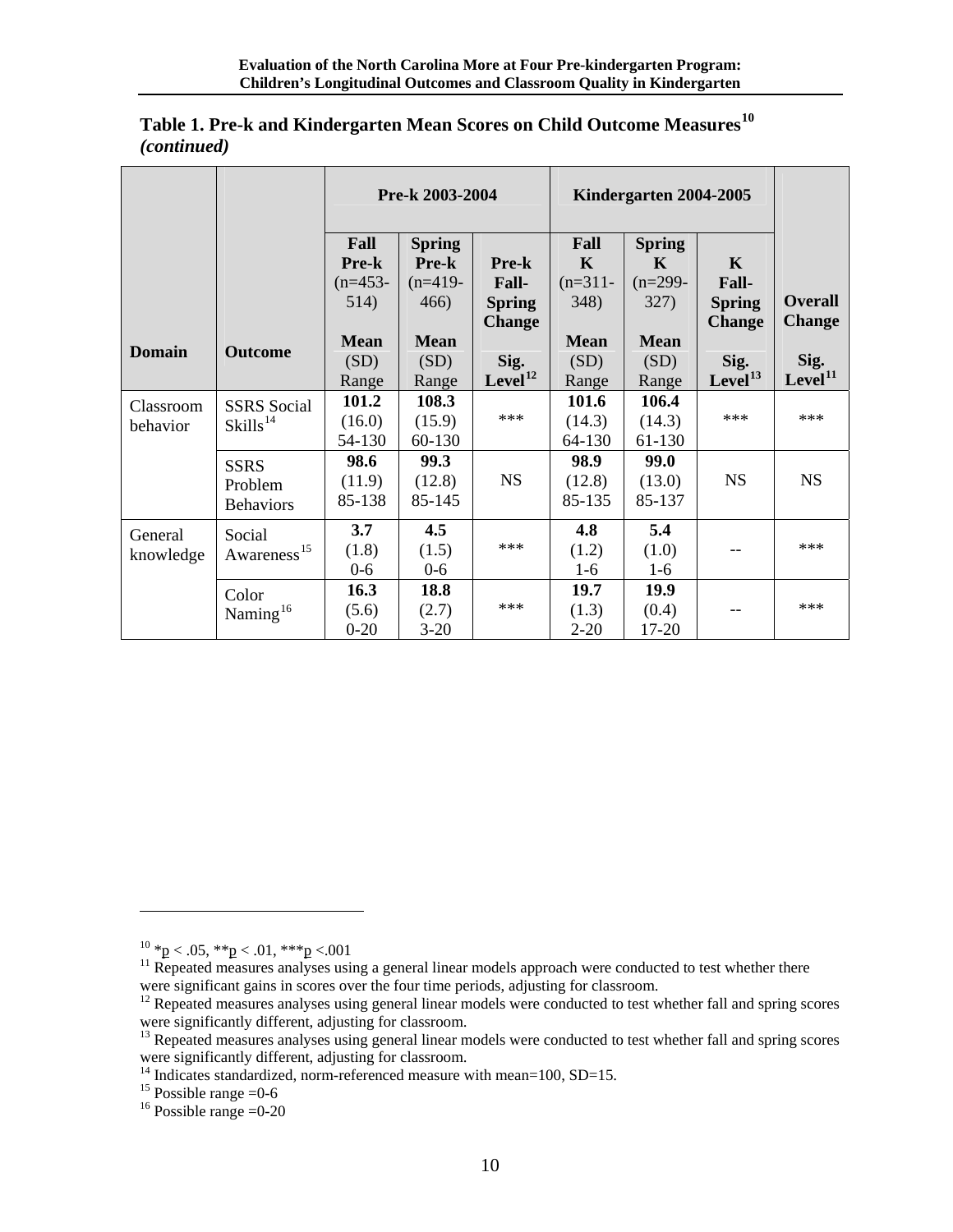**Table 1. Pre-k and Kindergarten Mean Scores on Child Outcome Measures[10] *(continued)***

| | | Pre-k 2003-2004 | | | Kindergarten 2004-2005 | | | |
|---|---|---|---|---|---|---|---|---|
| **Domain** | **Outcome** | **Fall Pre-k** (n=453-514) **Mean** (SD) Range | **Spring Pre-k** (n=419-466) **Mean** (SD) Range | **Pre-k Fall-Spring Change** **Sig. Level[12]** | **Fall K** (n=311-348) **Mean** (SD) Range | **Spring K** (n=299-327) **Mean** (SD) Range | **K Fall-Spring Change** **Sig. Level[13]** | **Overall Change** **Sig. Level[11]** |
| Classroom behavior | SSRS Social Skills[14] | **101.2** (16.0) 54-130 | **108.3** (15.9) 60-130 | *** | **101.6** (14.3) 64-130 | **106.4** (14.3) 61-130 | *** | *** |
| | SSRS Problem Behaviors | **98.6** (11.9) 85-138 | **99.3** (12.8) 85-145 | NS | **98.9** (12.8) 85-135 | **99.0** (13.0) 85-137 | NS | NS |
| General knowledge | Social Awareness[15] | **3.7** (1.8) 0-6 | **4.5** (1.5) 0-6 | *** | **4.8** (1.2) 1-6 | **5.4** (1.0) 1-6 | -- | *** |
| | Color Naming[16] | **16.3** (5.6) 0-20 | **18.8** (2.7) 3-20 | *** | **19.7** (1.3) 2-20 | **19.9** (0.4) 17-20 | -- | *** |

---

[10] *$p < .05$, **$p < .01$, ***$p < .001$

[11] Repeated measures analyses using a general linear models approach were conducted to test whether there were significant gains in scores over the four time periods, adjusting for classroom.

[12] Repeated measures analyses using general linear models were conducted to test whether fall and spring scores were significantly different, adjusting for classroom.

[13] Repeated measures analyses using general linear models were conducted to test whether fall and spring scores were significantly different, adjusting for classroom.

[14] Indicates standardized, norm-referenced measure with mean=100, SD=15.

[15] Possible range =0-6

[16] Possible range =0-20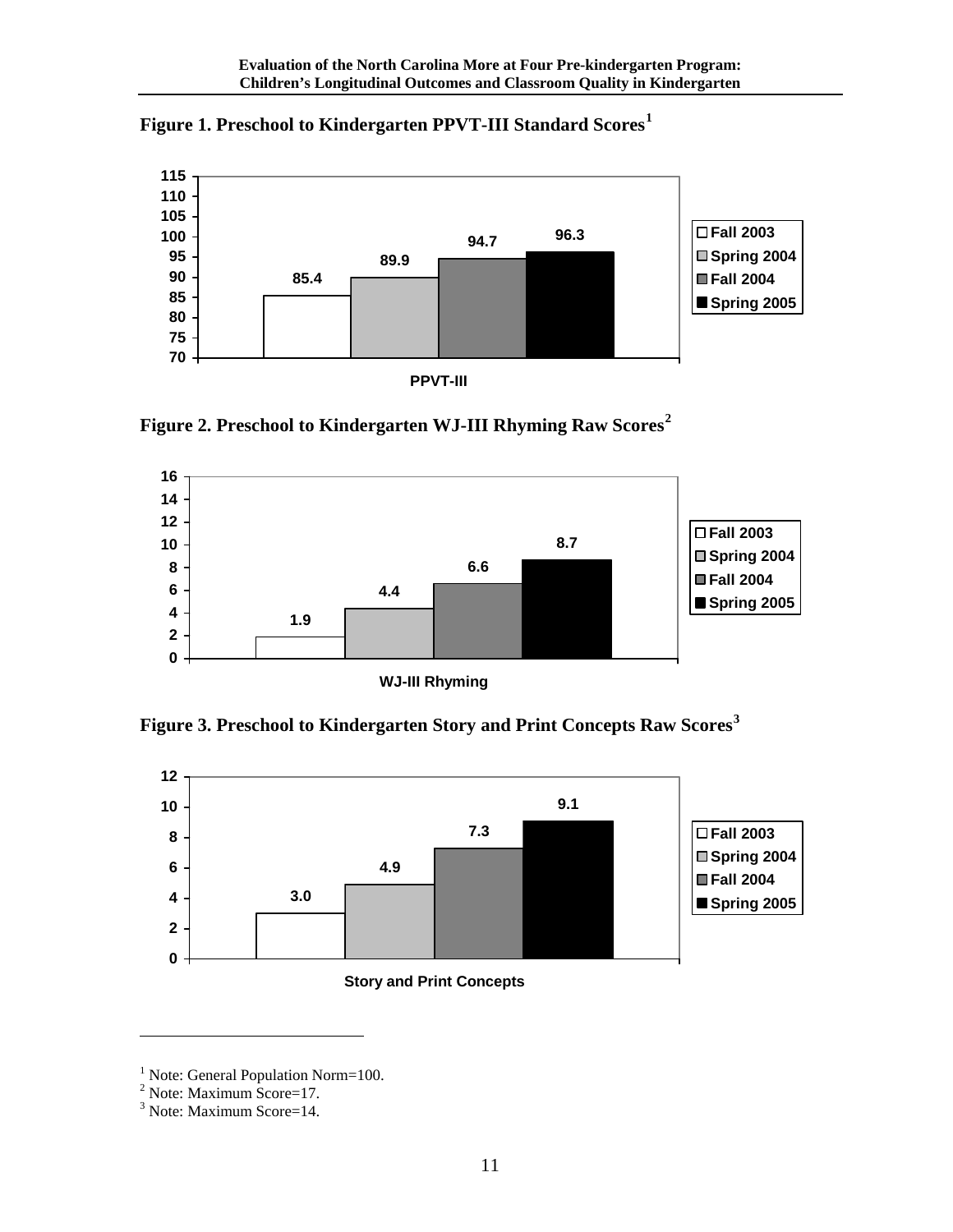**Figure 1. Preschool to Kindergarten PPVT-III Standard Scores**[1]

| PPVT-III | |
|---|---|
| Fall 2003 | 85.4 |
| Spring 2004 | 89.9 |
| Fall 2004 | 94.7 |
| Spring 2005 | 96.3 |

**Figure 2. Preschool to Kindergarten WJ-III Rhyming Raw Scores**[2]

| WJ-III Rhyming | |
|---|---|
| Fall 2003 | 1.9 |
| Spring 2004 | 4.4 |
| Fall 2004 | 6.6 |
| Spring 2005 | 8.7 |

**Figure 3. Preschool to Kindergarten Story and Print Concepts Raw Scores**[3]

| Story and Print Concepts | |
|---|---|
| Fall 2003 | 3.0 |
| Spring 2004 | 4.9 |
| Fall 2004 | 7.3 |
| Spring 2005 | 9.1 |

---

[1] Note: General Population Norm=100.
[2] Note: Maximum Score=17.
[3] Note: Maximum Score=14.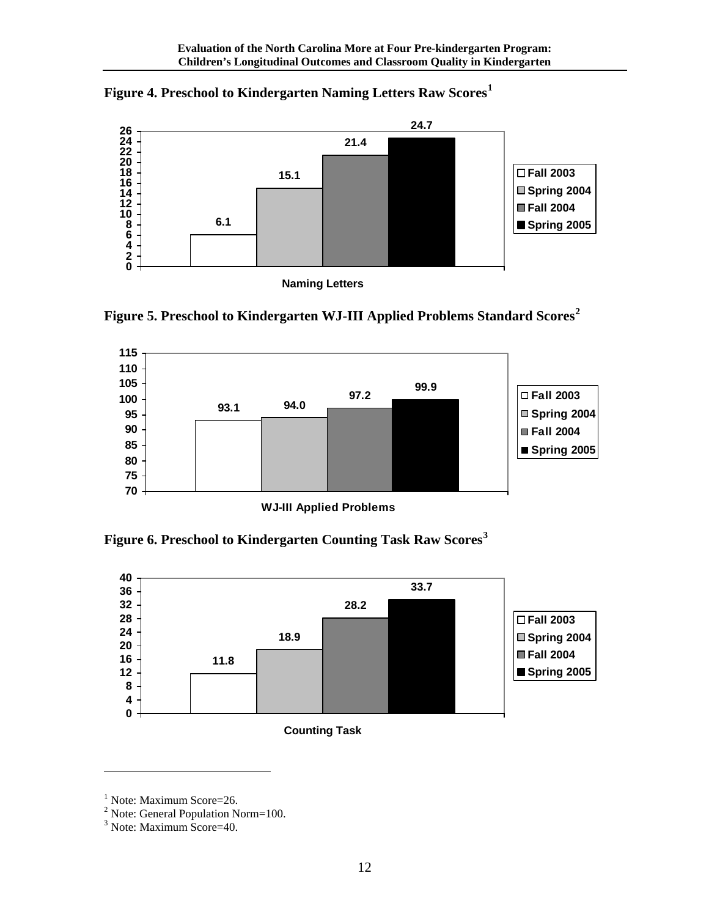**Figure 4. Preschool to Kindergarten Naming Letters Raw Scores**[1]

| Naming Letters | Score |
|---|---|
| Fall 2003 | 6.1 |
| Spring 2004 | 15.1 |
| Fall 2004 | 21.4 |
| Spring 2005 | 24.7 |

**Figure 5. Preschool to Kindergarten WJ-III Applied Problems Standard Scores**[2]

| WJ-III Applied Problems | Score |
|---|---|
| Fall 2003 | 93.1 |
| Spring 2004 | 94.0 |
| Fall 2004 | 97.2 |
| Spring 2005 | 99.9 |

**Figure 6. Preschool to Kindergarten Counting Task Raw Scores**[3]

| Counting Task | Score |
|---|---|
| Fall 2003 | 11.8 |
| Spring 2004 | 18.9 |
| Fall 2004 | 28.2 |
| Spring 2005 | 33.7 |

[1] Note: Maximum Score=26.

[2] Note: General Population Norm=100.

[3] Note: Maximum Score=40.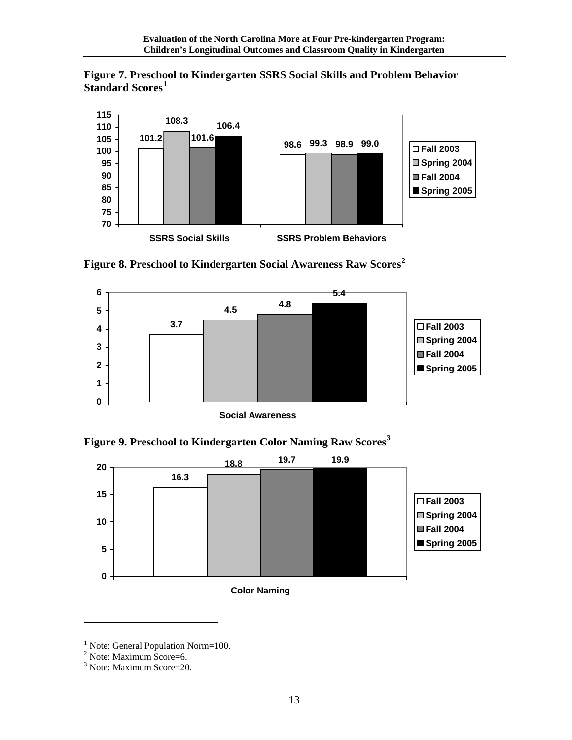**Figure 7. Preschool to Kindergarten SSRS Social Skills and Problem Behavior Standard Scores[1]**

| | Fall 2003 | Spring 2004 | Fall 2004 | Spring 2005 |
|---|---|---|---|---|
| SSRS Social Skills | 101.2 | 108.3 | 101.6 | 106.4 |
| SSRS Problem Behaviors | 98.6 | 99.3 | 98.9 | 99.0 |

**Figure 8. Preschool to Kindergarten Social Awareness Raw Scores[2]**

| | Fall 2003 | Spring 2004 | Fall 2004 | Spring 2005 |
|---|---|---|---|---|
| Social Awareness | 3.7 | 4.5 | 4.8 | 5.4 |

**Figure 9. Preschool to Kindergarten Color Naming Raw Scores[3]**

| | Fall 2003 | Spring 2004 | Fall 2004 | Spring 2005 |
|---|---|---|---|---|
| Color Naming | 16.3 | 18.8 | 19.7 | 19.9 |

---

[1] Note: General Population Norm=100.
[2] Note: Maximum Score=6.
[3] Note: Maximum Score=20.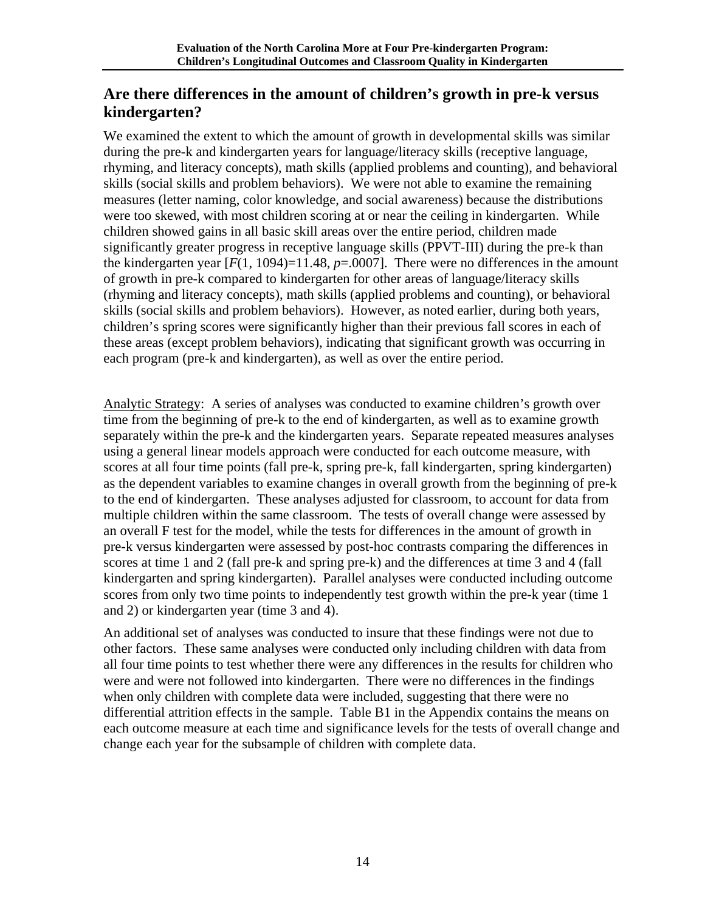## Are there differences in the amount of children's growth in pre-k versus kindergarten?

We examined the extent to which the amount of growth in developmental skills was similar during the pre-k and kindergarten years for language/literacy skills (receptive language, rhyming, and literacy concepts), math skills (applied problems and counting), and behavioral skills (social skills and problem behaviors). We were not able to examine the remaining measures (letter naming, color knowledge, and social awareness) because the distributions were too skewed, with most children scoring at or near the ceiling in kindergarten. While children showed gains in all basic skill areas over the entire period, children made significantly greater progress in receptive language skills (PPVT-III) during the pre-k than the kindergarten year [$F(1, 1094)=11.48$, $p=.0007$]. There were no differences in the amount of growth in pre-k compared to kindergarten for other areas of language/literacy skills (rhyming and literacy concepts), math skills (applied problems and counting), or behavioral skills (social skills and problem behaviors). However, as noted earlier, during both years, children's spring scores were significantly higher than their previous fall scores in each of these areas (except problem behaviors), indicating that significant growth was occurring in each program (pre-k and kindergarten), as well as over the entire period.

Analytic Strategy: A series of analyses was conducted to examine children's growth over time from the beginning of pre-k to the end of kindergarten, as well as to examine growth separately within the pre-k and the kindergarten years. Separate repeated measures analyses using a general linear models approach were conducted for each outcome measure, with scores at all four time points (fall pre-k, spring pre-k, fall kindergarten, spring kindergarten) as the dependent variables to examine changes in overall growth from the beginning of pre-k to the end of kindergarten. These analyses adjusted for classroom, to account for data from multiple children within the same classroom. The tests of overall change were assessed by an overall F test for the model, while the tests for differences in the amount of growth in pre-k versus kindergarten were assessed by post-hoc contrasts comparing the differences in scores at time 1 and 2 (fall pre-k and spring pre-k) and the differences at time 3 and 4 (fall kindergarten and spring kindergarten). Parallel analyses were conducted including outcome scores from only two time points to independently test growth within the pre-k year (time 1 and 2) or kindergarten year (time 3 and 4).

An additional set of analyses was conducted to insure that these findings were not due to other factors. These same analyses were conducted only including children with data from all four time points to test whether there were any differences in the results for children who were and were not followed into kindergarten. There were no differences in the findings when only children with complete data were included, suggesting that there were no differential attrition effects in the sample. Table B1 in the Appendix contains the means on each outcome measure at each time and significance levels for the tests of overall change and change each year for the subsample of children with complete data.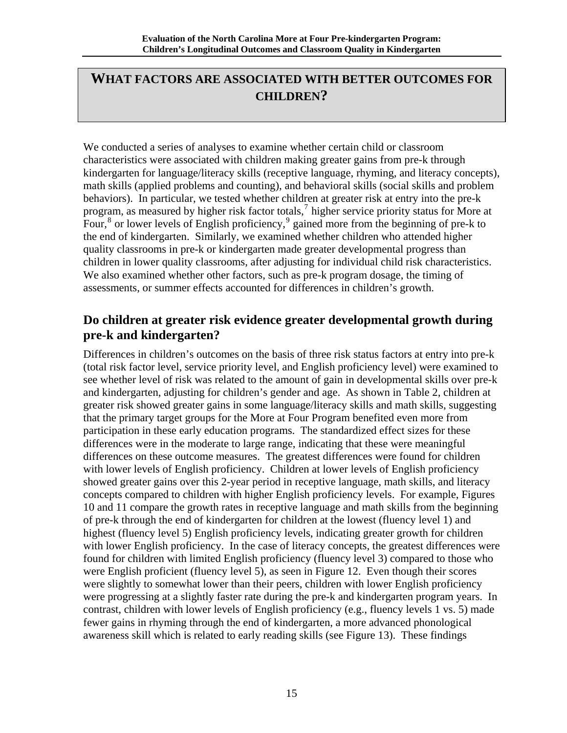# WHAT FACTORS ARE ASSOCIATED WITH BETTER OUTCOMES FOR CHILDREN?

We conducted a series of analyses to examine whether certain child or classroom characteristics were associated with children making greater gains from pre-k through kindergarten for language/literacy skills (receptive language, rhyming, and literacy concepts), math skills (applied problems and counting), and behavioral skills (social skills and problem behaviors). In particular, we tested whether children at greater risk at entry into the pre-k program, as measured by higher risk factor totals,[7] higher service priority status for More at Four,[8] or lower levels of English proficiency,[9] gained more from the beginning of pre-k to the end of kindergarten. Similarly, we examined whether children who attended higher quality classrooms in pre-k or kindergarten made greater developmental progress than children in lower quality classrooms, after adjusting for individual child risk characteristics. We also examined whether other factors, such as pre-k program dosage, the timing of assessments, or summer effects accounted for differences in children's growth.

## Do children at greater risk evidence greater developmental growth during pre-k and kindergarten?

Differences in children's outcomes on the basis of three risk status factors at entry into pre-k (total risk factor level, service priority level, and English proficiency level) were examined to see whether level of risk was related to the amount of gain in developmental skills over pre-k and kindergarten, adjusting for children's gender and age. As shown in Table 2, children at greater risk showed greater gains in some language/literacy skills and math skills, suggesting that the primary target groups for the More at Four Program benefited even more from participation in these early education programs. The standardized effect sizes for these differences were in the moderate to large range, indicating that these were meaningful differences on these outcome measures. The greatest differences were found for children with lower levels of English proficiency. Children at lower levels of English proficiency showed greater gains over this 2-year period in receptive language, math skills, and literacy concepts compared to children with higher English proficiency levels. For example, Figures 10 and 11 compare the growth rates in receptive language and math skills from the beginning of pre-k through the end of kindergarten for children at the lowest (fluency level 1) and highest (fluency level 5) English proficiency levels, indicating greater growth for children with lower English proficiency. In the case of literacy concepts, the greatest differences were found for children with limited English proficiency (fluency level 3) compared to those who were English proficient (fluency level 5), as seen in Figure 12. Even though their scores were slightly to somewhat lower than their peers, children with lower English proficiency were progressing at a slightly faster rate during the pre-k and kindergarten program years. In contrast, children with lower levels of English proficiency (e.g., fluency levels 1 vs. 5) made fewer gains in rhyming through the end of kindergarten, a more advanced phonological awareness skill which is related to early reading skills (see Figure 13). These findings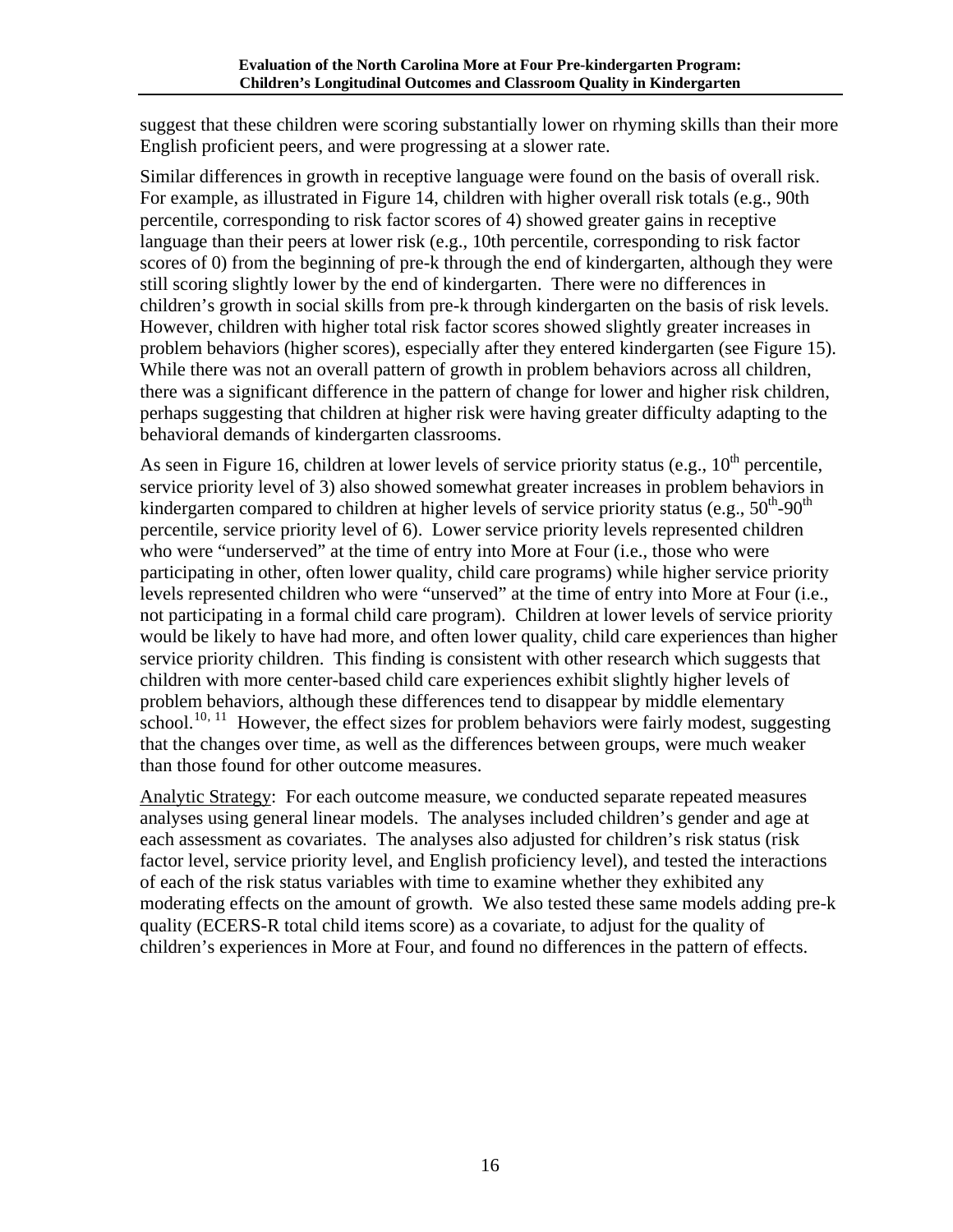suggest that these children were scoring substantially lower on rhyming skills than their more English proficient peers, and were progressing at a slower rate.

Similar differences in growth in receptive language were found on the basis of overall risk. For example, as illustrated in Figure 14, children with higher overall risk totals (e.g., 90th percentile, corresponding to risk factor scores of 4) showed greater gains in receptive language than their peers at lower risk (e.g., 10th percentile, corresponding to risk factor scores of 0) from the beginning of pre-k through the end of kindergarten, although they were still scoring slightly lower by the end of kindergarten. There were no differences in children's growth in social skills from pre-k through kindergarten on the basis of risk levels. However, children with higher total risk factor scores showed slightly greater increases in problem behaviors (higher scores), especially after they entered kindergarten (see Figure 15). While there was not an overall pattern of growth in problem behaviors across all children, there was a significant difference in the pattern of change for lower and higher risk children, perhaps suggesting that children at higher risk were having greater difficulty adapting to the behavioral demands of kindergarten classrooms.

As seen in Figure 16, children at lower levels of service priority status (e.g., $10^{th}$ percentile, service priority level of 3) also showed somewhat greater increases in problem behaviors in kindergarten compared to children at higher levels of service priority status (e.g., $50^{th}$-$90^{th}$ percentile, service priority level of 6). Lower service priority levels represented children who were "underserved" at the time of entry into More at Four (i.e., those who were participating in other, often lower quality, child care programs) while higher service priority levels represented children who were "unserved" at the time of entry into More at Four (i.e., not participating in a formal child care program). Children at lower levels of service priority would be likely to have had more, and often lower quality, child care experiences than higher service priority children. This finding is consistent with other research which suggests that children with more center-based child care experiences exhibit slightly higher levels of problem behaviors, although these differences tend to disappear by middle elementary school.[10, 11] However, the effect sizes for problem behaviors were fairly modest, suggesting that the changes over time, as well as the differences between groups, were much weaker than those found for other outcome measures.

<u>Analytic Strategy</u>: For each outcome measure, we conducted separate repeated measures analyses using general linear models. The analyses included children's gender and age at each assessment as covariates. The analyses also adjusted for children's risk status (risk factor level, service priority level, and English proficiency level), and tested the interactions of each of the risk status variables with time to examine whether they exhibited any moderating effects on the amount of growth. We also tested these same models adding pre-k quality (ECERS-R total child items score) as a covariate, to adjust for the quality of children's experiences in More at Four, and found no differences in the pattern of effects.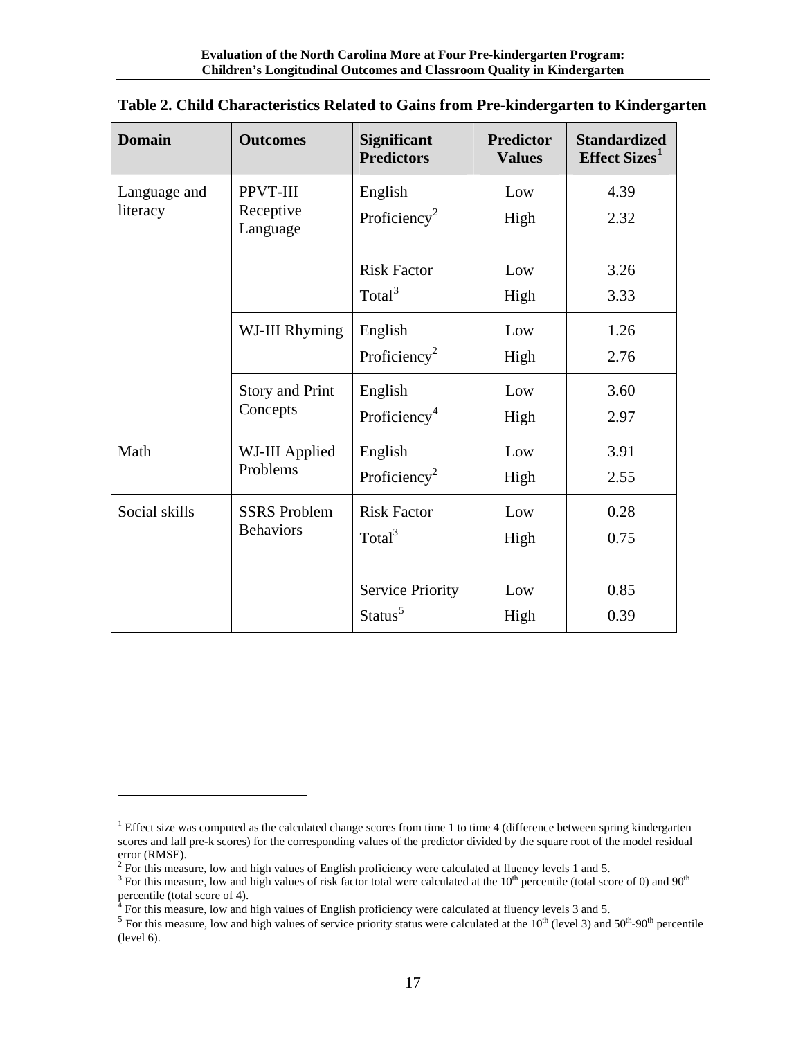**Table 2. Child Characteristics Related to Gains from Pre-kindergarten to Kindergarten**

| Domain | Outcomes | Significant Predictors | Predictor Values | Standardized Effect Sizes[1] |
|---|---|---|---|---|
| Language and literacy | PPVT-III Receptive Language | English Proficiency[2] | Low | 4.39 |
| | | | High | 2.32 |
| | | Risk Factor Total[3] | Low | 3.26 |
| | | | High | 3.33 |
| | WJ-III Rhyming | English Proficiency[2] | Low | 1.26 |
| | | | High | 2.76 |
| | Story and Print Concepts | English Proficiency[4] | Low | 3.60 |
| | | | High | 2.97 |
| Math | WJ-III Applied Problems | English Proficiency[2] | Low | 3.91 |
| | | | High | 2.55 |
| Social skills | SSRS Problem Behaviors | Risk Factor Total[3] | Low | 0.28 |
| | | | High | 0.75 |
| | | Service Priority Status[5] | Low | 0.85 |
| | | | High | 0.39 |

[1] Effect size was computed as the calculated change scores from time 1 to time 4 (difference between spring kindergarten scores and fall pre-k scores) for the corresponding values of the predictor divided by the square root of the model residual error (RMSE).

[2] For this measure, low and high values of English proficiency were calculated at fluency levels 1 and 5.

[3] For this measure, low and high values of risk factor total were calculated at the 10th percentile (total score of 0) and 90th percentile (total score of 4).

[4] For this measure, low and high values of English proficiency were calculated at fluency levels 3 and 5.

[5] For this measure, low and high values of service priority status were calculated at the 10th (level 3) and 50th-90th percentile (level 6).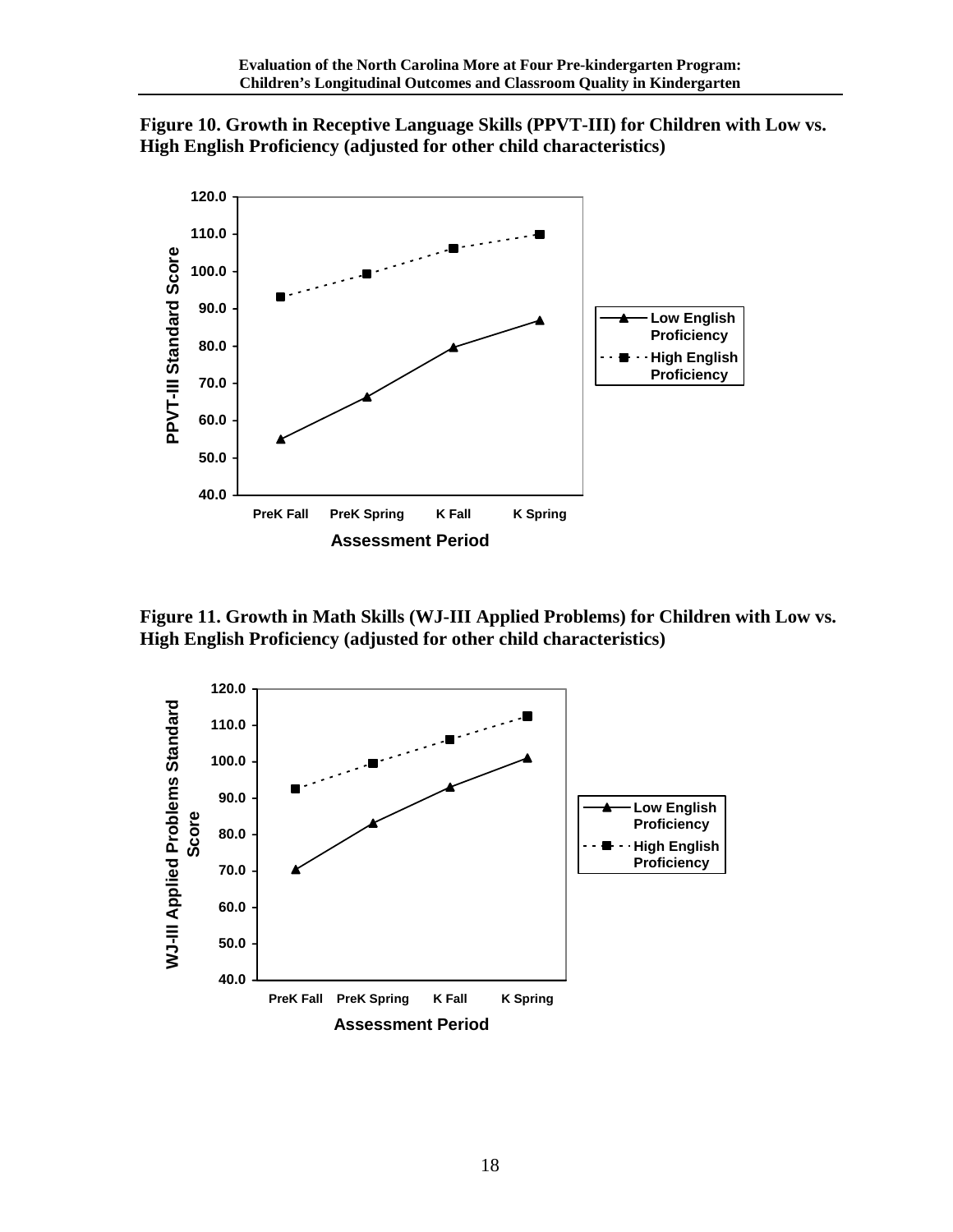**Figure 10. Growth in Receptive Language Skills (PPVT-III) for Children with Low vs. High English Proficiency (adjusted for other child characteristics)**

**Figure 11. Growth in Math Skills (WJ-III Applied Problems) for Children with Low vs. High English Proficiency (adjusted for other child characteristics)**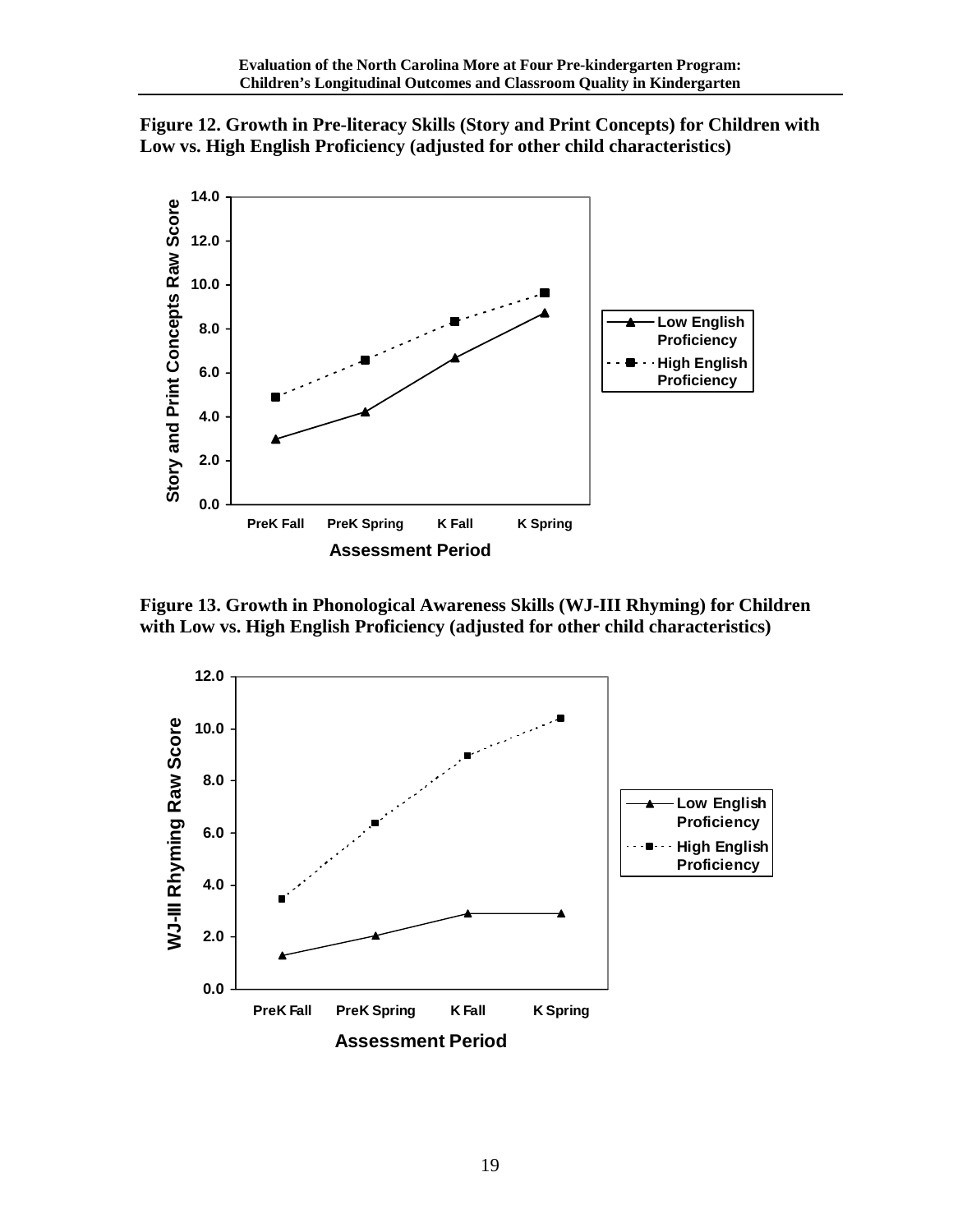**Figure 12. Growth in Pre-literacy Skills (Story and Print Concepts) for Children with Low vs. High English Proficiency (adjusted for other child characteristics)**

**Figure 13. Growth in Phonological Awareness Skills (WJ-III Rhyming) for Children with Low vs. High English Proficiency (adjusted for other child characteristics)**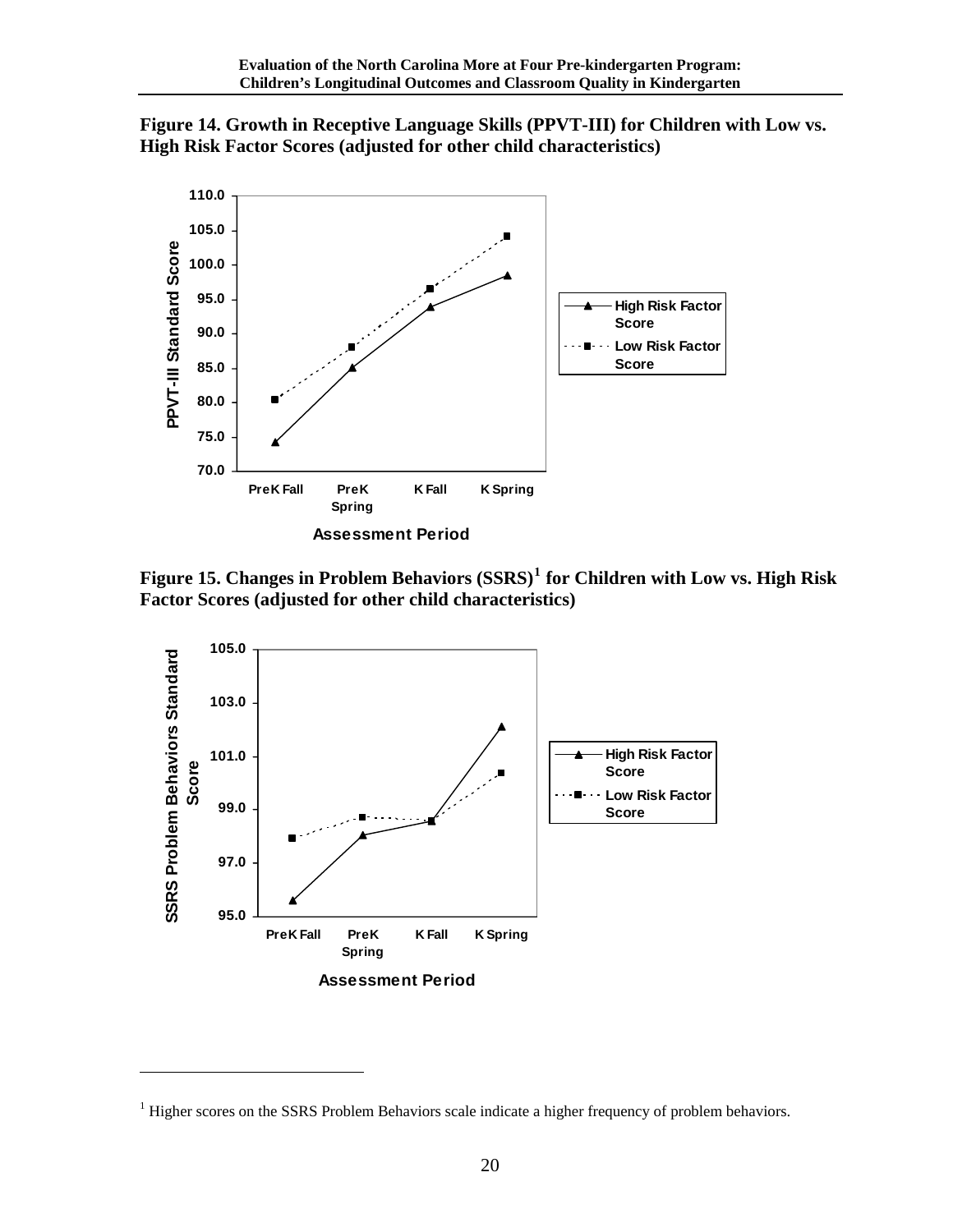**Figure 14. Growth in Receptive Language Skills (PPVT-III) for Children with Low vs. High Risk Factor Scores (adjusted for other child characteristics)**

**Figure 15. Changes in Problem Behaviors (SSRS)[1] for Children with Low vs. High Risk Factor Scores (adjusted for other child characteristics)**

[1] Higher scores on the SSRS Problem Behaviors scale indicate a higher frequency of problem behaviors.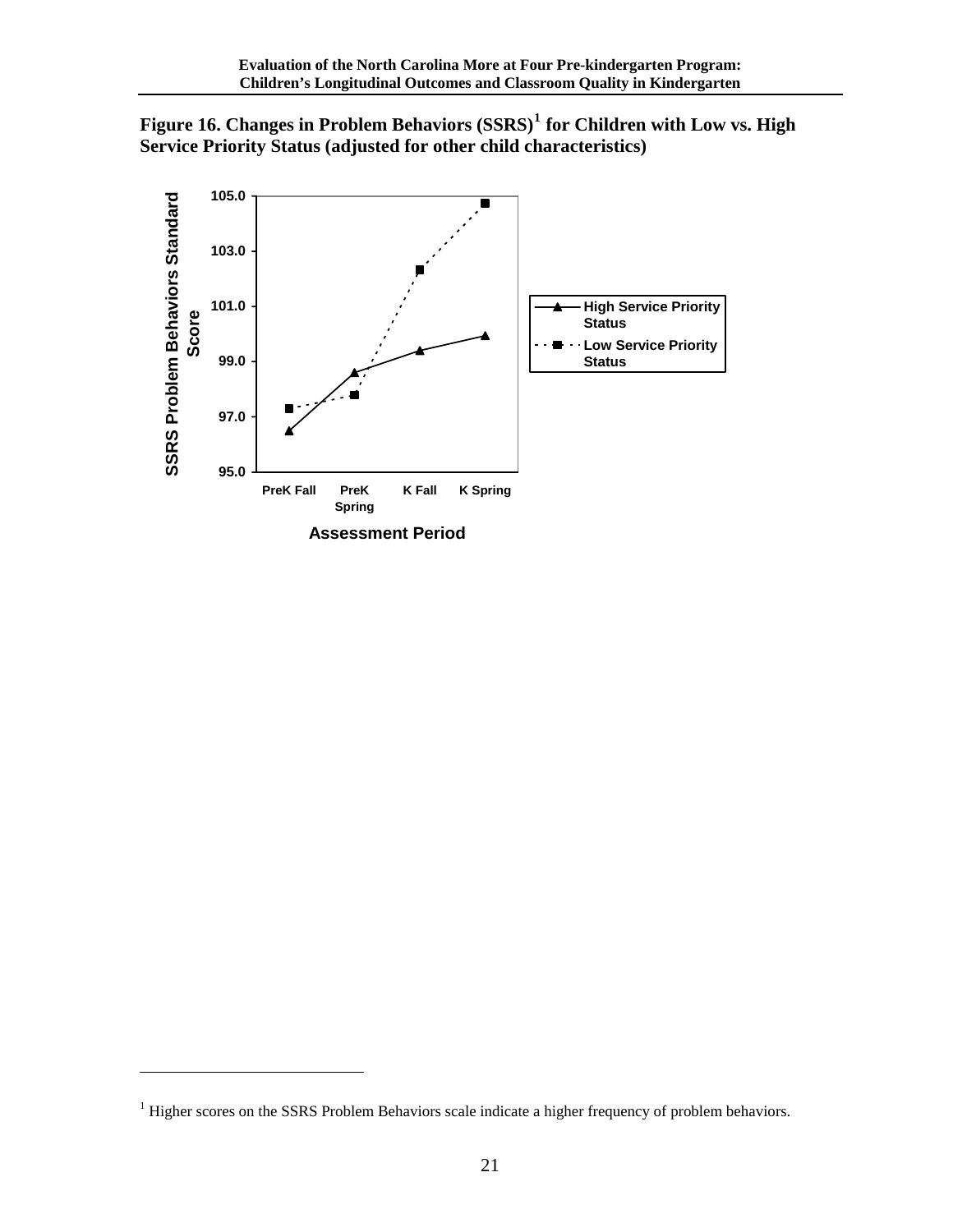**Figure 16. Changes in Problem Behaviors (SSRS)[1] for Children with Low vs. High Service Priority Status (adjusted for other child characteristics)**

[1] Higher scores on the SSRS Problem Behaviors scale indicate a higher frequency of problem behaviors.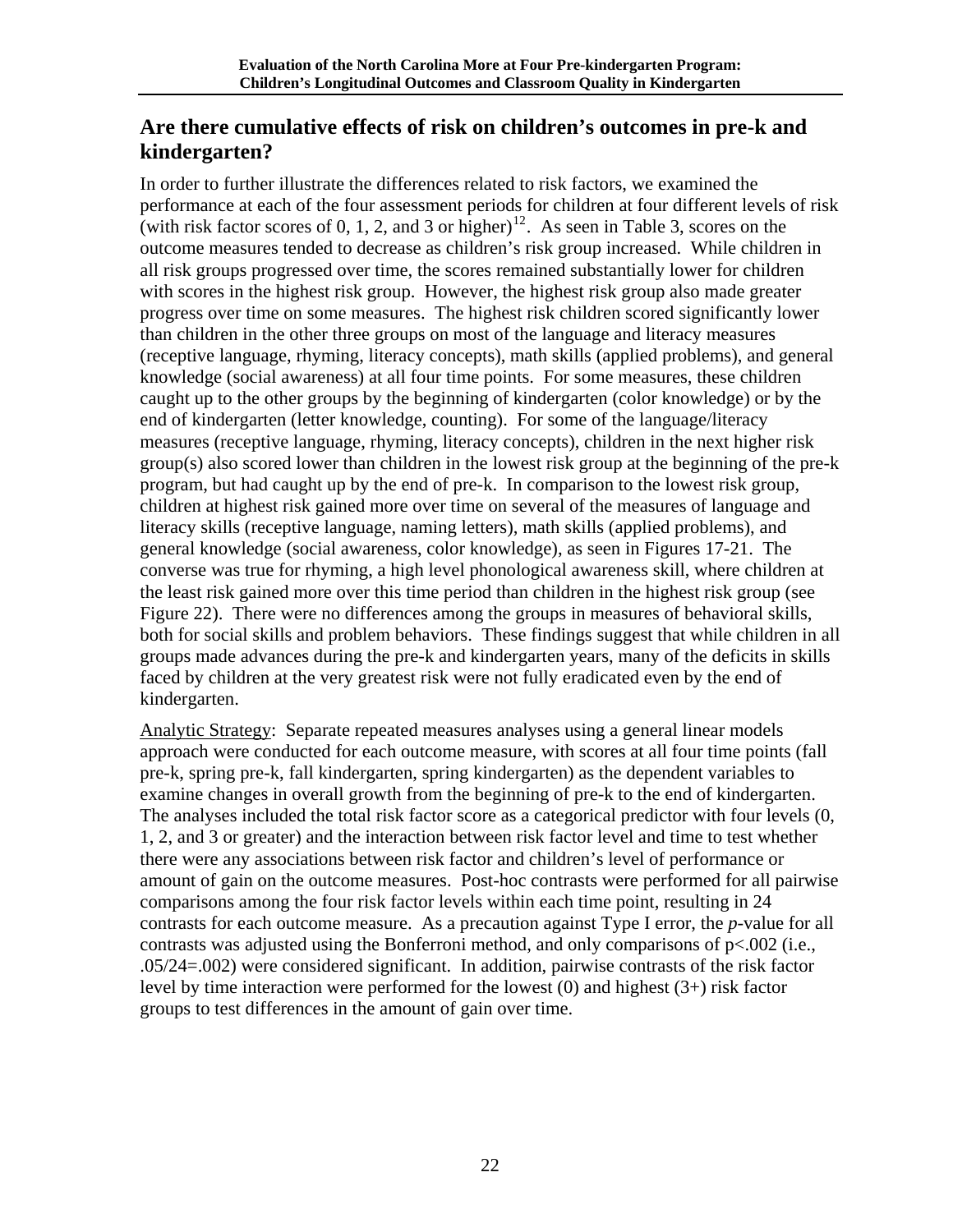## Are there cumulative effects of risk on children's outcomes in pre-k and kindergarten?

In order to further illustrate the differences related to risk factors, we examined the performance at each of the four assessment periods for children at four different levels of risk (with risk factor scores of 0, 1, 2, and 3 or higher)[12]. As seen in Table 3, scores on the outcome measures tended to decrease as children's risk group increased. While children in all risk groups progressed over time, the scores remained substantially lower for children with scores in the highest risk group. However, the highest risk group also made greater progress over time on some measures. The highest risk children scored significantly lower than children in the other three groups on most of the language and literacy measures (receptive language, rhyming, literacy concepts), math skills (applied problems), and general knowledge (social awareness) at all four time points. For some measures, these children caught up to the other groups by the beginning of kindergarten (color knowledge) or by the end of kindergarten (letter knowledge, counting). For some of the language/literacy measures (receptive language, rhyming, literacy concepts), children in the next higher risk group(s) also scored lower than children in the lowest risk group at the beginning of the pre-k program, but had caught up by the end of pre-k. In comparison to the lowest risk group, children at highest risk gained more over time on several of the measures of language and literacy skills (receptive language, naming letters), math skills (applied problems), and general knowledge (social awareness, color knowledge), as seen in Figures 17-21. The converse was true for rhyming, a high level phonological awareness skill, where children at the least risk gained more over this time period than children in the highest risk group (see Figure 22). There were no differences among the groups in measures of behavioral skills, both for social skills and problem behaviors. These findings suggest that while children in all groups made advances during the pre-k and kindergarten years, many of the deficits in skills faced by children at the very greatest risk were not fully eradicated even by the end of kindergarten.

Analytic Strategy: Separate repeated measures analyses using a general linear models approach were conducted for each outcome measure, with scores at all four time points (fall pre-k, spring pre-k, fall kindergarten, spring kindergarten) as the dependent variables to examine changes in overall growth from the beginning of pre-k to the end of kindergarten. The analyses included the total risk factor score as a categorical predictor with four levels (0, 1, 2, and 3 or greater) and the interaction between risk factor level and time to test whether there were any associations between risk factor and children's level of performance or amount of gain on the outcome measures. Post-hoc contrasts were performed for all pairwise comparisons among the four risk factor levels within each time point, resulting in 24 contrasts for each outcome measure. As a precaution against Type I error, the *p*-value for all contrasts was adjusted using the Bonferroni method, and only comparisons of $p<.002$ (i.e., $.05/24=.002$) were considered significant. In addition, pairwise contrasts of the risk factor level by time interaction were performed for the lowest (0) and highest (3+) risk factor groups to test differences in the amount of gain over time.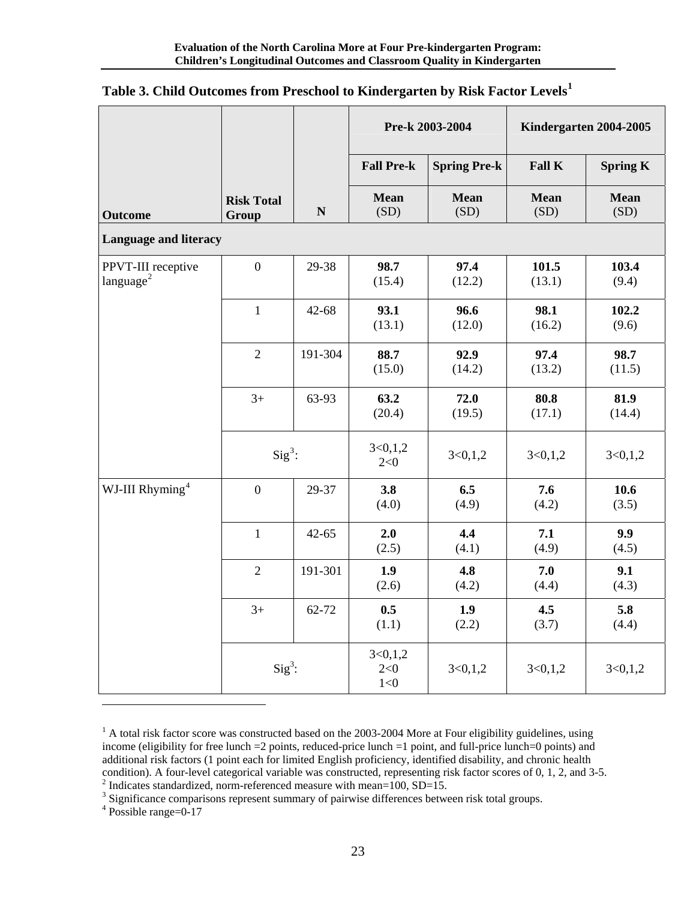## Table 3. Child Outcomes from Preschool to Kindergarten by Risk Factor Levels[1]

| Outcome | Risk Total Group | N | Pre-k 2003-2004 Fall Pre-k Mean (SD) | Pre-k 2003-2004 Spring Pre-k Mean (SD) | Kindergarten 2004-2005 Fall K Mean (SD) | Kindergarten 2004-2005 Spring K Mean (SD) |
|---|---|---|---|---|---|---|
| **Language and literacy** | | | | | | |
| PPVT-III receptive language[2] | 0 | 29-38 | **98.7** (15.4) | **97.4** (12.2) | **101.5** (13.1) | **103.4** (9.4) |
| | 1 | 42-68 | **93.1** (13.1) | **96.6** (12.0) | **98.1** (16.2) | **102.2** (9.6) |
| | 2 | 191-304 | **88.7** (15.0) | **92.9** (14.2) | **97.4** (13.2) | **98.7** (11.5) |
| | 3+ | 63-93 | **63.2** (20.4) | **72.0** (19.5) | **80.8** (17.1) | **81.9** (14.4) |
| | Sig[3]: | | 3<0,1,2 2<0 | 3<0,1,2 | 3<0,1,2 | 3<0,1,2 |
| WJ-III Rhyming[4] | 0 | 29-37 | **3.8** (4.0) | **6.5** (4.9) | **7.6** (4.2) | **10.6** (3.5) |
| | 1 | 42-65 | **2.0** (2.5) | **4.4** (4.1) | **7.1** (4.9) | **9.9** (4.5) |
| | 2 | 191-301 | **1.9** (2.6) | **4.8** (4.2) | **7.0** (4.4) | **9.1** (4.3) |
| | 3+ | 62-72 | **0.5** (1.1) | **1.9** (2.2) | **4.5** (3.7) | **5.8** (4.4) |
| | Sig[3]: | | 3<0,1,2 2<0 1<0 | 3<0,1,2 | 3<0,1,2 | 3<0,1,2 |

[1] A total risk factor score was constructed based on the 2003-2004 More at Four eligibility guidelines, using income (eligibility for free lunch =2 points, reduced-price lunch =1 point, and full-price lunch=0 points) and additional risk factors (1 point each for limited English proficiency, identified disability, and chronic health condition). A four-level categorical variable was constructed, representing risk factor scores of 0, 1, 2, and 3-5.

[2] Indicates standardized, norm-referenced measure with mean=100, SD=15.

[3] Significance comparisons represent summary of pairwise differences between risk total groups.

[4] Possible range=0-17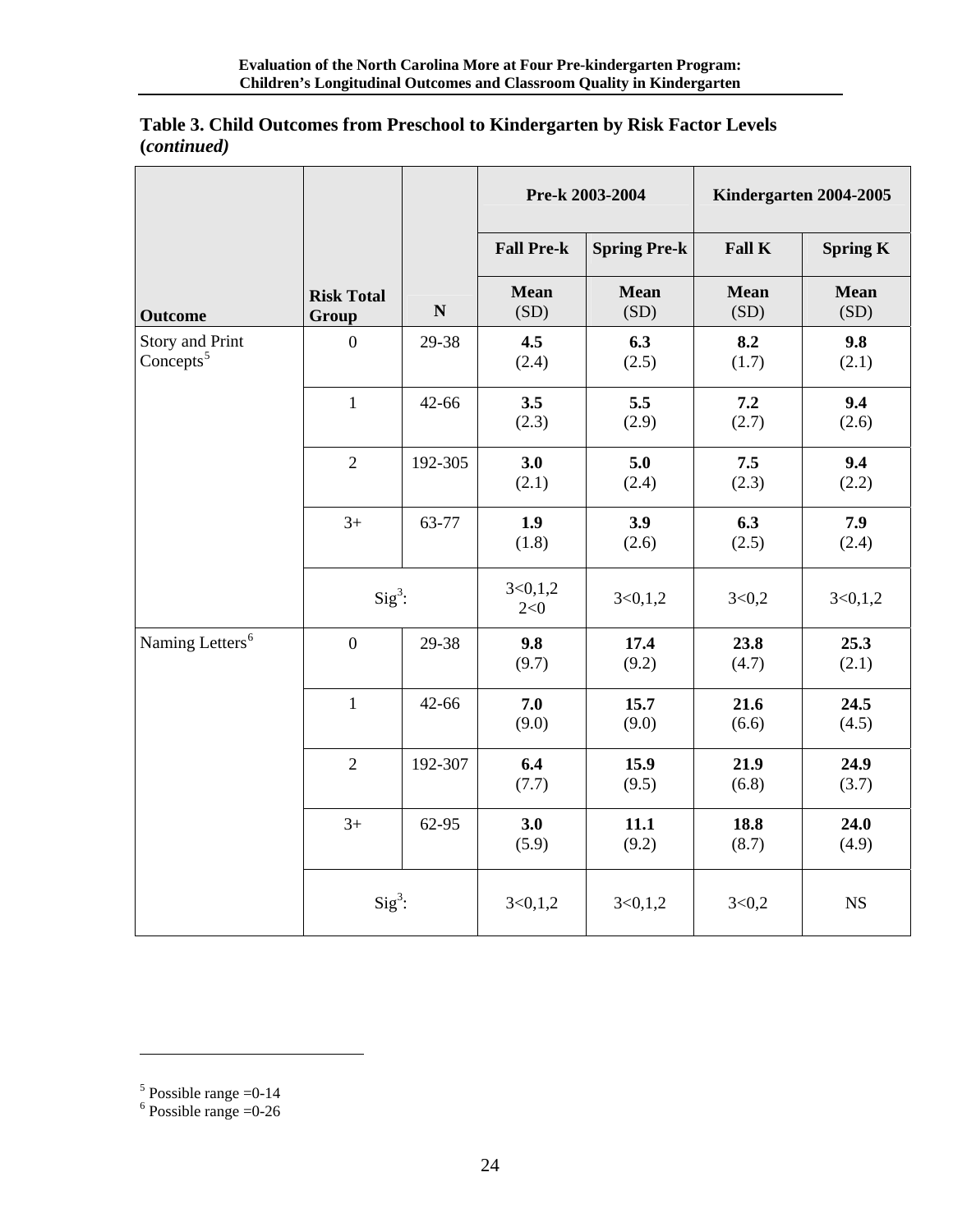**Table 3. Child Outcomes from Preschool to Kindergarten by Risk Factor Levels (*continued*)**

| Outcome | Risk Total Group | N | Pre-k 2003-2004 Fall Pre-k Mean (SD) | Pre-k 2003-2004 Spring Pre-k Mean (SD) | Kindergarten 2004-2005 Fall K Mean (SD) | Kindergarten 2004-2005 Spring K Mean (SD) |
|---|---|---|---|---|---|---|
| Story and Print Concepts[5] | 0 | 29-38 | **4.5** (2.4) | **6.3** (2.5) | **8.2** (1.7) | **9.8** (2.1) |
| | 1 | 42-66 | **3.5** (2.3) | **5.5** (2.9) | **7.2** (2.7) | **9.4** (2.6) |
| | 2 | 192-305 | **3.0** (2.1) | **5.0** (2.4) | **7.5** (2.3) | **9.4** (2.2) |
| | 3+ | 63-77 | **1.9** (1.8) | **3.9** (2.6) | **6.3** (2.5) | **7.9** (2.4) |
| | Sig[3]: | | 3<0,1,2 2<0 | 3<0,1,2 | 3<0,2 | 3<0,1,2 |
| Naming Letters[6] | 0 | 29-38 | **9.8** (9.7) | **17.4** (9.2) | **23.8** (4.7) | **25.3** (2.1) |
| | 1 | 42-66 | **7.0** (9.0) | **15.7** (9.0) | **21.6** (6.6) | **24.5** (4.5) |
| | 2 | 192-307 | **6.4** (7.7) | **15.9** (9.5) | **21.9** (6.8) | **24.9** (3.7) |
| | 3+ | 62-95 | **3.0** (5.9) | **11.1** (9.2) | **18.8** (8.7) | **24.0** (4.9) |
| | Sig[3]: | | 3<0,1,2 | 3<0,1,2 | 3<0,2 | NS |

[5] Possible range =0-14

[6] Possible range =0-26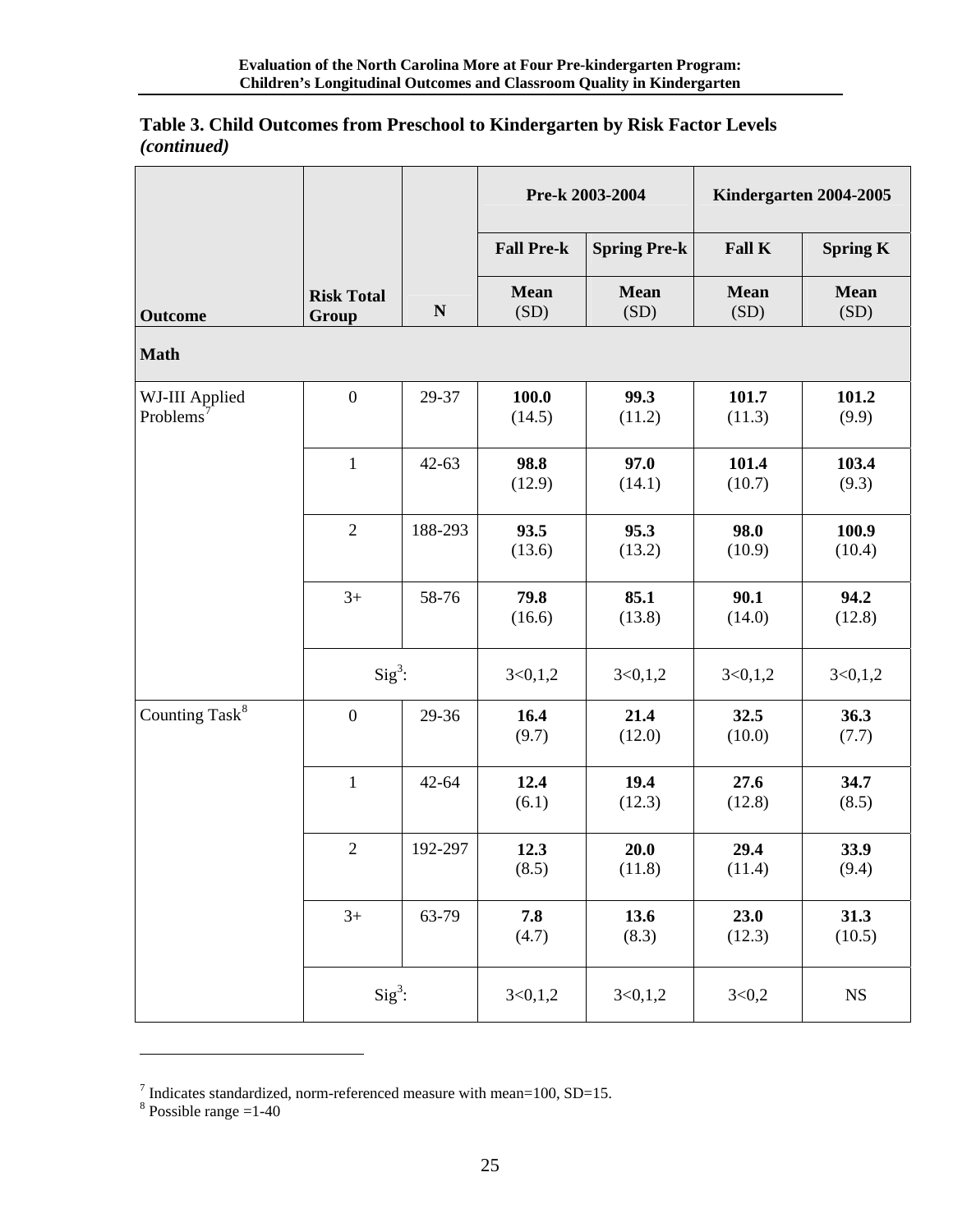**Table 3. Child Outcomes from Preschool to Kindergarten by Risk Factor Levels *(continued)***

| Outcome | Risk Total Group | N | Pre-k 2003-2004 | | Kindergarten 2004-2005 | |
|---|---|---|---|---|---|---|
| | | | Fall Pre-k | Spring Pre-k | Fall K | Spring K |
| | | | Mean (SD) | Mean (SD) | Mean (SD) | Mean (SD) |
| **Math** | | | | | | |
| WJ-III Applied Problems[7] | 0 | 29-37 | **100.0** (14.5) | **99.3** (11.2) | **101.7** (11.3) | **101.2** (9.9) |
| | 1 | 42-63 | **98.8** (12.9) | **97.0** (14.1) | **101.4** (10.7) | **103.4** (9.3) |
| | 2 | 188-293 | **93.5** (13.6) | **95.3** (13.2) | **98.0** (10.9) | **100.9** (10.4) |
| | 3+ | 58-76 | **79.8** (16.6) | **85.1** (13.8) | **90.1** (14.0) | **94.2** (12.8) |
| | Sig[3]: | | 3<0,1,2 | 3<0,1,2 | 3<0,1,2 | 3<0,1,2 |
| Counting Task[8] | 0 | 29-36 | **16.4** (9.7) | **21.4** (12.0) | **32.5** (10.0) | **36.3** (7.7) |
| | 1 | 42-64 | **12.4** (6.1) | **19.4** (12.3) | **27.6** (12.8) | **34.7** (8.5) |
| | 2 | 192-297 | **12.3** (8.5) | **20.0** (11.8) | **29.4** (11.4) | **33.9** (9.4) |
| | 3+ | 63-79 | **7.8** (4.7) | **13.6** (8.3) | **23.0** (12.3) | **31.3** (10.5) |
| | Sig[3]: | | 3<0,1,2 | 3<0,1,2 | 3<0,2 | NS |

[7] Indicates standardized, norm-referenced measure with mean=100, SD=15.
[8] Possible range =1-40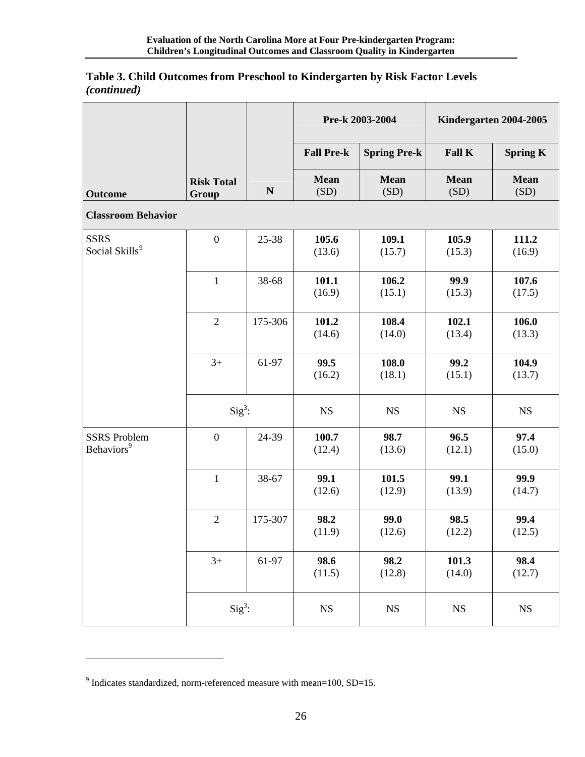**Table 3. Child Outcomes from Preschool to Kindergarten by Risk Factor Levels *(continued)***

| | | | Pre-k 2003-2004 | | Kindergarten 2004-2005 | |
|---|---|---|---|---|---|---|
| | | | Fall Pre-k | Spring Pre-k | Fall K | Spring K |
| Outcome | Risk Total Group | N | Mean (SD) | Mean (SD) | Mean (SD) | Mean (SD) |
| **Classroom Behavior** | | | | | | |
| SSRS Social Skills[9] | 0 | 25-38 | **105.6** (13.6) | **109.1** (15.7) | **105.9** (15.3) | **111.2** (16.9) |
| | 1 | 38-68 | **101.1** (16.9) | **106.2** (15.1) | **99.9** (15.3) | **107.6** (17.5) |
| | 2 | 175-306 | **101.2** (14.6) | **108.4** (14.0) | **102.1** (13.4) | **106.0** (13.3) |
| | 3+ | 61-97 | **99.5** (16.2) | **108.0** (18.1) | **99.2** (15.1) | **104.9** (13.7) |
| | Sig[3]: | | NS | NS | NS | NS |
| SSRS Problem Behaviors[9] | 0 | 24-39 | **100.7** (12.4) | **98.7** (13.6) | **96.5** (12.1) | **97.4** (15.0) |
| | 1 | 38-67 | **99.1** (12.6) | **101.5** (12.9) | **99.1** (13.9) | **99.9** (14.7) |
| | 2 | 175-307 | **98.2** (11.9) | **99.0** (12.6) | **98.5** (12.2) | **99.4** (12.5) |
| | 3+ | 61-97 | **98.6** (11.5) | **98.2** (12.8) | **101.3** (14.0) | **98.4** (12.7) |
| | Sig[3]: | | NS | NS | NS | NS |

[9] Indicates standardized, norm-referenced measure with mean=100, SD=15.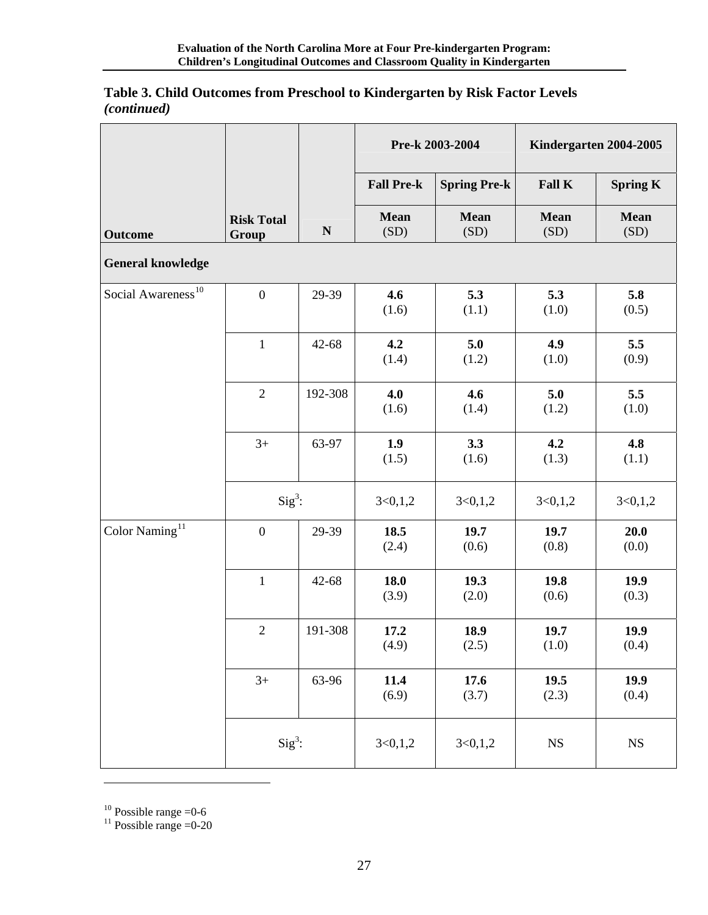**Table 3. Child Outcomes from Preschool to Kindergarten by Risk Factor Levels *(continued)***

| | | | Pre-k 2003-2004 | | Kindergarten 2004-2005 | |
|---|---|---|---|---|---|---|
| | | | Fall Pre-k | Spring Pre-k | Fall K | Spring K |
| Outcome | Risk Total Group | N | Mean (SD) | Mean (SD) | Mean (SD) | Mean (SD) |
| **General knowledge** | | | | | | |
| Social Awareness[10] | 0 | 29-39 | **4.6** (1.6) | **5.3** (1.1) | **5.3** (1.0) | **5.8** (0.5) |
| | 1 | 42-68 | **4.2** (1.4) | **5.0** (1.2) | **4.9** (1.0) | **5.5** (0.9) |
| | 2 | 192-308 | **4.0** (1.6) | **4.6** (1.4) | **5.0** (1.2) | **5.5** (1.0) |
| | 3+ | 63-97 | **1.9** (1.5) | **3.3** (1.6) | **4.2** (1.3) | **4.8** (1.1) |
| | Sig[3]: | | 3<0,1,2 | 3<0,1,2 | 3<0,1,2 | 3<0,1,2 |
| Color Naming[11] | 0 | 29-39 | **18.5** (2.4) | **19.7** (0.6) | **19.7** (0.8) | **20.0** (0.0) |
| | 1 | 42-68 | **18.0** (3.9) | **19.3** (2.0) | **19.8** (0.6) | **19.9** (0.3) |
| | 2 | 191-308 | **17.2** (4.9) | **18.9** (2.5) | **19.7** (1.0) | **19.9** (0.4) |
| | 3+ | 63-96 | **11.4** (6.9) | **17.6** (3.7) | **19.5** (2.3) | **19.9** (0.4) |
| | Sig[3]: | | 3<0,1,2 | 3<0,1,2 | NS | NS |

[10] Possible range =0-6
[11] Possible range =0-20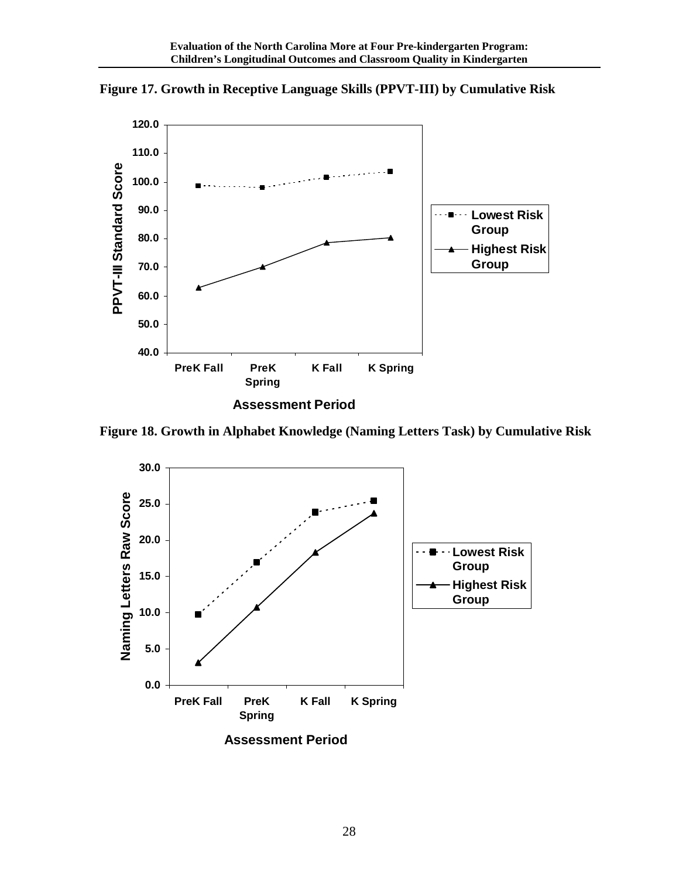**Figure 17. Growth in Receptive Language Skills (PPVT-III) by Cumulative Risk**

**Figure 18. Growth in Alphabet Knowledge (Naming Letters Task) by Cumulative Risk**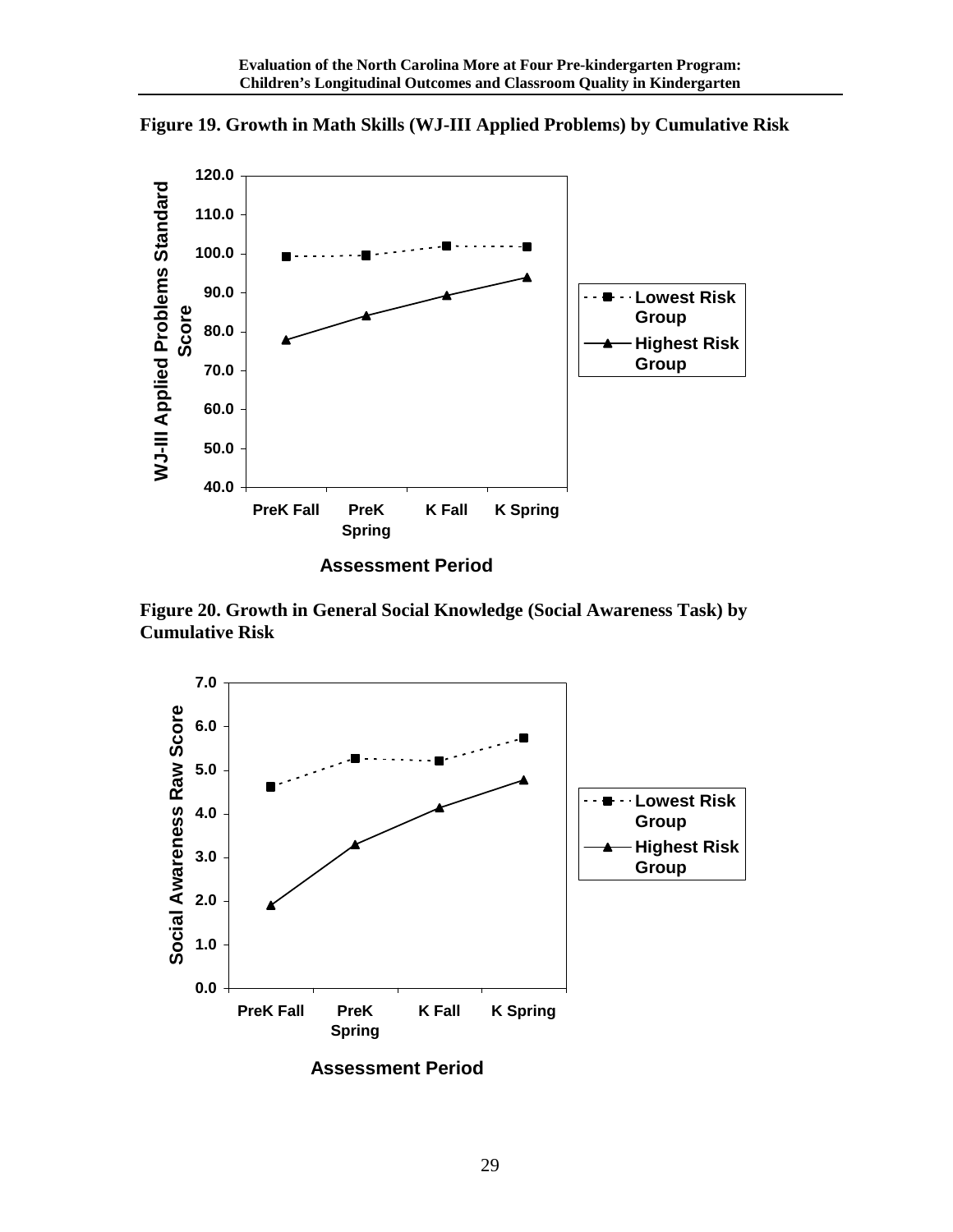**Figure 19. Growth in Math Skills (WJ-III Applied Problems) by Cumulative Risk**

**Figure 20. Growth in General Social Knowledge (Social Awareness Task) by Cumulative Risk**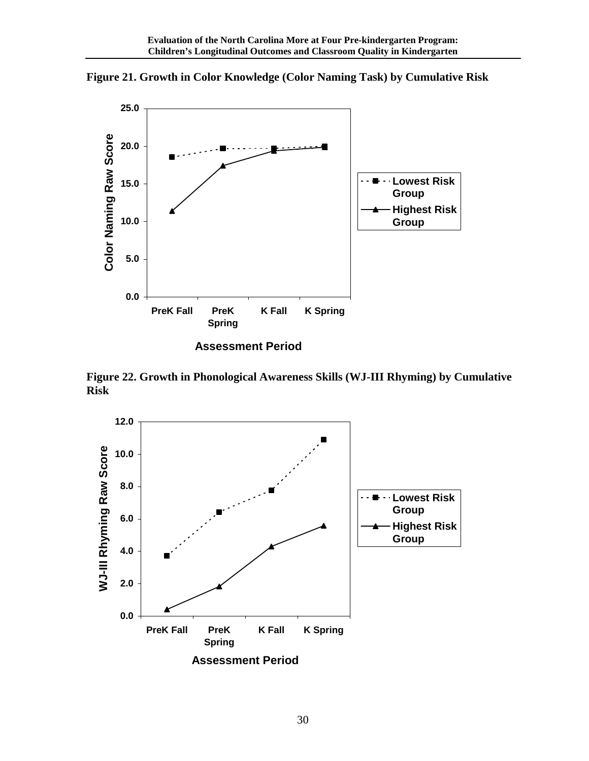**Figure 21. Growth in Color Knowledge (Color Naming Task) by Cumulative Risk**

**Figure 22. Growth in Phonological Awareness Skills (WJ-III Rhyming) by Cumulative Risk**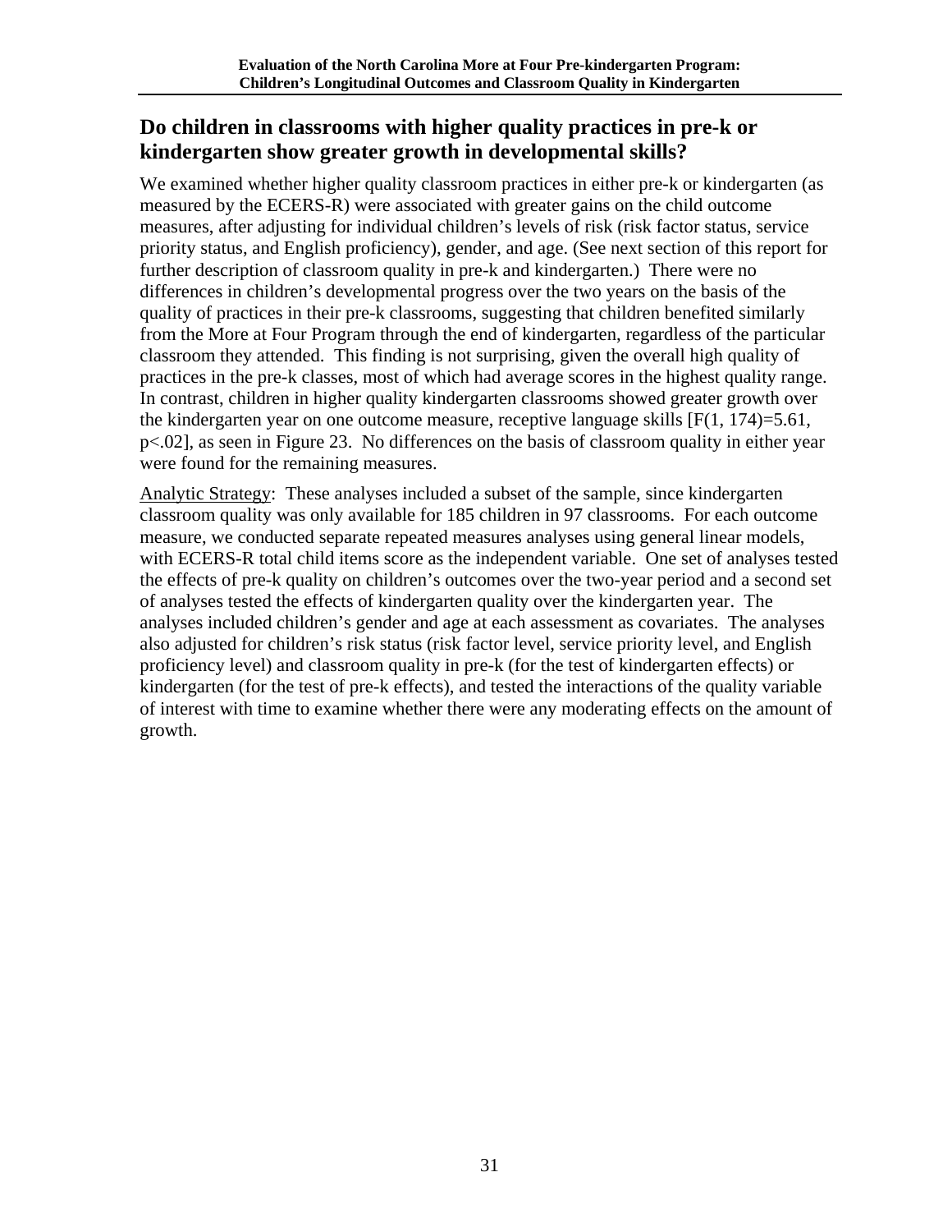## Do children in classrooms with higher quality practices in pre-k or kindergarten show greater growth in developmental skills?

We examined whether higher quality classroom practices in either pre-k or kindergarten (as measured by the ECERS-R) were associated with greater gains on the child outcome measures, after adjusting for individual children's levels of risk (risk factor status, service priority status, and English proficiency), gender, and age. (See next section of this report for further description of classroom quality in pre-k and kindergarten.) There were no differences in children's developmental progress over the two years on the basis of the quality of practices in their pre-k classrooms, suggesting that children benefited similarly from the More at Four Program through the end of kindergarten, regardless of the particular classroom they attended. This finding is not surprising, given the overall high quality of practices in the pre-k classes, most of which had average scores in the highest quality range. In contrast, children in higher quality kindergarten classrooms showed greater growth over the kindergarten year on one outcome measure, receptive language skills [$F(1, 174)=5.61$, $p<.02$], as seen in Figure 23. No differences on the basis of classroom quality in either year were found for the remaining measures.

Analytic Strategy: These analyses included a subset of the sample, since kindergarten classroom quality was only available for 185 children in 97 classrooms. For each outcome measure, we conducted separate repeated measures analyses using general linear models, with ECERS-R total child items score as the independent variable. One set of analyses tested the effects of pre-k quality on children's outcomes over the two-year period and a second set of analyses tested the effects of kindergarten quality over the kindergarten year. The analyses included children's gender and age at each assessment as covariates. The analyses also adjusted for children's risk status (risk factor level, service priority level, and English proficiency level) and classroom quality in pre-k (for the test of kindergarten effects) or kindergarten (for the test of pre-k effects), and tested the interactions of the quality variable of interest with time to examine whether there were any moderating effects on the amount of growth.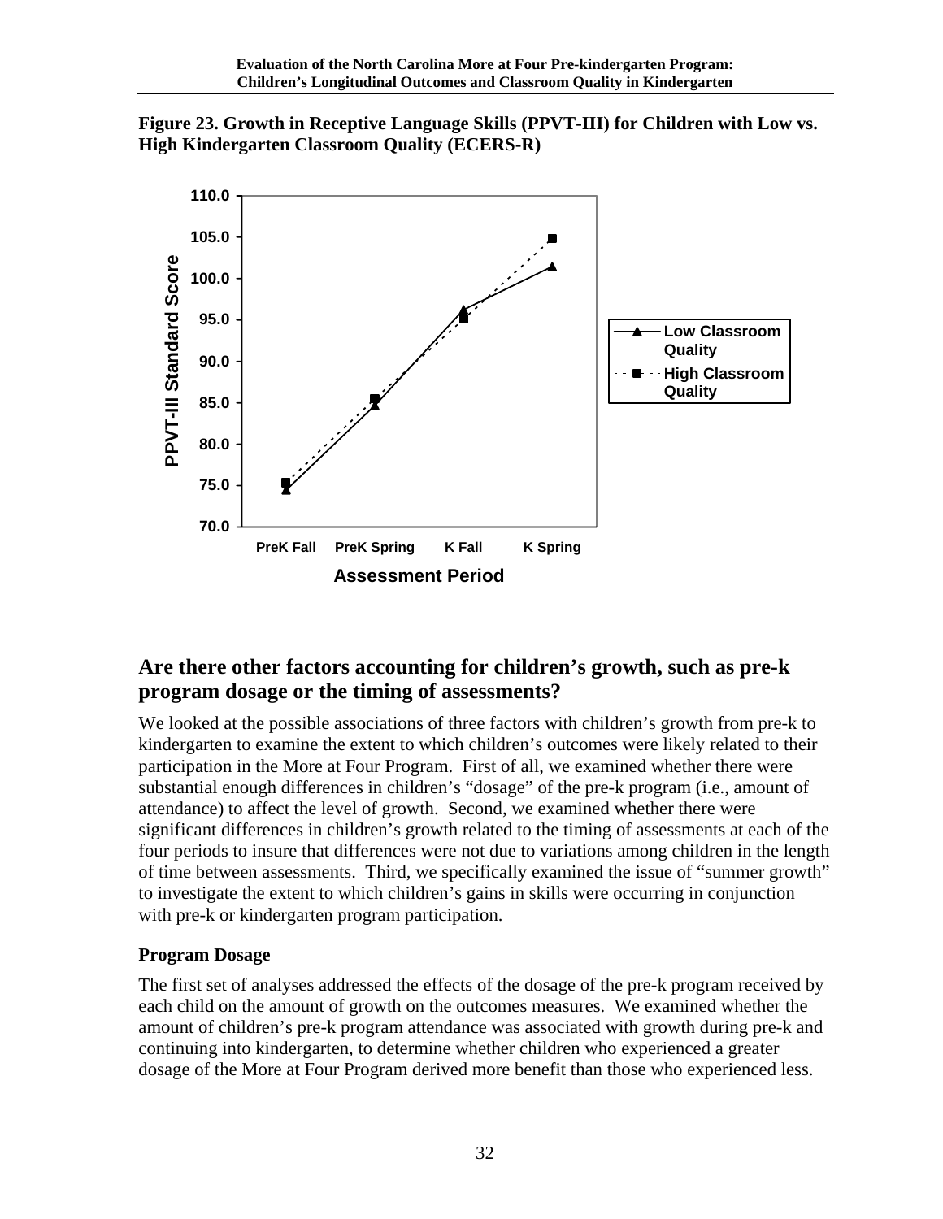**Figure 23. Growth in Receptive Language Skills (PPVT-III) for Children with Low vs. High Kindergarten Classroom Quality (ECERS-R)**

## Are there other factors accounting for children's growth, such as pre-k program dosage or the timing of assessments?

We looked at the possible associations of three factors with children's growth from pre-k to kindergarten to examine the extent to which children's outcomes were likely related to their participation in the More at Four Program. First of all, we examined whether there were substantial enough differences in children's "dosage" of the pre-k program (i.e., amount of attendance) to affect the level of growth. Second, we examined whether there were significant differences in children's growth related to the timing of assessments at each of the four periods to insure that differences were not due to variations among children in the length of time between assessments. Third, we specifically examined the issue of "summer growth" to investigate the extent to which children's gains in skills were occurring in conjunction with pre-k or kindergarten program participation.

### Program Dosage

The first set of analyses addressed the effects of the dosage of the pre-k program received by each child on the amount of growth on the outcomes measures. We examined whether the amount of children's pre-k program attendance was associated with growth during pre-k and continuing into kindergarten, to determine whether children who experienced a greater dosage of the More at Four Program derived more benefit than those who experienced less.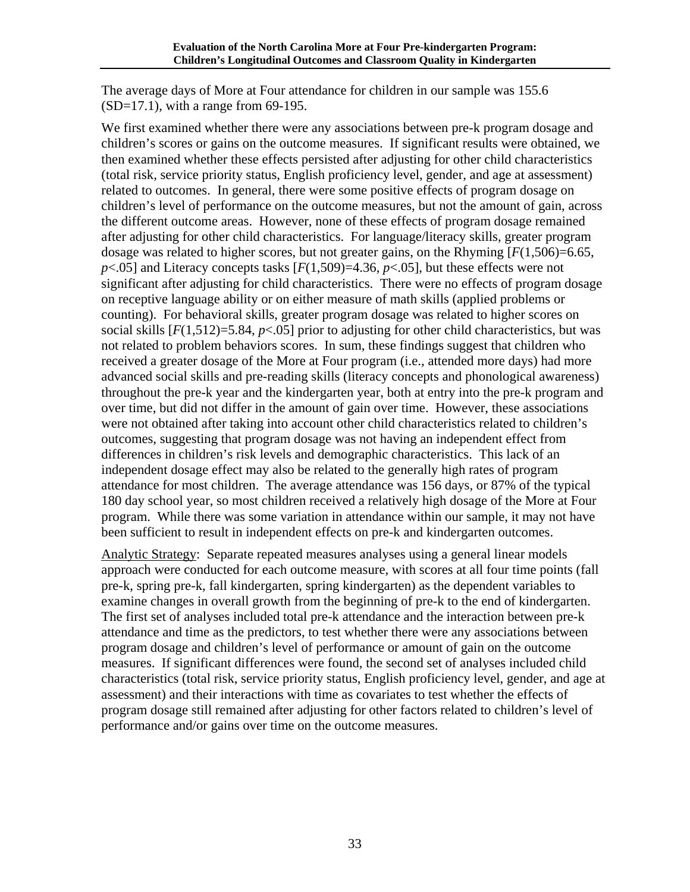The average days of More at Four attendance for children in our sample was 155.6 (SD=17.1), with a range from 69-195.

We first examined whether there were any associations between pre-k program dosage and children's scores or gains on the outcome measures. If significant results were obtained, we then examined whether these effects persisted after adjusting for other child characteristics (total risk, service priority status, English proficiency level, gender, and age at assessment) related to outcomes. In general, there were some positive effects of program dosage on children's level of performance on the outcome measures, but not the amount of gain, across the different outcome areas. However, none of these effects of program dosage remained after adjusting for other child characteristics. For language/literacy skills, greater program dosage was related to higher scores, but not greater gains, on the Rhyming [$F(1,506)=6.65$, $p<.05$] and Literacy concepts tasks [$F(1,509)=4.36$, $p<.05$], but these effects were not significant after adjusting for child characteristics. There were no effects of program dosage on receptive language ability or on either measure of math skills (applied problems or counting). For behavioral skills, greater program dosage was related to higher scores on social skills [$F(1,512)=5.84$, $p<.05$] prior to adjusting for other child characteristics, but was not related to problem behaviors scores. In sum, these findings suggest that children who received a greater dosage of the More at Four program (i.e., attended more days) had more advanced social skills and pre-reading skills (literacy concepts and phonological awareness) throughout the pre-k year and the kindergarten year, both at entry into the pre-k program and over time, but did not differ in the amount of gain over time. However, these associations were not obtained after taking into account other child characteristics related to children's outcomes, suggesting that program dosage was not having an independent effect from differences in children's risk levels and demographic characteristics. This lack of an independent dosage effect may also be related to the generally high rates of program attendance for most children. The average attendance was 156 days, or 87% of the typical 180 day school year, so most children received a relatively high dosage of the More at Four program. While there was some variation in attendance within our sample, it may not have been sufficient to result in independent effects on pre-k and kindergarten outcomes.

Analytic Strategy: Separate repeated measures analyses using a general linear models approach were conducted for each outcome measure, with scores at all four time points (fall pre-k, spring pre-k, fall kindergarten, spring kindergarten) as the dependent variables to examine changes in overall growth from the beginning of pre-k to the end of kindergarten. The first set of analyses included total pre-k attendance and the interaction between pre-k attendance and time as the predictors, to test whether there were any associations between program dosage and children's level of performance or amount of gain on the outcome measures. If significant differences were found, the second set of analyses included child characteristics (total risk, service priority status, English proficiency level, gender, and age at assessment) and their interactions with time as covariates to test whether the effects of program dosage still remained after adjusting for other factors related to children's level of performance and/or gains over time on the outcome measures.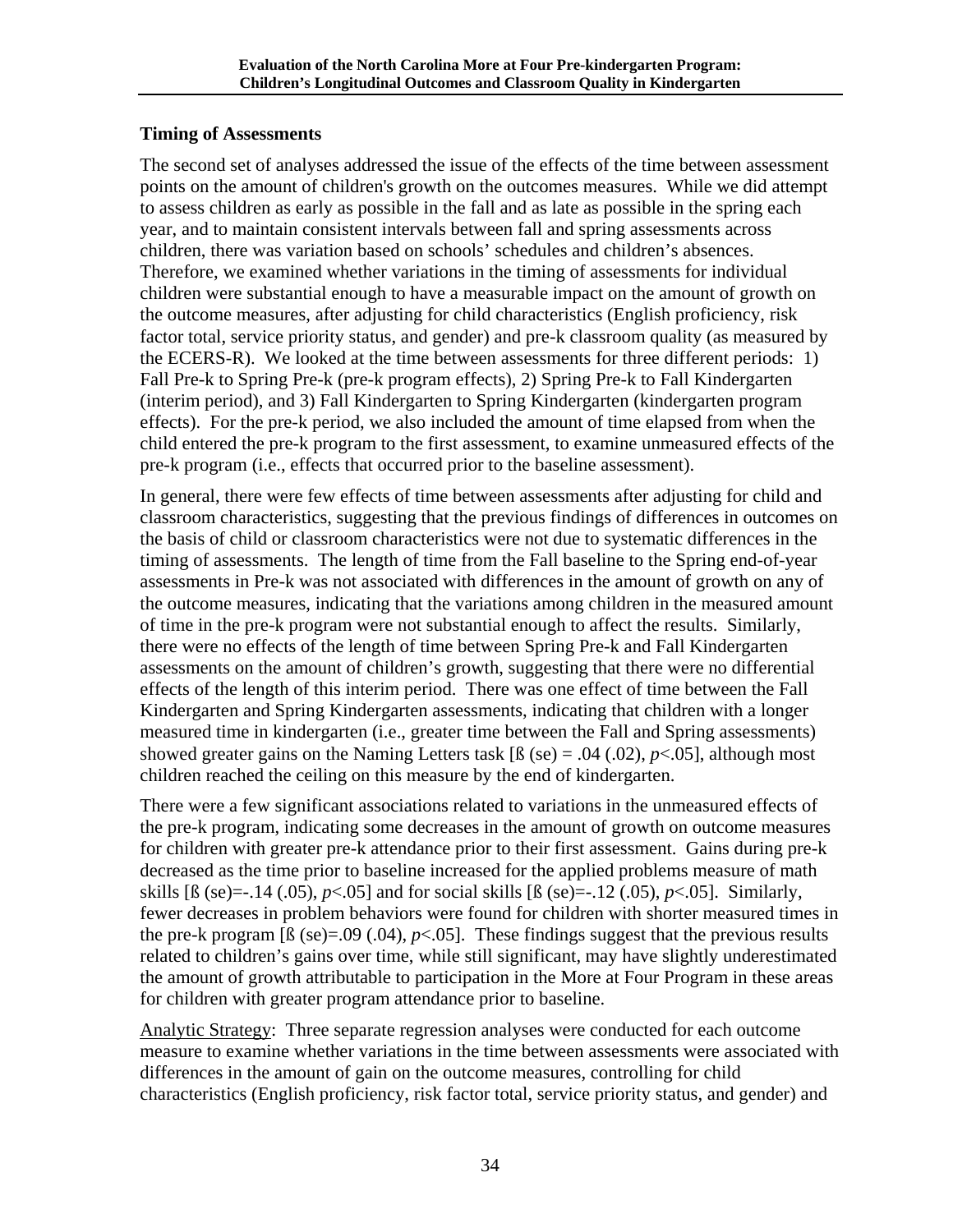### Timing of Assessments

The second set of analyses addressed the issue of the effects of the time between assessment points on the amount of children's growth on the outcomes measures. While we did attempt to assess children as early as possible in the fall and as late as possible in the spring each year, and to maintain consistent intervals between fall and spring assessments across children, there was variation based on schools' schedules and children's absences. Therefore, we examined whether variations in the timing of assessments for individual children were substantial enough to have a measurable impact on the amount of growth on the outcome measures, after adjusting for child characteristics (English proficiency, risk factor total, service priority status, and gender) and pre-k classroom quality (as measured by the ECERS-R). We looked at the time between assessments for three different periods: 1) Fall Pre-k to Spring Pre-k (pre-k program effects), 2) Spring Pre-k to Fall Kindergarten (interim period), and 3) Fall Kindergarten to Spring Kindergarten (kindergarten program effects). For the pre-k period, we also included the amount of time elapsed from when the child entered the pre-k program to the first assessment, to examine unmeasured effects of the pre-k program (i.e., effects that occurred prior to the baseline assessment).

In general, there were few effects of time between assessments after adjusting for child and classroom characteristics, suggesting that the previous findings of differences in outcomes on the basis of child or classroom characteristics were not due to systematic differences in the timing of assessments. The length of time from the Fall baseline to the Spring end-of-year assessments in Pre-k was not associated with differences in the amount of growth on any of the outcome measures, indicating that the variations among children in the measured amount of time in the pre-k program were not substantial enough to affect the results. Similarly, there were no effects of the length of time between Spring Pre-k and Fall Kindergarten assessments on the amount of children's growth, suggesting that there were no differential effects of the length of this interim period. There was one effect of time between the Fall Kindergarten and Spring Kindergarten assessments, indicating that children with a longer measured time in kindergarten (i.e., greater time between the Fall and Spring assessments) showed greater gains on the Naming Letters task [ß (se) = .04 (.02), $p<.05$], although most children reached the ceiling on this measure by the end of kindergarten.

There were a few significant associations related to variations in the unmeasured effects of the pre-k program, indicating some decreases in the amount of growth on outcome measures for children with greater pre-k attendance prior to their first assessment. Gains during pre-k decreased as the time prior to baseline increased for the applied problems measure of math skills [ß (se)=-.14 (.05), $p<.05$] and for social skills [ß (se)=-.12 (.05), $p<.05$]. Similarly, fewer decreases in problem behaviors were found for children with shorter measured times in the pre-k program [ß (se)=.09 (.04), $p<.05$]. These findings suggest that the previous results related to children's gains over time, while still significant, may have slightly underestimated the amount of growth attributable to participation in the More at Four Program in these areas for children with greater program attendance prior to baseline.

Analytic Strategy: Three separate regression analyses were conducted for each outcome measure to examine whether variations in the time between assessments were associated with differences in the amount of gain on the outcome measures, controlling for child characteristics (English proficiency, risk factor total, service priority status, and gender) and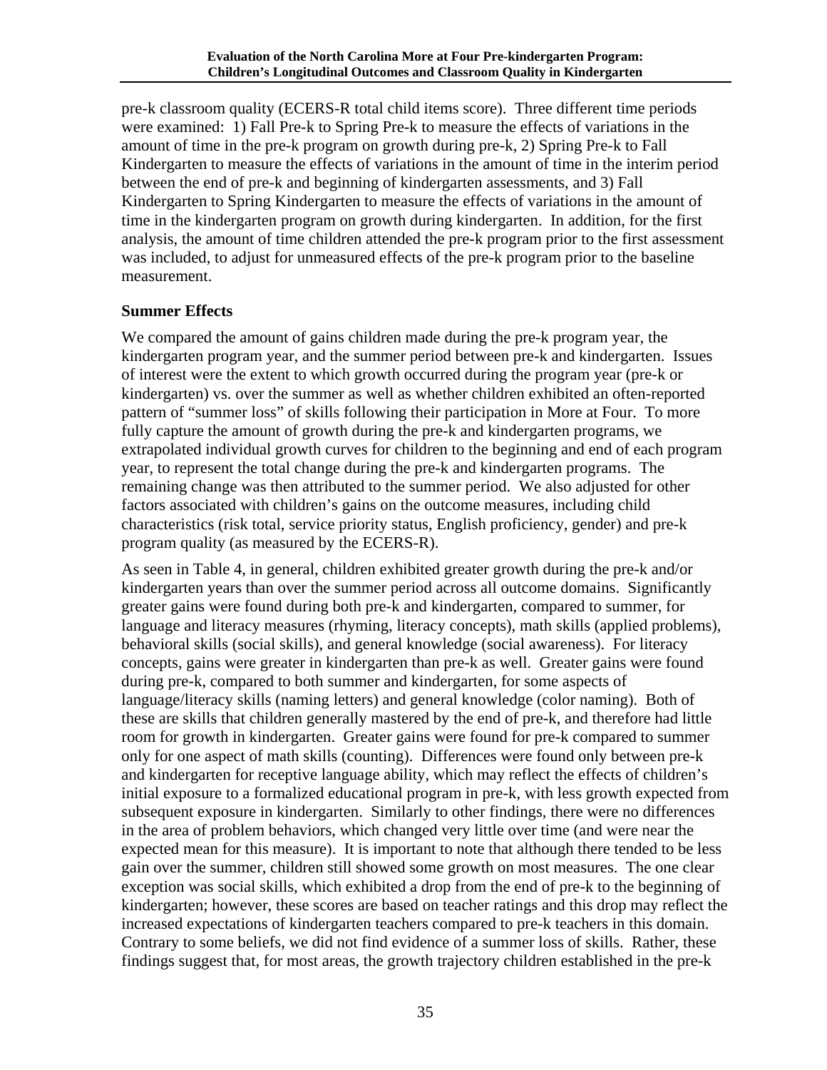pre-k classroom quality (ECERS-R total child items score). Three different time periods were examined: 1) Fall Pre-k to Spring Pre-k to measure the effects of variations in the amount of time in the pre-k program on growth during pre-k, 2) Spring Pre-k to Fall Kindergarten to measure the effects of variations in the amount of time in the interim period between the end of pre-k and beginning of kindergarten assessments, and 3) Fall Kindergarten to Spring Kindergarten to measure the effects of variations in the amount of time in the kindergarten program on growth during kindergarten. In addition, for the first analysis, the amount of time children attended the pre-k program prior to the first assessment was included, to adjust for unmeasured effects of the pre-k program prior to the baseline measurement.

### Summer Effects

We compared the amount of gains children made during the pre-k program year, the kindergarten program year, and the summer period between pre-k and kindergarten. Issues of interest were the extent to which growth occurred during the program year (pre-k or kindergarten) vs. over the summer as well as whether children exhibited an often-reported pattern of "summer loss" of skills following their participation in More at Four. To more fully capture the amount of growth during the pre-k and kindergarten programs, we extrapolated individual growth curves for children to the beginning and end of each program year, to represent the total change during the pre-k and kindergarten programs. The remaining change was then attributed to the summer period. We also adjusted for other factors associated with children's gains on the outcome measures, including child characteristics (risk total, service priority status, English proficiency, gender) and pre-k program quality (as measured by the ECERS-R).

As seen in Table 4, in general, children exhibited greater growth during the pre-k and/or kindergarten years than over the summer period across all outcome domains. Significantly greater gains were found during both pre-k and kindergarten, compared to summer, for language and literacy measures (rhyming, literacy concepts), math skills (applied problems), behavioral skills (social skills), and general knowledge (social awareness). For literacy concepts, gains were greater in kindergarten than pre-k as well. Greater gains were found during pre-k, compared to both summer and kindergarten, for some aspects of language/literacy skills (naming letters) and general knowledge (color naming). Both of these are skills that children generally mastered by the end of pre-k, and therefore had little room for growth in kindergarten. Greater gains were found for pre-k compared to summer only for one aspect of math skills (counting). Differences were found only between pre-k and kindergarten for receptive language ability, which may reflect the effects of children's initial exposure to a formalized educational program in pre-k, with less growth expected from subsequent exposure in kindergarten. Similarly to other findings, there were no differences in the area of problem behaviors, which changed very little over time (and were near the expected mean for this measure). It is important to note that although there tended to be less gain over the summer, children still showed some growth on most measures. The one clear exception was social skills, which exhibited a drop from the end of pre-k to the beginning of kindergarten; however, these scores are based on teacher ratings and this drop may reflect the increased expectations of kindergarten teachers compared to pre-k teachers in this domain. Contrary to some beliefs, we did not find evidence of a summer loss of skills. Rather, these findings suggest that, for most areas, the growth trajectory children established in the pre-k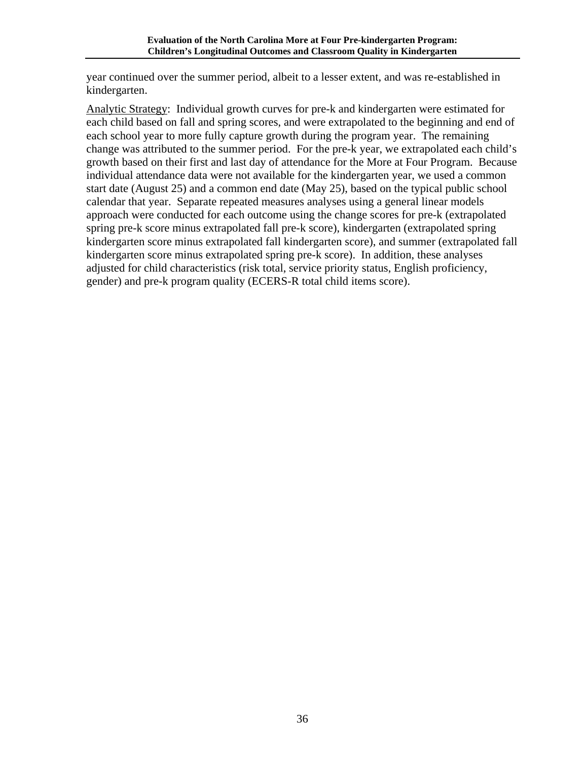year continued over the summer period, albeit to a lesser extent, and was re-established in kindergarten.

<u>Analytic Strategy</u>: Individual growth curves for pre-k and kindergarten were estimated for each child based on fall and spring scores, and were extrapolated to the beginning and end of each school year to more fully capture growth during the program year. The remaining change was attributed to the summer period. For the pre-k year, we extrapolated each child's growth based on their first and last day of attendance for the More at Four Program. Because individual attendance data were not available for the kindergarten year, we used a common start date (August 25) and a common end date (May 25), based on the typical public school calendar that year. Separate repeated measures analyses using a general linear models approach were conducted for each outcome using the change scores for pre-k (extrapolated spring pre-k score minus extrapolated fall pre-k score), kindergarten (extrapolated spring kindergarten score minus extrapolated fall kindergarten score), and summer (extrapolated fall kindergarten score minus extrapolated spring pre-k score). In addition, these analyses adjusted for child characteristics (risk total, service priority status, English proficiency, gender) and pre-k program quality (ECERS-R total child items score).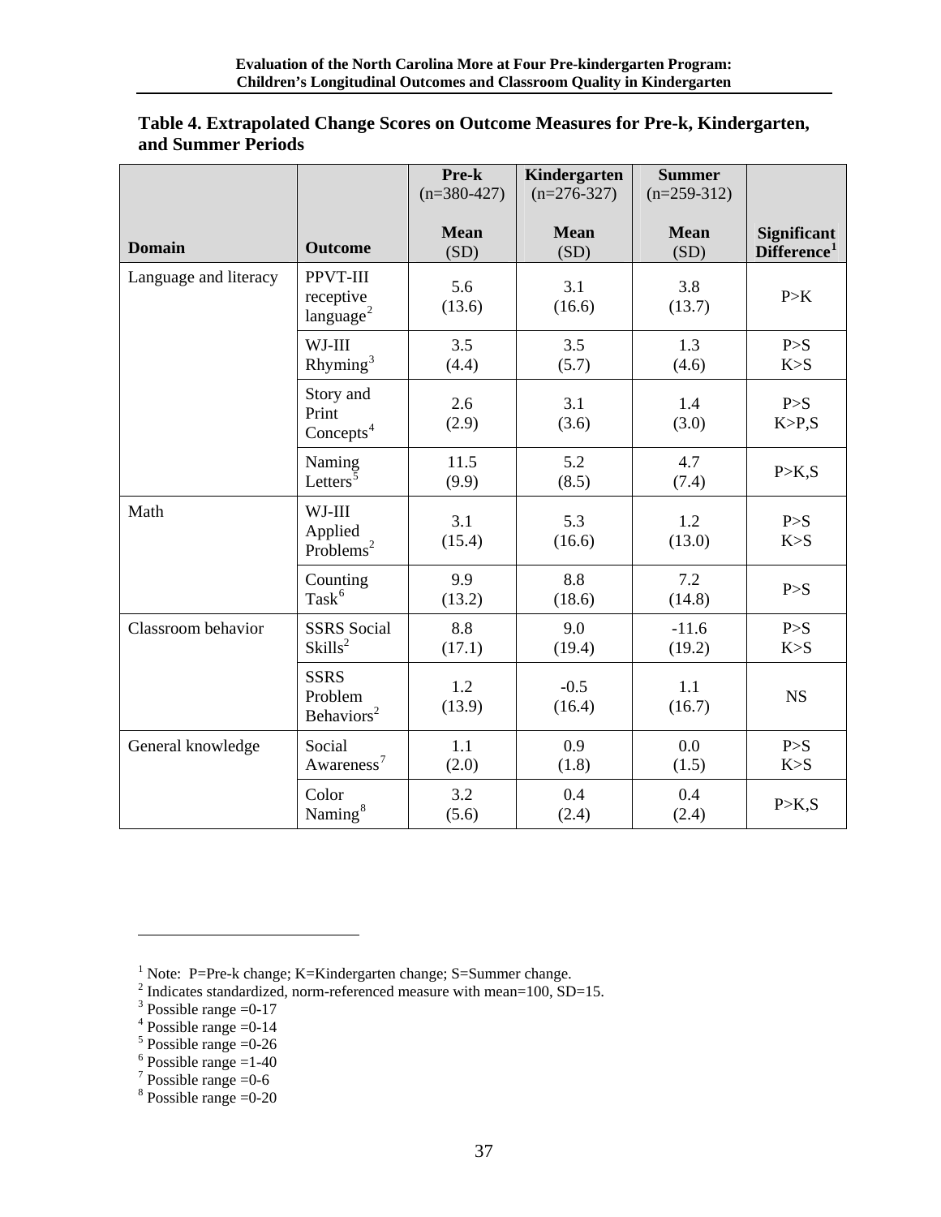**Table 4. Extrapolated Change Scores on Outcome Measures for Pre-k, Kindergarten, and Summer Periods**

| Domain | Outcome | Pre-k (n=380-427) Mean (SD) | Kindergarten (n=276-327) Mean (SD) | Summer (n=259-312) Mean (SD) | Significant Difference[1] |
|---|---|---|---|---|---|
| Language and literacy | PPVT-III receptive language[2] | 5.6 (13.6) | 3.1 (16.6) | 3.8 (13.7) | P>K |
| | WJ-III Rhyming[3] | 3.5 (4.4) | 3.5 (5.7) | 1.3 (4.6) | P>S K>S |
| | Story and Print Concepts[4] | 2.6 (2.9) | 3.1 (3.6) | 1.4 (3.0) | P>S K>P,S |
| | Naming Letters[5] | 11.5 (9.9) | 5.2 (8.5) | 4.7 (7.4) | P>K,S |
| Math | WJ-III Applied Problems[2] | 3.1 (15.4) | 5.3 (16.6) | 1.2 (13.0) | P>S K>S |
| | Counting Task[6] | 9.9 (13.2) | 8.8 (18.6) | 7.2 (14.8) | P>S |
| Classroom behavior | SSRS Social Skills[2] | 8.8 (17.1) | 9.0 (19.4) | -11.6 (19.2) | P>S K>S |
| | SSRS Problem Behaviors[2] | 1.2 (13.9) | -0.5 (16.4) | 1.1 (16.7) | NS |
| General knowledge | Social Awareness[7] | 1.1 (2.0) | 0.9 (1.8) | 0.0 (1.5) | P>S K>S |
| | Color Naming[8] | 3.2 (5.6) | 0.4 (2.4) | 0.4 (2.4) | P>K,S |

[1] Note: P=Pre-k change; K=Kindergarten change; S=Summer change.
[2] Indicates standardized, norm-referenced measure with mean=100, SD=15.
[3] Possible range =0-17
[4] Possible range =0-14
[5] Possible range =0-26
[6] Possible range =1-40
[7] Possible range =0-6
[8] Possible range =0-20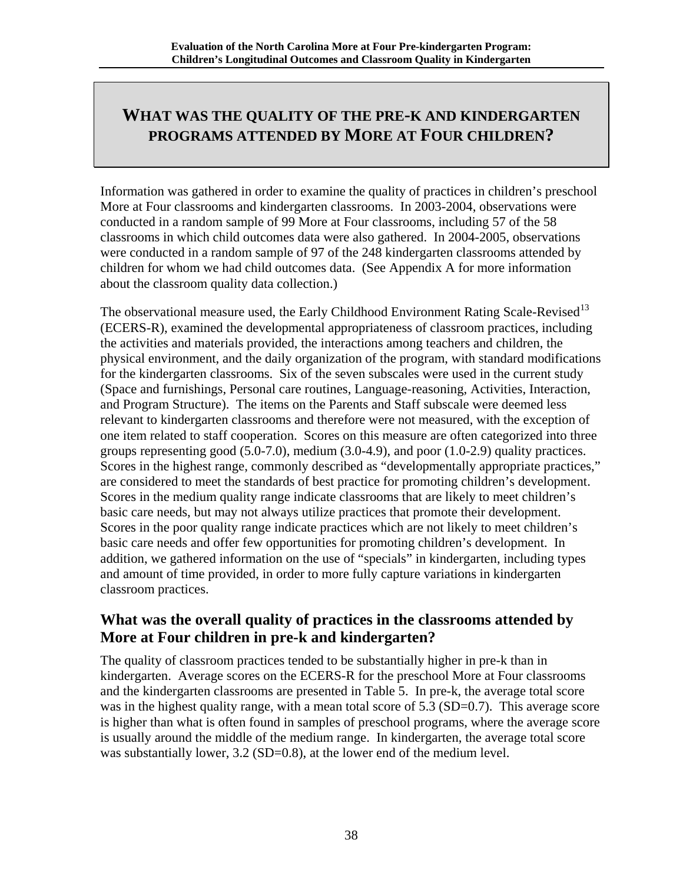# WHAT WAS THE QUALITY OF THE PRE-K AND KINDERGARTEN PROGRAMS ATTENDED BY MORE AT FOUR CHILDREN?

Information was gathered in order to examine the quality of practices in children's preschool More at Four classrooms and kindergarten classrooms. In 2003-2004, observations were conducted in a random sample of 99 More at Four classrooms, including 57 of the 58 classrooms in which child outcomes data were also gathered. In 2004-2005, observations were conducted in a random sample of 97 of the 248 kindergarten classrooms attended by children for whom we had child outcomes data. (See Appendix A for more information about the classroom quality data collection.)

The observational measure used, the Early Childhood Environment Rating Scale-Revised[13] (ECERS-R), examined the developmental appropriateness of classroom practices, including the activities and materials provided, the interactions among teachers and children, the physical environment, and the daily organization of the program, with standard modifications for the kindergarten classrooms. Six of the seven subscales were used in the current study (Space and furnishings, Personal care routines, Language-reasoning, Activities, Interaction, and Program Structure). The items on the Parents and Staff subscale were deemed less relevant to kindergarten classrooms and therefore were not measured, with the exception of one item related to staff cooperation. Scores on this measure are often categorized into three groups representing good (5.0-7.0), medium (3.0-4.9), and poor (1.0-2.9) quality practices. Scores in the highest range, commonly described as "developmentally appropriate practices," are considered to meet the standards of best practice for promoting children's development. Scores in the medium quality range indicate classrooms that are likely to meet children's basic care needs, but may not always utilize practices that promote their development. Scores in the poor quality range indicate practices which are not likely to meet children's basic care needs and offer few opportunities for promoting children's development. In addition, we gathered information on the use of "specials" in kindergarten, including types and amount of time provided, in order to more fully capture variations in kindergarten classroom practices.

## What was the overall quality of practices in the classrooms attended by More at Four children in pre-k and kindergarten?

The quality of classroom practices tended to be substantially higher in pre-k than in kindergarten. Average scores on the ECERS-R for the preschool More at Four classrooms and the kindergarten classrooms are presented in Table 5. In pre-k, the average total score was in the highest quality range, with a mean total score of 5.3 (SD=0.7). This average score is higher than what is often found in samples of preschool programs, where the average score is usually around the middle of the medium range. In kindergarten, the average total score was substantially lower, 3.2 (SD=0.8), at the lower end of the medium level.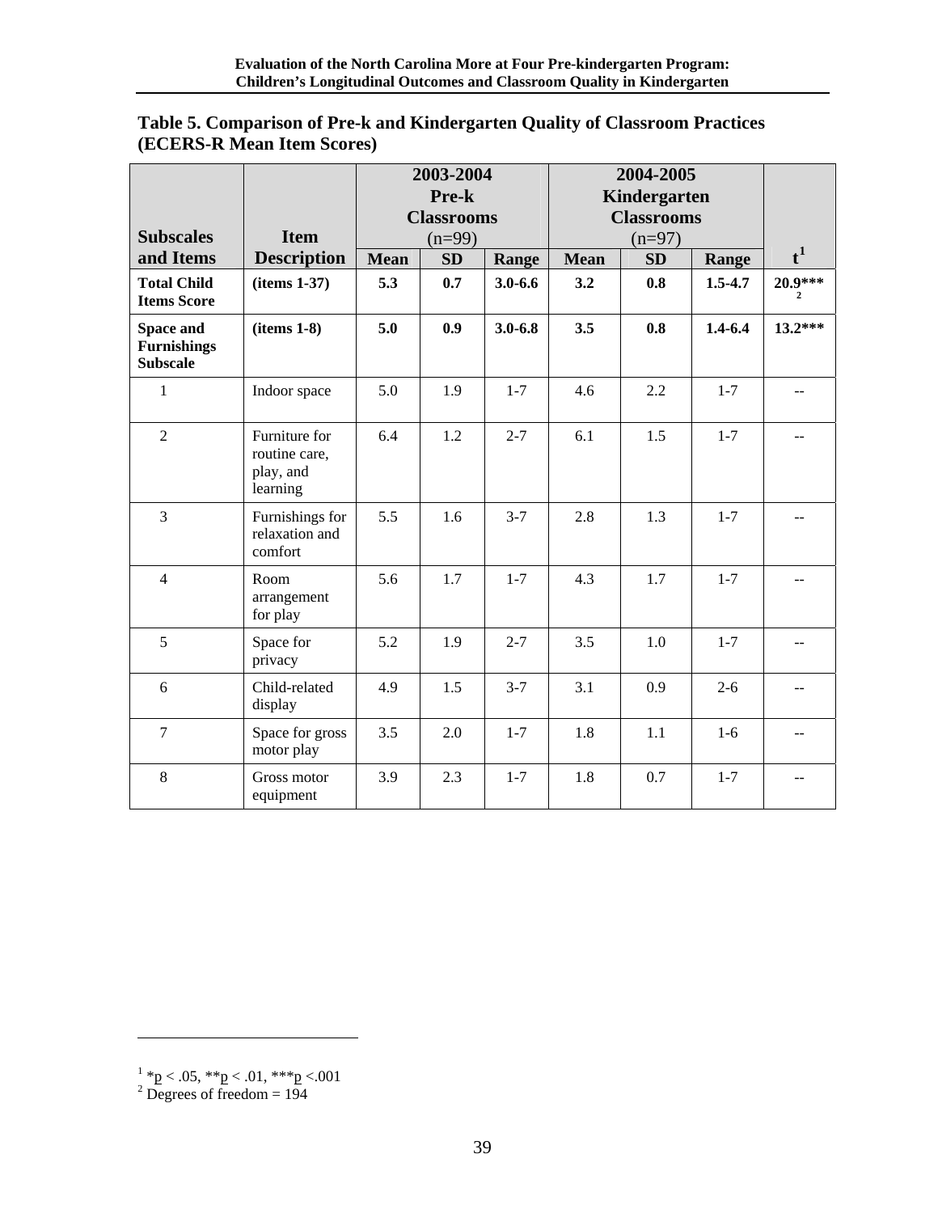**Table 5. Comparison of Pre-k and Kindergarten Quality of Classroom Practices (ECERS-R Mean Item Scores)**

| Subscales and Items | Item Description | 2003-2004 Pre-k Classrooms (n=99) | | | 2004-2005 Kindergarten Classrooms (n=97) | | | |
|---|---|---|---|---|---|---|---|---|
| | | Mean | SD | Range | Mean | SD | Range | t[1] |
| **Total Child Items Score** | **(items 1-37)** | **5.3** | **0.7** | **3.0-6.6** | **3.2** | **0.8** | **1.5-4.7** | **20.9***[2]** |
| **Space and Furnishings Subscale** | **(items 1-8)** | **5.0** | **0.9** | **3.0-6.8** | **3.5** | **0.8** | **1.4-6.4** | **13.2*** ** |
| 1 | Indoor space | 5.0 | 1.9 | 1-7 | 4.6 | 2.2 | 1-7 | -- |
| 2 | Furniture for routine care, play, and learning | 6.4 | 1.2 | 2-7 | 6.1 | 1.5 | 1-7 | -- |
| 3 | Furnishings for relaxation and comfort | 5.5 | 1.6 | 3-7 | 2.8 | 1.3 | 1-7 | -- |
| 4 | Room arrangement for play | 5.6 | 1.7 | 1-7 | 4.3 | 1.7 | 1-7 | -- |
| 5 | Space for privacy | 5.2 | 1.9 | 2-7 | 3.5 | 1.0 | 1-7 | -- |
| 6 | Child-related display | 4.9 | 1.5 | 3-7 | 3.1 | 0.9 | 2-6 | -- |
| 7 | Space for gross motor play | 3.5 | 2.0 | 1-7 | 1.8 | 1.1 | 1-6 | -- |
| 8 | Gross motor equipment | 3.9 | 2.3 | 1-7 | 1.8 | 0.7 | 1-7 | -- |

[1] *p < .05, **p < .01, ***p <.001

[2] Degrees of freedom = 194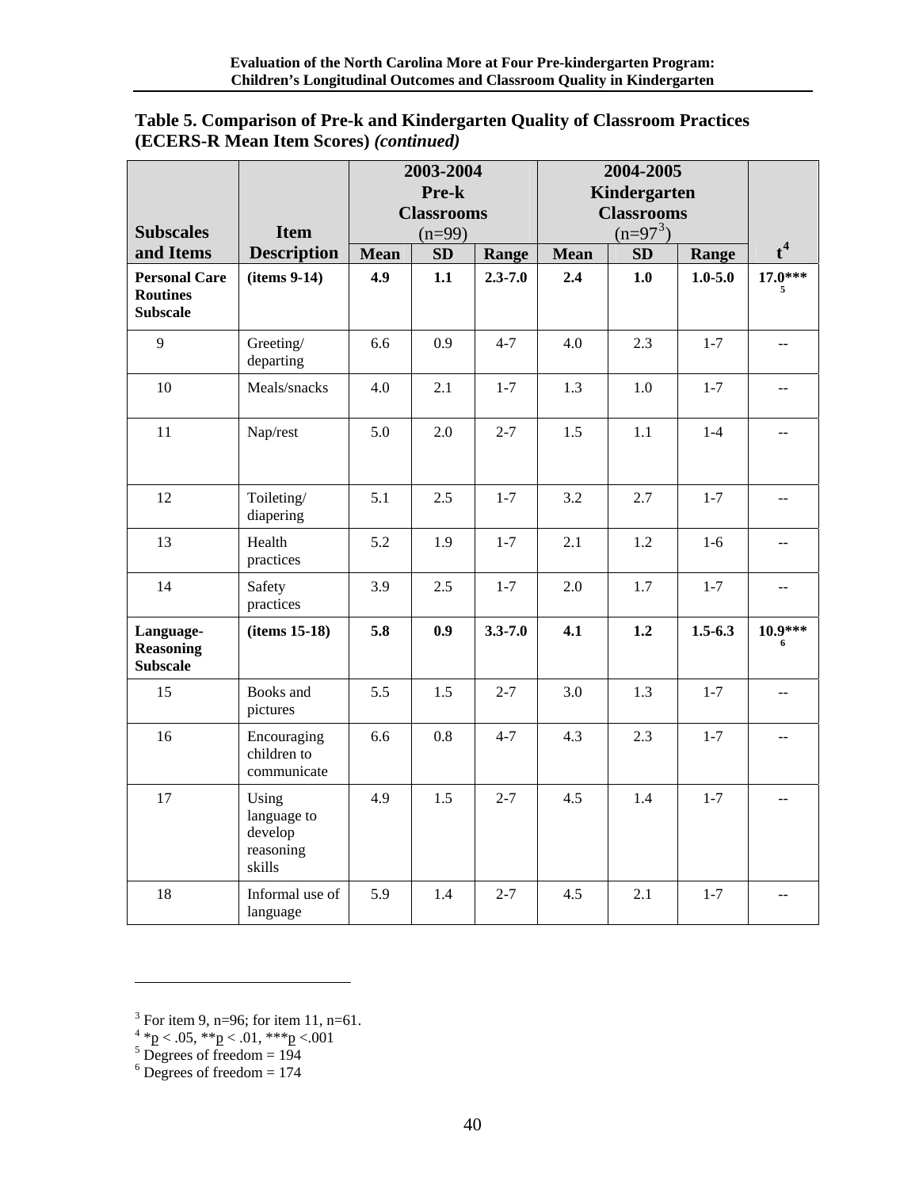**Table 5. Comparison of Pre-k and Kindergarten Quality of Classroom Practices (ECERS-R Mean Item Scores)** ***(continued)***

| Subscales and Items | Item Description | 2003-2004 Pre-k Classrooms (n=99) | | | 2004-2005 Kindergarten Classrooms (n=97[3]) | | | t[4] |
|---|---|---|---|---|---|---|---|---|
| | | Mean | SD | Range | Mean | SD | Range | |
| **Personal Care Routines Subscale** | **(items 9-14)** | **4.9** | **1.1** | **2.3-7.0** | **2.4** | **1.0** | **1.0-5.0** | **17.0***[5]** |
| 9 | Greeting/ departing | 6.6 | 0.9 | 4-7 | 4.0 | 2.3 | 1-7 | -- |
| 10 | Meals/snacks | 4.0 | 2.1 | 1-7 | 1.3 | 1.0 | 1-7 | -- |
| 11 | Nap/rest | 5.0 | 2.0 | 2-7 | 1.5 | 1.1 | 1-4 | -- |
| 12 | Toileting/ diapering | 5.1 | 2.5 | 1-7 | 3.2 | 2.7 | 1-7 | -- |
| 13 | Health practices | 5.2 | 1.9 | 1-7 | 2.1 | 1.2 | 1-6 | -- |
| 14 | Safety practices | 3.9 | 2.5 | 1-7 | 2.0 | 1.7 | 1-7 | -- |
| **Language-Reasoning Subscale** | **(items 15-18)** | **5.8** | **0.9** | **3.3-7.0** | **4.1** | **1.2** | **1.5-6.3** | **10.9***[6]** |
| 15 | Books and pictures | 5.5 | 1.5 | 2-7 | 3.0 | 1.3 | 1-7 | -- |
| 16 | Encouraging children to communicate | 6.6 | 0.8 | 4-7 | 4.3 | 2.3 | 1-7 | -- |
| 17 | Using language to develop reasoning skills | 4.9 | 1.5 | 2-7 | 4.5 | 1.4 | 1-7 | -- |
| 18 | Informal use of language | 5.9 | 1.4 | 2-7 | 4.5 | 2.1 | 1-7 | -- |

---

[3] For item 9, n=96; for item 11, n=61.

[4] *$p < .05$, **$p < .01$, ***$p < .001$

[5] Degrees of freedom = 194

[6] Degrees of freedom = 174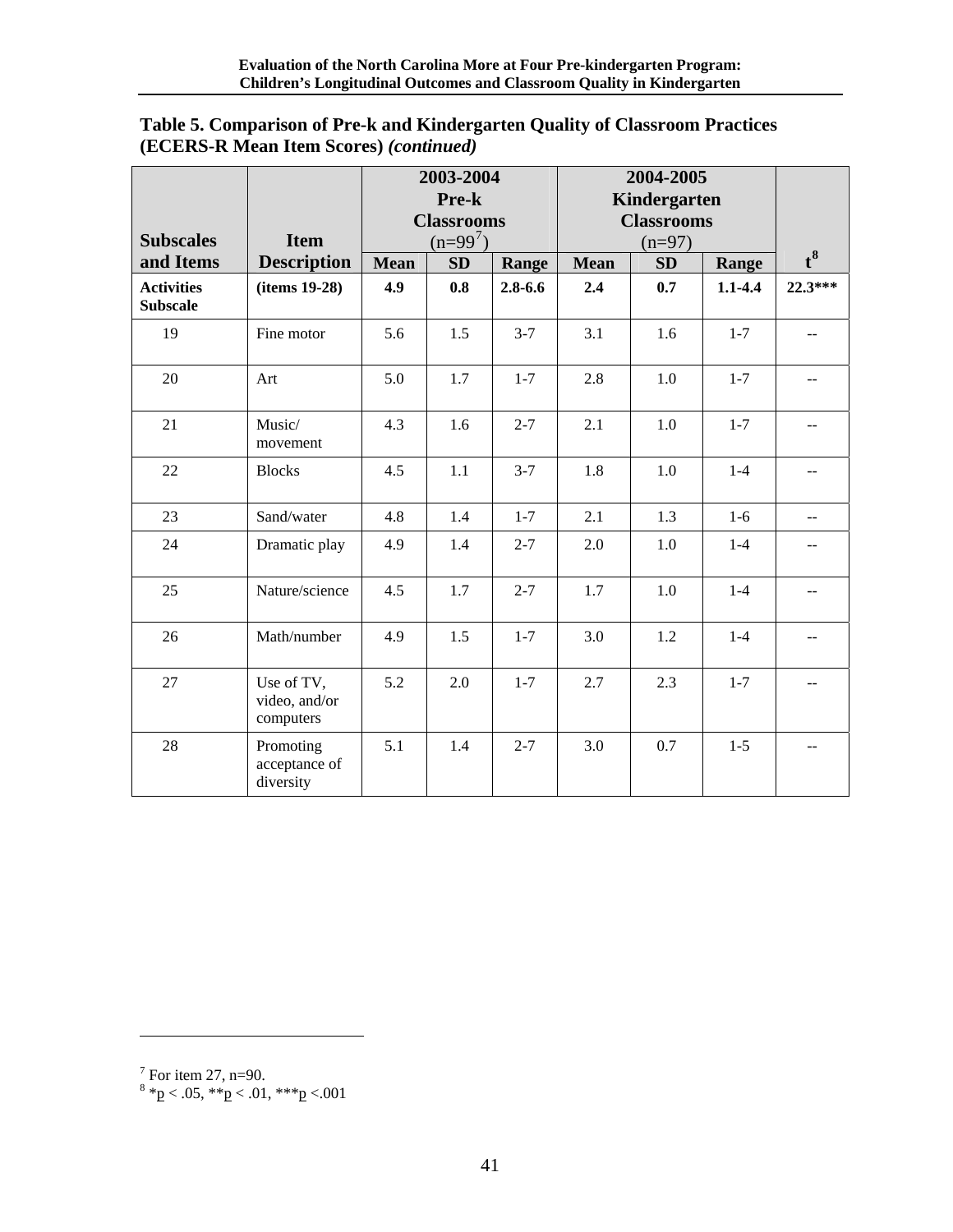**Table 5. Comparison of Pre-k and Kindergarten Quality of Classroom Practices (ECERS-R Mean Item Scores)** ***(continued)***

| Subscales and Items | Item Description | 2003-2004 Pre-k Classrooms (n=99[7]) | | | 2004-2005 Kindergarten Classrooms (n=97) | | | t[8] |
|---|---|---|---|---|---|---|---|---|
| | | Mean | SD | Range | Mean | SD | Range | |
| **Activities Subscale** | **(items 19-28)** | **4.9** | **0.8** | **2.8-6.6** | **2.4** | **0.7** | **1.1-4.4** | **22.3*** ** |
| 19 | Fine motor | 5.6 | 1.5 | 3-7 | 3.1 | 1.6 | 1-7 | -- |
| 20 | Art | 5.0 | 1.7 | 1-7 | 2.8 | 1.0 | 1-7 | -- |
| 21 | Music/ movement | 4.3 | 1.6 | 2-7 | 2.1 | 1.0 | 1-7 | -- |
| 22 | Blocks | 4.5 | 1.1 | 3-7 | 1.8 | 1.0 | 1-4 | -- |
| 23 | Sand/water | 4.8 | 1.4 | 1-7 | 2.1 | 1.3 | 1-6 | -- |
| 24 | Dramatic play | 4.9 | 1.4 | 2-7 | 2.0 | 1.0 | 1-4 | -- |
| 25 | Nature/science | 4.5 | 1.7 | 2-7 | 1.7 | 1.0 | 1-4 | -- |
| 26 | Math/number | 4.9 | 1.5 | 1-7 | 3.0 | 1.2 | 1-4 | -- |
| 27 | Use of TV, video, and/or computers | 5.2 | 2.0 | 1-7 | 2.7 | 2.3 | 1-7 | -- |
| 28 | Promoting acceptance of diversity | 5.1 | 1.4 | 2-7 | 3.0 | 0.7 | 1-5 | -- |

[7] For item 27, n=90.

[8] *p < .05, **p < .01, ***p <.001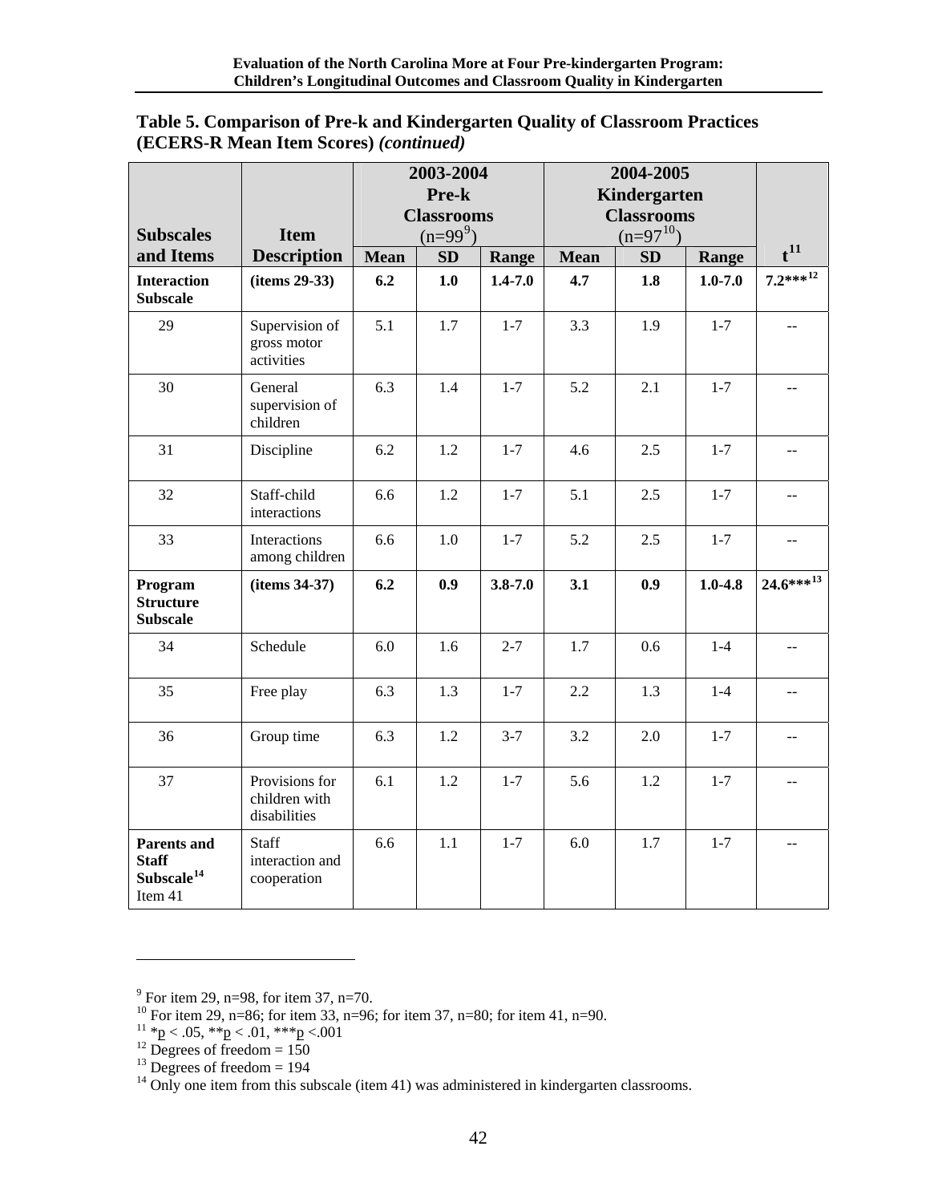**Table 5. Comparison of Pre-k and Kindergarten Quality of Classroom Practices (ECERS-R Mean Item Scores)** ***(continued)***

| Subscales and Items | Item Description | 2003-2004 Pre-k Classrooms (n=99[9]) | | | 2004-2005 Kindergarten Classrooms (n=97[10]) | | | t[11] |
|---|---|---|---|---|---|---|---|---|
| | | Mean | SD | Range | Mean | SD | Range | |
| **Interaction Subscale** | **(items 29-33)** | **6.2** | **1.0** | **1.4-7.0** | **4.7** | **1.8** | **1.0-7.0** | **7.2\*\*\*[12]** |
| 29 | Supervision of gross motor activities | 5.1 | 1.7 | 1-7 | 3.3 | 1.9 | 1-7 | -- |
| 30 | General supervision of children | 6.3 | 1.4 | 1-7 | 5.2 | 2.1 | 1-7 | -- |
| 31 | Discipline | 6.2 | 1.2 | 1-7 | 4.6 | 2.5 | 1-7 | -- |
| 32 | Staff-child interactions | 6.6 | 1.2 | 1-7 | 5.1 | 2.5 | 1-7 | -- |
| 33 | Interactions among children | 6.6 | 1.0 | 1-7 | 5.2 | 2.5 | 1-7 | -- |
| **Program Structure Subscale** | **(items 34-37)** | **6.2** | **0.9** | **3.8-7.0** | **3.1** | **0.9** | **1.0-4.8** | **24.6\*\*\*[13]** |
| 34 | Schedule | 6.0 | 1.6 | 2-7 | 1.7 | 0.6 | 1-4 | -- |
| 35 | Free play | 6.3 | 1.3 | 1-7 | 2.2 | 1.3 | 1-4 | -- |
| 36 | Group time | 6.3 | 1.2 | 3-7 | 3.2 | 2.0 | 1-7 | -- |
| 37 | Provisions for children with disabilities | 6.1 | 1.2 | 1-7 | 5.6 | 1.2 | 1-7 | -- |
| **Parents and Staff Subscale[14]** Item 41 | Staff interaction and cooperation | 6.6 | 1.1 | 1-7 | 6.0 | 1.7 | 1-7 | -- |

[9] For item 29, n=98, for item 37, n=70.
[10] For item 29, n=86; for item 33, n=96; for item 37, n=80; for item 41, n=90.
[11] \*$p < .05$, \*\*$p < .01$, \*\*\*$p < .001$
[12] Degrees of freedom = 150
[13] Degrees of freedom = 194
[14] Only one item from this subscale (item 41) was administered in kindergarten classrooms.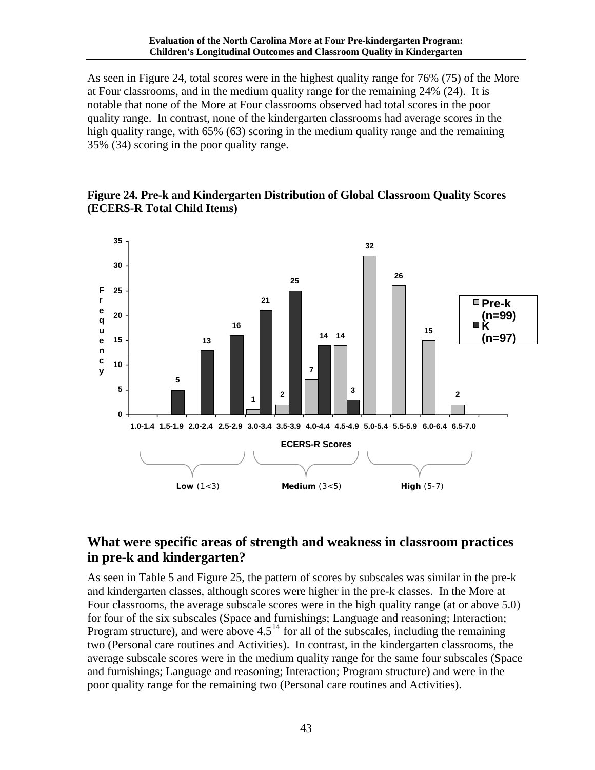As seen in Figure 24, total scores were in the highest quality range for 76% (75) of the More at Four classrooms, and in the medium quality range for the remaining 24% (24). It is notable that none of the More at Four classrooms observed had total scores in the poor quality range. In contrast, none of the kindergarten classrooms had average scores in the high quality range, with 65% (63) scoring in the medium quality range and the remaining 35% (34) scoring in the poor quality range.

**Figure 24. Pre-k and Kindergarten Distribution of Global Classroom Quality Scores (ECERS-R Total Child Items)**

| ECERS-R Scores | Pre-k (n=99) | K (n=97) |
|---|---|---|
| 1.0-1.4 | | |
| 1.5-1.9 | | 5 |
| 2.0-2.4 | | 13 |
| 2.5-2.9 | | 16 |
| 3.0-3.4 | 1 | 21 |
| 3.5-3.9 | 2 | 25 |
| 4.0-4.4 | 7 | 14 |
| 4.5-4.9 | 14 | 3 |
| 5.0-5.4 | 32 | |
| 5.5-5.9 | 26 | |
| 6.0-6.4 | 15 | |
| 6.5-7.0 | 2 | |

**Low** (1<3) **Medium** (3<5) **High** (5-7)

## What were specific areas of strength and weakness in classroom practices in pre-k and kindergarten?

As seen in Table 5 and Figure 25, the pattern of scores by subscales was similar in the pre-k and kindergarten classes, although scores were higher in the pre-k classes. In the More at Four classrooms, the average subscale scores were in the high quality range (at or above 5.0) for four of the six subscales (Space and furnishings; Language and reasoning; Interaction; Program structure), and were above 4.5[14] for all of the subscales, including the remaining two (Personal care routines and Activities). In contrast, in the kindergarten classrooms, the average subscale scores were in the medium quality range for the same four subscales (Space and furnishings; Language and reasoning; Interaction; Program structure) and were in the poor quality range for the remaining two (Personal care routines and Activities).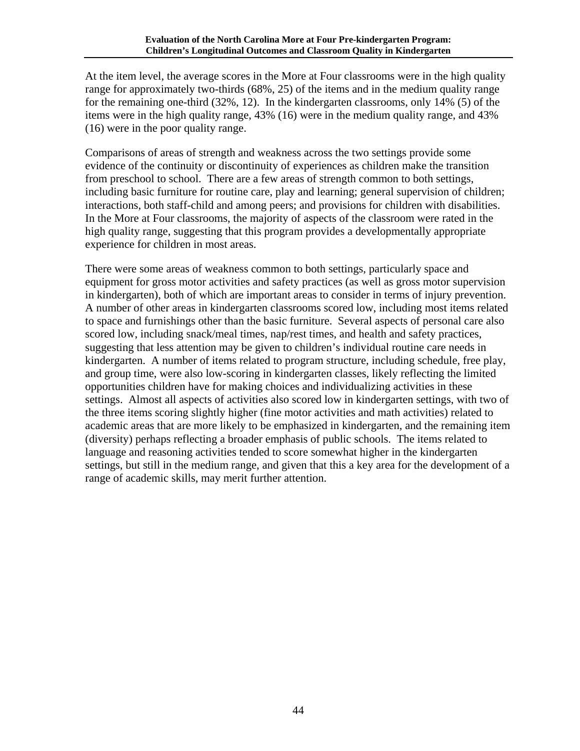At the item level, the average scores in the More at Four classrooms were in the high quality range for approximately two-thirds (68%, 25) of the items and in the medium quality range for the remaining one-third (32%, 12). In the kindergarten classrooms, only 14% (5) of the items were in the high quality range, 43% (16) were in the medium quality range, and 43% (16) were in the poor quality range.

Comparisons of areas of strength and weakness across the two settings provide some evidence of the continuity or discontinuity of experiences as children make the transition from preschool to school. There are a few areas of strength common to both settings, including basic furniture for routine care, play and learning; general supervision of children; interactions, both staff-child and among peers; and provisions for children with disabilities. In the More at Four classrooms, the majority of aspects of the classroom were rated in the high quality range, suggesting that this program provides a developmentally appropriate experience for children in most areas.

There were some areas of weakness common to both settings, particularly space and equipment for gross motor activities and safety practices (as well as gross motor supervision in kindergarten), both of which are important areas to consider in terms of injury prevention. A number of other areas in kindergarten classrooms scored low, including most items related to space and furnishings other than the basic furniture. Several aspects of personal care also scored low, including snack/meal times, nap/rest times, and health and safety practices, suggesting that less attention may be given to children's individual routine care needs in kindergarten. A number of items related to program structure, including schedule, free play, and group time, were also low-scoring in kindergarten classes, likely reflecting the limited opportunities children have for making choices and individualizing activities in these settings. Almost all aspects of activities also scored low in kindergarten settings, with two of the three items scoring slightly higher (fine motor activities and math activities) related to academic areas that are more likely to be emphasized in kindergarten, and the remaining item (diversity) perhaps reflecting a broader emphasis of public schools. The items related to language and reasoning activities tended to score somewhat higher in the kindergarten settings, but still in the medium range, and given that this a key area for the development of a range of academic skills, may merit further attention.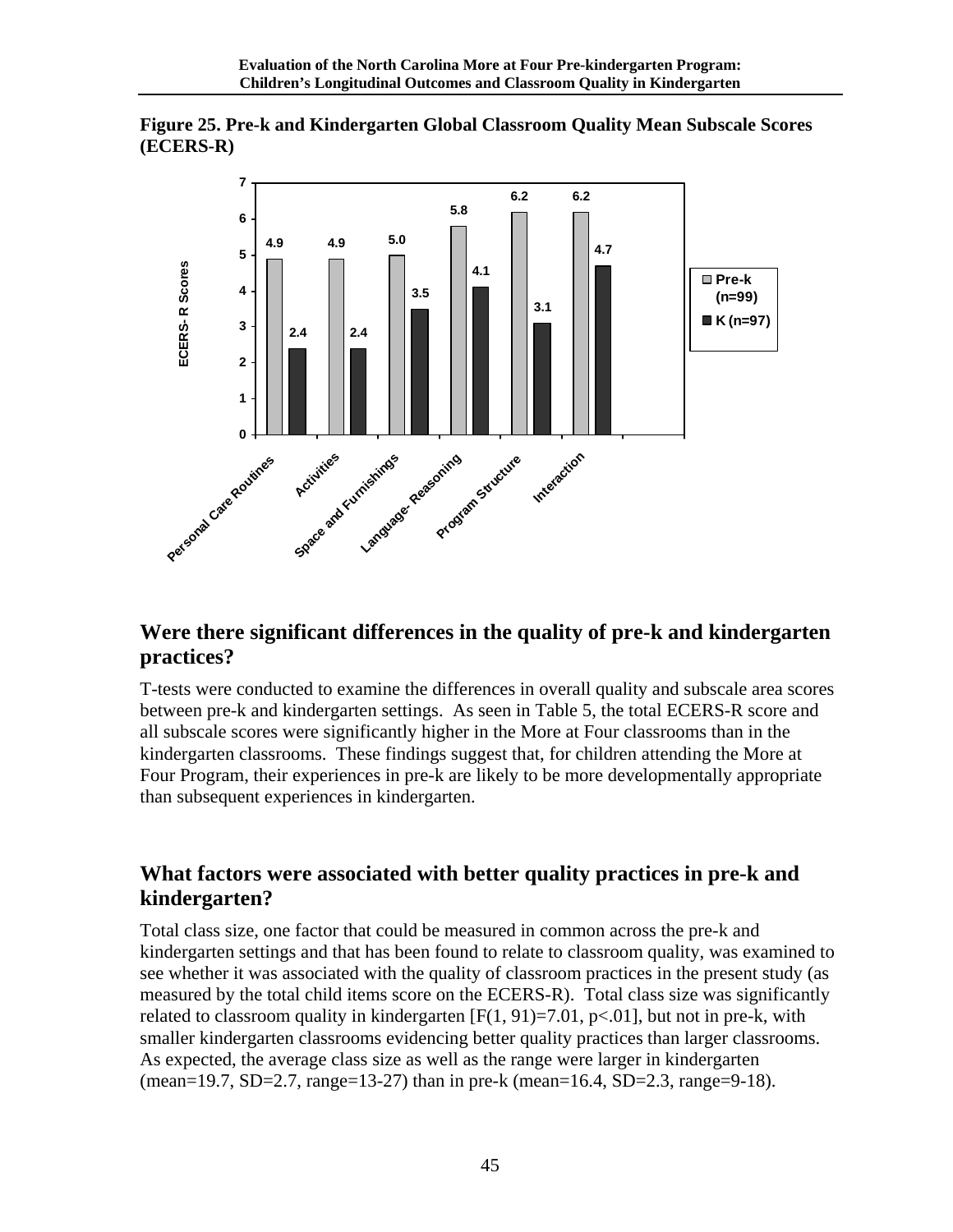**Figure 25. Pre-k and Kindergarten Global Classroom Quality Mean Subscale Scores (ECERS-R)**

| | Pre-k (n=99) | K (n=97) |
|---|---|---|
| Personal Care Routines | 4.9 | 2.4 |
| Activities | 4.9 | 2.4 |
| Space and Furnishings | 5.0 | 3.5 |
| Language- Reasoning | 5.8 | 4.1 |
| Program Structure | 6.2 | 3.1 |
| Interaction | 6.2 | 4.7 |

## Were there significant differences in the quality of pre-k and kindergarten practices?

T-tests were conducted to examine the differences in overall quality and subscale area scores between pre-k and kindergarten settings. As seen in Table 5, the total ECERS-R score and all subscale scores were significantly higher in the More at Four classrooms than in the kindergarten classrooms. These findings suggest that, for children attending the More at Four Program, their experiences in pre-k are likely to be more developmentally appropriate than subsequent experiences in kindergarten.

## What factors were associated with better quality practices in pre-k and kindergarten?

Total class size, one factor that could be measured in common across the pre-k and kindergarten settings and that has been found to relate to classroom quality, was examined to see whether it was associated with the quality of classroom practices in the present study (as measured by the total child items score on the ECERS-R). Total class size was significantly related to classroom quality in kindergarten [$F(1, 91)=7.01$, $p<.01$], but not in pre-k, with smaller kindergarten classrooms evidencing better quality practices than larger classrooms. As expected, the average class size as well as the range were larger in kindergarten (mean=19.7, SD=2.7, range=13-27) than in pre-k (mean=16.4, SD=2.3, range=9-18).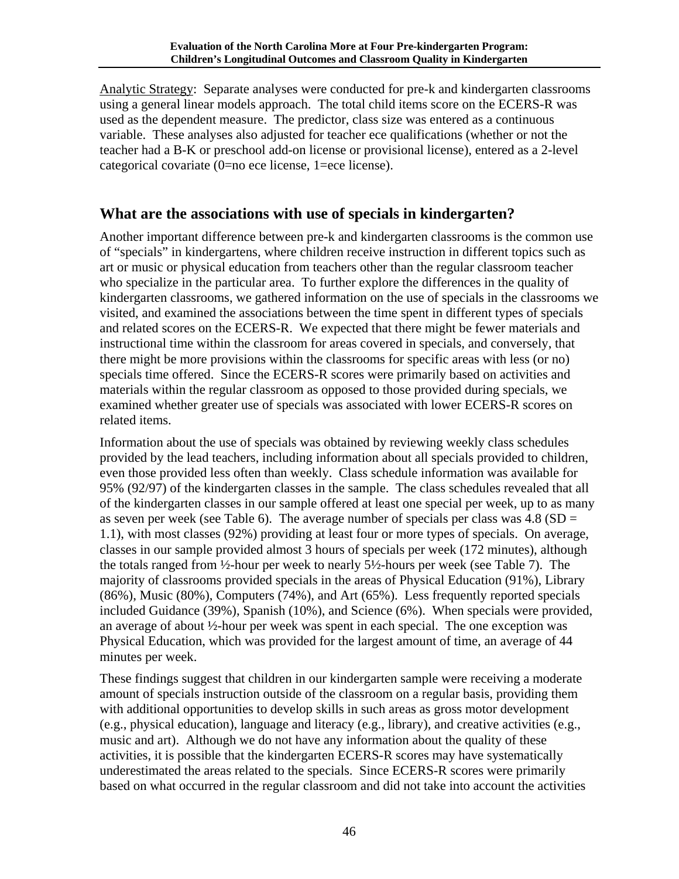<u>Analytic Strategy</u>: Separate analyses were conducted for pre-k and kindergarten classrooms using a general linear models approach. The total child items score on the ECERS-R was used as the dependent measure. The predictor, class size was entered as a continuous variable. These analyses also adjusted for teacher ece qualifications (whether or not the teacher had a B-K or preschool add-on license or provisional license), entered as a 2-level categorical covariate (0=no ece license, 1=ece license).

## What are the associations with use of specials in kindergarten?

Another important difference between pre-k and kindergarten classrooms is the common use of "specials" in kindergartens, where children receive instruction in different topics such as art or music or physical education from teachers other than the regular classroom teacher who specialize in the particular area. To further explore the differences in the quality of kindergarten classrooms, we gathered information on the use of specials in the classrooms we visited, and examined the associations between the time spent in different types of specials and related scores on the ECERS-R. We expected that there might be fewer materials and instructional time within the classroom for areas covered in specials, and conversely, that there might be more provisions within the classrooms for specific areas with less (or no) specials time offered. Since the ECERS-R scores were primarily based on activities and materials within the regular classroom as opposed to those provided during specials, we examined whether greater use of specials was associated with lower ECERS-R scores on related items.

Information about the use of specials was obtained by reviewing weekly class schedules provided by the lead teachers, including information about all specials provided to children, even those provided less often than weekly. Class schedule information was available for 95% (92/97) of the kindergarten classes in the sample. The class schedules revealed that all of the kindergarten classes in our sample offered at least one special per week, up to as many as seven per week (see Table 6). The average number of specials per class was 4.8 (SD = 1.1), with most classes (92%) providing at least four or more types of specials. On average, classes in our sample provided almost 3 hours of specials per week (172 minutes), although the totals ranged from ½-hour per week to nearly 5½-hours per week (see Table 7). The majority of classrooms provided specials in the areas of Physical Education (91%), Library (86%), Music (80%), Computers (74%), and Art (65%). Less frequently reported specials included Guidance (39%), Spanish (10%), and Science (6%). When specials were provided, an average of about ½-hour per week was spent in each special. The one exception was Physical Education, which was provided for the largest amount of time, an average of 44 minutes per week.

These findings suggest that children in our kindergarten sample were receiving a moderate amount of specials instruction outside of the classroom on a regular basis, providing them with additional opportunities to develop skills in such areas as gross motor development (e.g., physical education), language and literacy (e.g., library), and creative activities (e.g., music and art). Although we do not have any information about the quality of these activities, it is possible that the kindergarten ECERS-R scores may have systematically underestimated the areas related to the specials. Since ECERS-R scores were primarily based on what occurred in the regular classroom and did not take into account the activities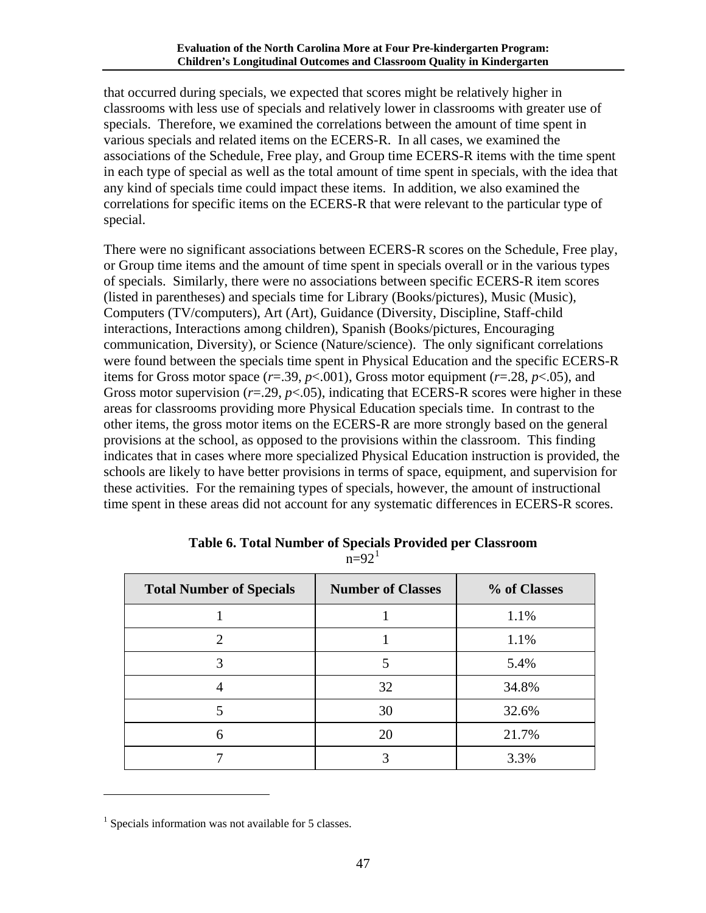that occurred during specials, we expected that scores might be relatively higher in classrooms with less use of specials and relatively lower in classrooms with greater use of specials. Therefore, we examined the correlations between the amount of time spent in various specials and related items on the ECERS-R. In all cases, we examined the associations of the Schedule, Free play, and Group time ECERS-R items with the time spent in each type of special as well as the total amount of time spent in specials, with the idea that any kind of specials time could impact these items. In addition, we also examined the correlations for specific items on the ECERS-R that were relevant to the particular type of special.

There were no significant associations between ECERS-R scores on the Schedule, Free play, or Group time items and the amount of time spent in specials overall or in the various types of specials. Similarly, there were no associations between specific ECERS-R item scores (listed in parentheses) and specials time for Library (Books/pictures), Music (Music), Computers (TV/computers), Art (Art), Guidance (Diversity, Discipline, Staff-child interactions, Interactions among children), Spanish (Books/pictures, Encouraging communication, Diversity), or Science (Nature/science). The only significant correlations were found between the specials time spent in Physical Education and the specific ECERS-R items for Gross motor space ($r$=.39, $p$<.001), Gross motor equipment ($r$=.28, $p$<.05), and Gross motor supervision ($r$=.29, $p$<.05), indicating that ECERS-R scores were higher in these areas for classrooms providing more Physical Education specials time. In contrast to the other items, the gross motor items on the ECERS-R are more strongly based on the general provisions at the school, as opposed to the provisions within the classroom. This finding indicates that in cases where more specialized Physical Education instruction is provided, the schools are likely to have better provisions in terms of space, equipment, and supervision for these activities. For the remaining types of specials, however, the amount of instructional time spent in these areas did not account for any systematic differences in ECERS-R scores.

**Table 6. Total Number of Specials Provided per Classroom**
n=92[1]

| Total Number of Specials | Number of Classes | % of Classes |
|---|---|---|
| 1 | 1 | 1.1% |
| 2 | 1 | 1.1% |
| 3 | 5 | 5.4% |
| 4 | 32 | 34.8% |
| 5 | 30 | 32.6% |
| 6 | 20 | 21.7% |
| 7 | 3 | 3.3% |

[1] Specials information was not available for 5 classes.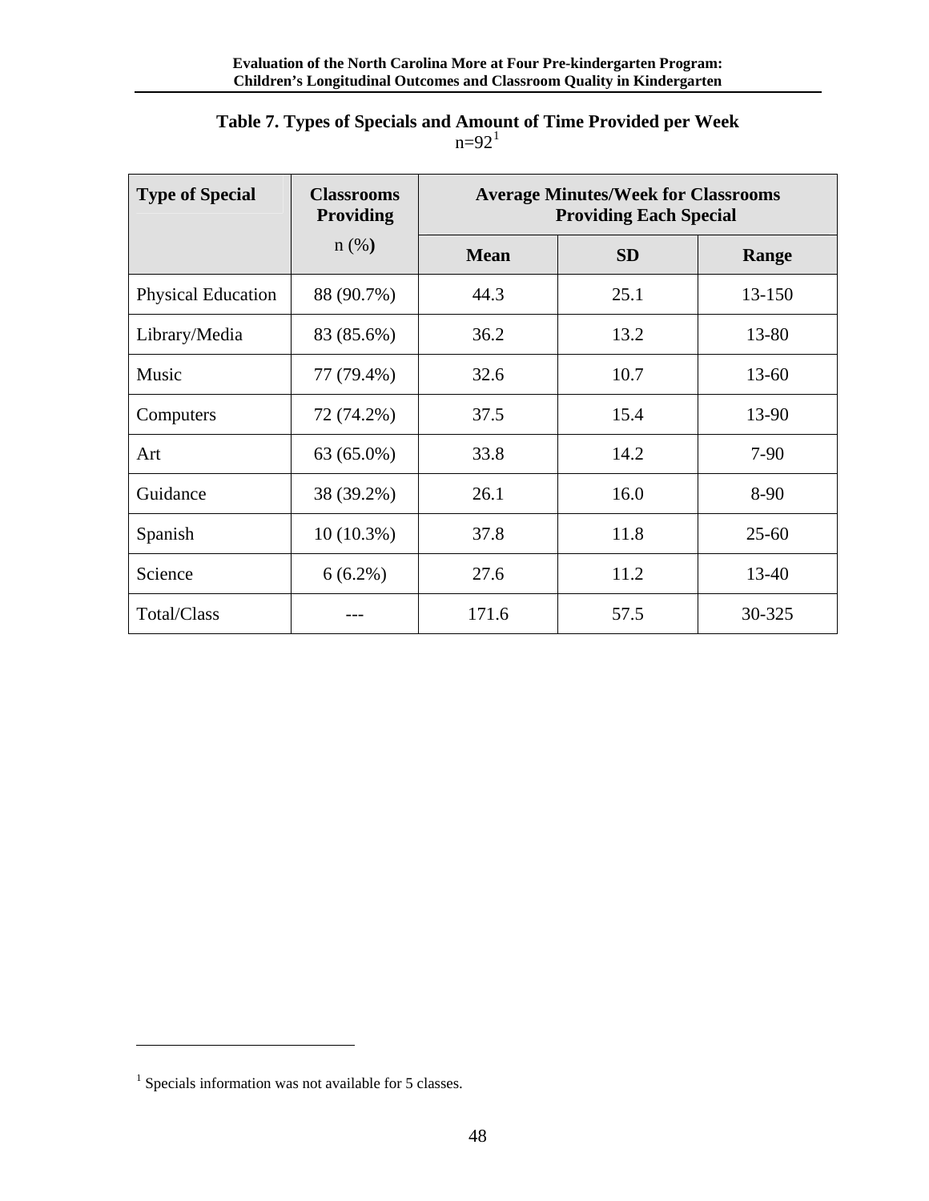**Table 7. Types of Specials and Amount of Time Provided per Week**
n=92[1]

| Type of Special | Classrooms Providing n (%) | Average Minutes/Week for Classrooms Providing Each Special | | |
|---|---|---|---|---|
| | | Mean | SD | Range |
| Physical Education | 88 (90.7%) | 44.3 | 25.1 | 13-150 |
| Library/Media | 83 (85.6%) | 36.2 | 13.2 | 13-80 |
| Music | 77 (79.4%) | 32.6 | 10.7 | 13-60 |
| Computers | 72 (74.2%) | 37.5 | 15.4 | 13-90 |
| Art | 63 (65.0%) | 33.8 | 14.2 | 7-90 |
| Guidance | 38 (39.2%) | 26.1 | 16.0 | 8-90 |
| Spanish | 10 (10.3%) | 37.8 | 11.8 | 25-60 |
| Science | 6 (6.2%) | 27.6 | 11.2 | 13-40 |
| Total/Class | --- | 171.6 | 57.5 | 30-325 |

[1] Specials information was not available for 5 classes.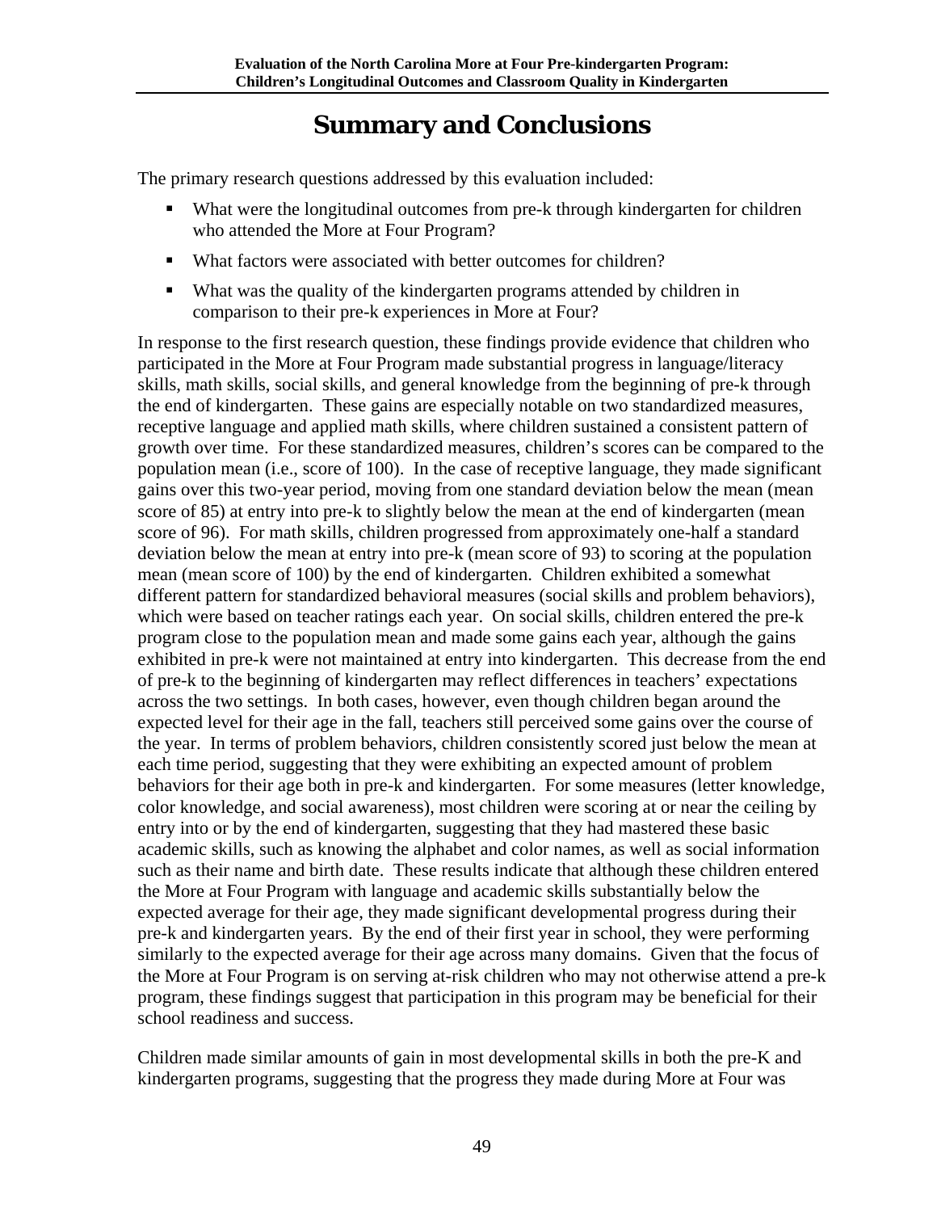# Summary and Conclusions

The primary research questions addressed by this evaluation included:

- What were the longitudinal outcomes from pre-k through kindergarten for children who attended the More at Four Program?
- What factors were associated with better outcomes for children?
- What was the quality of the kindergarten programs attended by children in comparison to their pre-k experiences in More at Four?

In response to the first research question, these findings provide evidence that children who participated in the More at Four Program made substantial progress in language/literacy skills, math skills, social skills, and general knowledge from the beginning of pre-k through the end of kindergarten. These gains are especially notable on two standardized measures, receptive language and applied math skills, where children sustained a consistent pattern of growth over time. For these standardized measures, children's scores can be compared to the population mean (i.e., score of 100). In the case of receptive language, they made significant gains over this two-year period, moving from one standard deviation below the mean (mean score of 85) at entry into pre-k to slightly below the mean at the end of kindergarten (mean score of 96). For math skills, children progressed from approximately one-half a standard deviation below the mean at entry into pre-k (mean score of 93) to scoring at the population mean (mean score of 100) by the end of kindergarten. Children exhibited a somewhat different pattern for standardized behavioral measures (social skills and problem behaviors), which were based on teacher ratings each year. On social skills, children entered the pre-k program close to the population mean and made some gains each year, although the gains exhibited in pre-k were not maintained at entry into kindergarten. This decrease from the end of pre-k to the beginning of kindergarten may reflect differences in teachers' expectations across the two settings. In both cases, however, even though children began around the expected level for their age in the fall, teachers still perceived some gains over the course of the year. In terms of problem behaviors, children consistently scored just below the mean at each time period, suggesting that they were exhibiting an expected amount of problem behaviors for their age both in pre-k and kindergarten. For some measures (letter knowledge, color knowledge, and social awareness), most children were scoring at or near the ceiling by entry into or by the end of kindergarten, suggesting that they had mastered these basic academic skills, such as knowing the alphabet and color names, as well as social information such as their name and birth date. These results indicate that although these children entered the More at Four Program with language and academic skills substantially below the expected average for their age, they made significant developmental progress during their pre-k and kindergarten years. By the end of their first year in school, they were performing similarly to the expected average for their age across many domains. Given that the focus of the More at Four Program is on serving at-risk children who may not otherwise attend a pre-k program, these findings suggest that participation in this program may be beneficial for their school readiness and success.

Children made similar amounts of gain in most developmental skills in both the pre-K and kindergarten programs, suggesting that the progress they made during More at Four was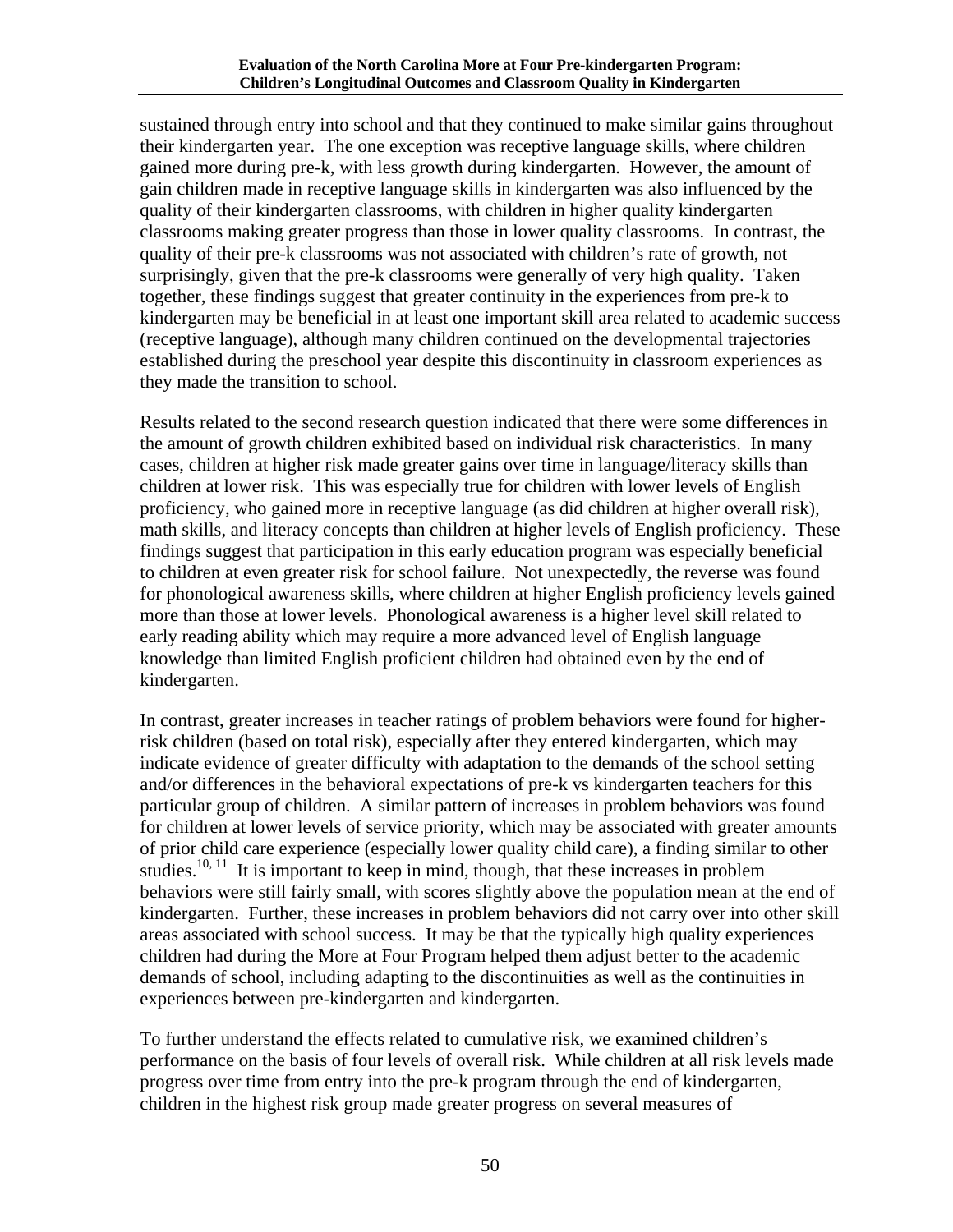sustained through entry into school and that they continued to make similar gains throughout their kindergarten year. The one exception was receptive language skills, where children gained more during pre-k, with less growth during kindergarten. However, the amount of gain children made in receptive language skills in kindergarten was also influenced by the quality of their kindergarten classrooms, with children in higher quality kindergarten classrooms making greater progress than those in lower quality classrooms. In contrast, the quality of their pre-k classrooms was not associated with children's rate of growth, not surprisingly, given that the pre-k classrooms were generally of very high quality. Taken together, these findings suggest that greater continuity in the experiences from pre-k to kindergarten may be beneficial in at least one important skill area related to academic success (receptive language), although many children continued on the developmental trajectories established during the preschool year despite this discontinuity in classroom experiences as they made the transition to school.

Results related to the second research question indicated that there were some differences in the amount of growth children exhibited based on individual risk characteristics. In many cases, children at higher risk made greater gains over time in language/literacy skills than children at lower risk. This was especially true for children with lower levels of English proficiency, who gained more in receptive language (as did children at higher overall risk), math skills, and literacy concepts than children at higher levels of English proficiency. These findings suggest that participation in this early education program was especially beneficial to children at even greater risk for school failure. Not unexpectedly, the reverse was found for phonological awareness skills, where children at higher English proficiency levels gained more than those at lower levels. Phonological awareness is a higher level skill related to early reading ability which may require a more advanced level of English language knowledge than limited English proficient children had obtained even by the end of kindergarten.

In contrast, greater increases in teacher ratings of problem behaviors were found for higher-risk children (based on total risk), especially after they entered kindergarten, which may indicate evidence of greater difficulty with adaptation to the demands of the school setting and/or differences in the behavioral expectations of pre-k vs kindergarten teachers for this particular group of children. A similar pattern of increases in problem behaviors was found for children at lower levels of service priority, which may be associated with greater amounts of prior child care experience (especially lower quality child care), a finding similar to other studies.[10, 11] It is important to keep in mind, though, that these increases in problem behaviors were still fairly small, with scores slightly above the population mean at the end of kindergarten. Further, these increases in problem behaviors did not carry over into other skill areas associated with school success. It may be that the typically high quality experiences children had during the More at Four Program helped them adjust better to the academic demands of school, including adapting to the discontinuities as well as the continuities in experiences between pre-kindergarten and kindergarten.

To further understand the effects related to cumulative risk, we examined children's performance on the basis of four levels of overall risk. While children at all risk levels made progress over time from entry into the pre-k program through the end of kindergarten, children in the highest risk group made greater progress on several measures of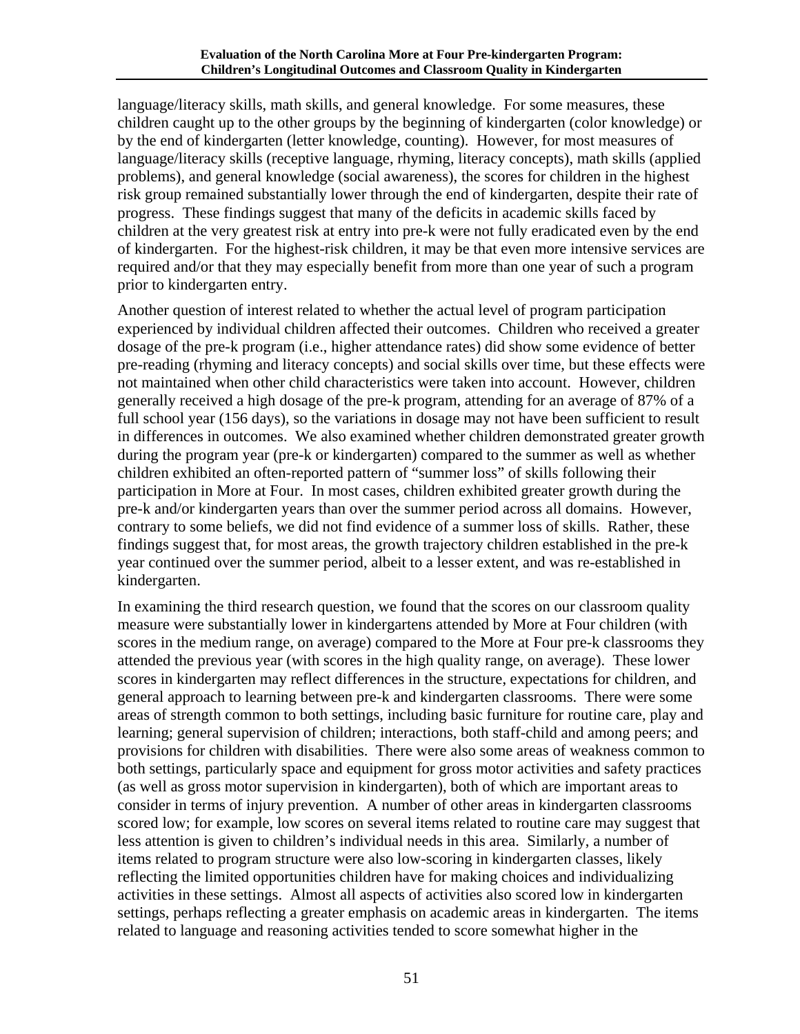language/literacy skills, math skills, and general knowledge. For some measures, these children caught up to the other groups by the beginning of kindergarten (color knowledge) or by the end of kindergarten (letter knowledge, counting). However, for most measures of language/literacy skills (receptive language, rhyming, literacy concepts), math skills (applied problems), and general knowledge (social awareness), the scores for children in the highest risk group remained substantially lower through the end of kindergarten, despite their rate of progress. These findings suggest that many of the deficits in academic skills faced by children at the very greatest risk at entry into pre-k were not fully eradicated even by the end of kindergarten. For the highest-risk children, it may be that even more intensive services are required and/or that they may especially benefit from more than one year of such a program prior to kindergarten entry.

Another question of interest related to whether the actual level of program participation experienced by individual children affected their outcomes. Children who received a greater dosage of the pre-k program (i.e., higher attendance rates) did show some evidence of better pre-reading (rhyming and literacy concepts) and social skills over time, but these effects were not maintained when other child characteristics were taken into account. However, children generally received a high dosage of the pre-k program, attending for an average of 87% of a full school year (156 days), so the variations in dosage may not have been sufficient to result in differences in outcomes. We also examined whether children demonstrated greater growth during the program year (pre-k or kindergarten) compared to the summer as well as whether children exhibited an often-reported pattern of "summer loss" of skills following their participation in More at Four. In most cases, children exhibited greater growth during the pre-k and/or kindergarten years than over the summer period across all domains. However, contrary to some beliefs, we did not find evidence of a summer loss of skills. Rather, these findings suggest that, for most areas, the growth trajectory children established in the pre-k year continued over the summer period, albeit to a lesser extent, and was re-established in kindergarten.

In examining the third research question, we found that the scores on our classroom quality measure were substantially lower in kindergartens attended by More at Four children (with scores in the medium range, on average) compared to the More at Four pre-k classrooms they attended the previous year (with scores in the high quality range, on average). These lower scores in kindergarten may reflect differences in the structure, expectations for children, and general approach to learning between pre-k and kindergarten classrooms. There were some areas of strength common to both settings, including basic furniture for routine care, play and learning; general supervision of children; interactions, both staff-child and among peers; and provisions for children with disabilities. There were also some areas of weakness common to both settings, particularly space and equipment for gross motor activities and safety practices (as well as gross motor supervision in kindergarten), both of which are important areas to consider in terms of injury prevention. A number of other areas in kindergarten classrooms scored low; for example, low scores on several items related to routine care may suggest that less attention is given to children's individual needs in this area. Similarly, a number of items related to program structure were also low-scoring in kindergarten classes, likely reflecting the limited opportunities children have for making choices and individualizing activities in these settings. Almost all aspects of activities also scored low in kindergarten settings, perhaps reflecting a greater emphasis on academic areas in kindergarten. The items related to language and reasoning activities tended to score somewhat higher in the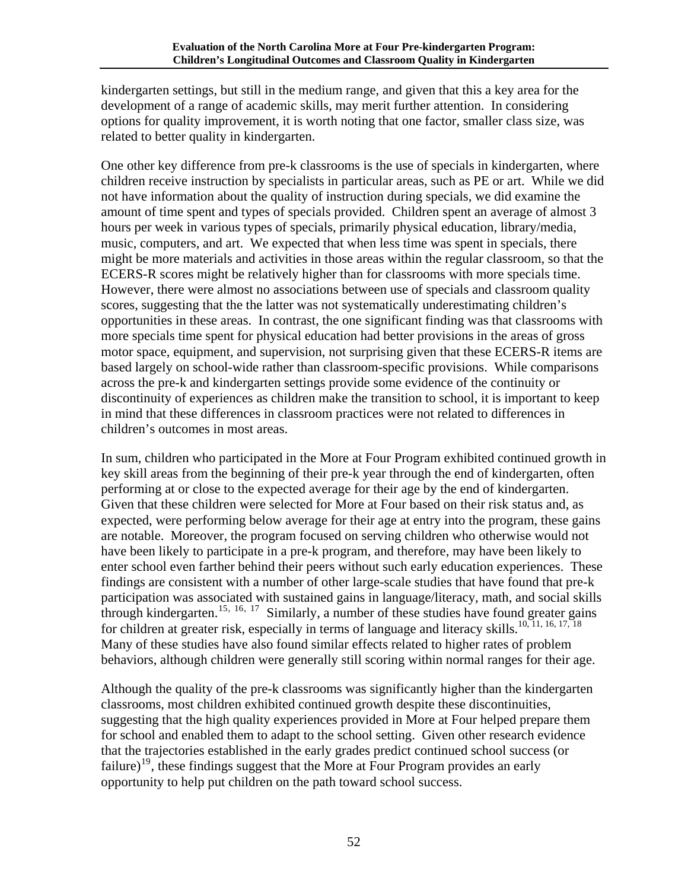kindergarten settings, but still in the medium range, and given that this a key area for the development of a range of academic skills, may merit further attention. In considering options for quality improvement, it is worth noting that one factor, smaller class size, was related to better quality in kindergarten.

One other key difference from pre-k classrooms is the use of specials in kindergarten, where children receive instruction by specialists in particular areas, such as PE or art. While we did not have information about the quality of instruction during specials, we did examine the amount of time spent and types of specials provided. Children spent an average of almost 3 hours per week in various types of specials, primarily physical education, library/media, music, computers, and art. We expected that when less time was spent in specials, there might be more materials and activities in those areas within the regular classroom, so that the ECERS-R scores might be relatively higher than for classrooms with more specials time. However, there were almost no associations between use of specials and classroom quality scores, suggesting that the the latter was not systematically underestimating children's opportunities in these areas. In contrast, the one significant finding was that classrooms with more specials time spent for physical education had better provisions in the areas of gross motor space, equipment, and supervision, not surprising given that these ECERS-R items are based largely on school-wide rather than classroom-specific provisions. While comparisons across the pre-k and kindergarten settings provide some evidence of the continuity or discontinuity of experiences as children make the transition to school, it is important to keep in mind that these differences in classroom practices were not related to differences in children's outcomes in most areas.

In sum, children who participated in the More at Four Program exhibited continued growth in key skill areas from the beginning of their pre-k year through the end of kindergarten, often performing at or close to the expected average for their age by the end of kindergarten. Given that these children were selected for More at Four based on their risk status and, as expected, were performing below average for their age at entry into the program, these gains are notable. Moreover, the program focused on serving children who otherwise would not have been likely to participate in a pre-k program, and therefore, may have been likely to enter school even farther behind their peers without such early education experiences. These findings are consistent with a number of other large-scale studies that have found that pre-k participation was associated with sustained gains in language/literacy, math, and social skills through kindergarten.[15, 16, 17] Similarly, a number of these studies have found greater gains for children at greater risk, especially in terms of language and literacy skills.[10, 11, 16, 17, 18] Many of these studies have also found similar effects related to higher rates of problem behaviors, although children were generally still scoring within normal ranges for their age.

Although the quality of the pre-k classrooms was significantly higher than the kindergarten classrooms, most children exhibited continued growth despite these discontinuities, suggesting that the high quality experiences provided in More at Four helped prepare them for school and enabled them to adapt to the school setting. Given other research evidence that the trajectories established in the early grades predict continued school success (or failure)[19], these findings suggest that the More at Four Program provides an early opportunity to help put children on the path toward school success.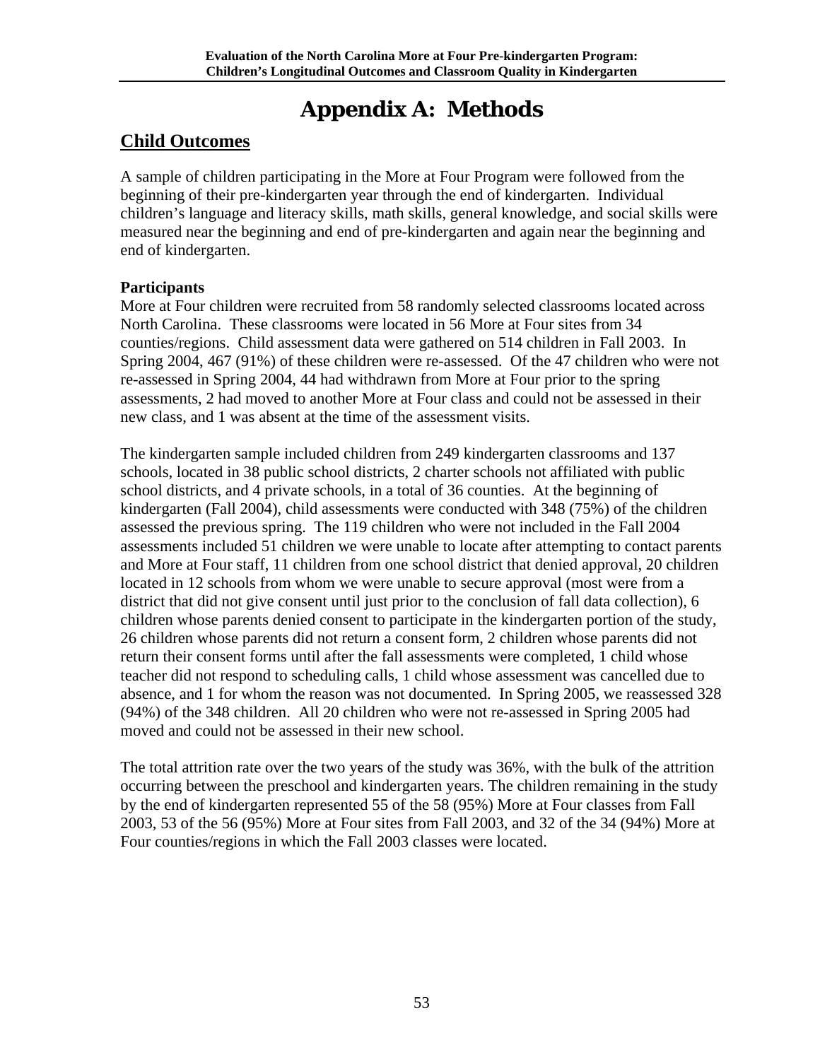# Appendix A: Methods

## Child Outcomes

A sample of children participating in the More at Four Program were followed from the beginning of their pre-kindergarten year through the end of kindergarten. Individual children's language and literacy skills, math skills, general knowledge, and social skills were measured near the beginning and end of pre-kindergarten and again near the beginning and end of kindergarten.

**Participants**

More at Four children were recruited from 58 randomly selected classrooms located across North Carolina. These classrooms were located in 56 More at Four sites from 34 counties/regions. Child assessment data were gathered on 514 children in Fall 2003. In Spring 2004, 467 (91%) of these children were re-assessed. Of the 47 children who were not re-assessed in Spring 2004, 44 had withdrawn from More at Four prior to the spring assessments, 2 had moved to another More at Four class and could not be assessed in their new class, and 1 was absent at the time of the assessment visits.

The kindergarten sample included children from 249 kindergarten classrooms and 137 schools, located in 38 public school districts, 2 charter schools not affiliated with public school districts, and 4 private schools, in a total of 36 counties. At the beginning of kindergarten (Fall 2004), child assessments were conducted with 348 (75%) of the children assessed the previous spring. The 119 children who were not included in the Fall 2004 assessments included 51 children we were unable to locate after attempting to contact parents and More at Four staff, 11 children from one school district that denied approval, 20 children located in 12 schools from whom we were unable to secure approval (most were from a district that did not give consent until just prior to the conclusion of fall data collection), 6 children whose parents denied consent to participate in the kindergarten portion of the study, 26 children whose parents did not return a consent form, 2 children whose parents did not return their consent forms until after the fall assessments were completed, 1 child whose teacher did not respond to scheduling calls, 1 child whose assessment was cancelled due to absence, and 1 for whom the reason was not documented. In Spring 2005, we reassessed 328 (94%) of the 348 children. All 20 children who were not re-assessed in Spring 2005 had moved and could not be assessed in their new school.

The total attrition rate over the two years of the study was 36%, with the bulk of the attrition occurring between the preschool and kindergarten years. The children remaining in the study by the end of kindergarten represented 55 of the 58 (95%) More at Four classes from Fall 2003, 53 of the 56 (95%) More at Four sites from Fall 2003, and 32 of the 34 (94%) More at Four counties/regions in which the Fall 2003 classes were located.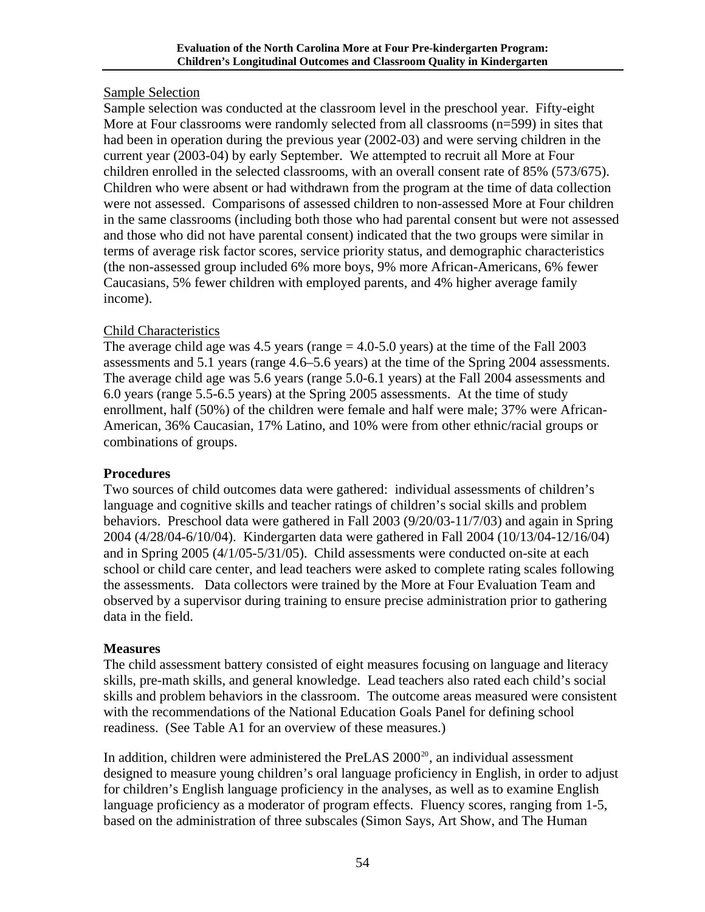Sample Selection

Sample selection was conducted at the classroom level in the preschool year. Fifty-eight More at Four classrooms were randomly selected from all classrooms (n=599) in sites that had been in operation during the previous year (2002-03) and were serving children in the current year (2003-04) by early September. We attempted to recruit all More at Four children enrolled in the selected classrooms, with an overall consent rate of 85% (573/675). Children who were absent or had withdrawn from the program at the time of data collection were not assessed. Comparisons of assessed children to non-assessed More at Four children in the same classrooms (including both those who had parental consent but were not assessed and those who did not have parental consent) indicated that the two groups were similar in terms of average risk factor scores, service priority status, and demographic characteristics (the non-assessed group included 6% more boys, 9% more African-Americans, 6% fewer Caucasians, 5% fewer children with employed parents, and 4% higher average family income).

Child Characteristics

The average child age was 4.5 years (range = 4.0-5.0 years) at the time of the Fall 2003 assessments and 5.1 years (range 4.6–5.6 years) at the time of the Spring 2004 assessments. The average child age was 5.6 years (range 5.0-6.1 years) at the Fall 2004 assessments and 6.0 years (range 5.5-6.5 years) at the Spring 2005 assessments. At the time of study enrollment, half (50%) of the children were female and half were male; 37% were African-American, 36% Caucasian, 17% Latino, and 10% were from other ethnic/racial groups or combinations of groups.

**Procedures**

Two sources of child outcomes data were gathered: individual assessments of children's language and cognitive skills and teacher ratings of children's social skills and problem behaviors. Preschool data were gathered in Fall 2003 (9/20/03-11/7/03) and again in Spring 2004 (4/28/04-6/10/04). Kindergarten data were gathered in Fall 2004 (10/13/04-12/16/04) and in Spring 2005 (4/1/05-5/31/05). Child assessments were conducted on-site at each school or child care center, and lead teachers were asked to complete rating scales following the assessments. Data collectors were trained by the More at Four Evaluation Team and observed by a supervisor during training to ensure precise administration prior to gathering data in the field.

**Measures**

The child assessment battery consisted of eight measures focusing on language and literacy skills, pre-math skills, and general knowledge. Lead teachers also rated each child's social skills and problem behaviors in the classroom. The outcome areas measured were consistent with the recommendations of the National Education Goals Panel for defining school readiness. (See Table A1 for an overview of these measures.)

In addition, children were administered the PreLAS 2000[20], an individual assessment designed to measure young children's oral language proficiency in English, in order to adjust for children's English language proficiency in the analyses, as well as to examine English language proficiency as a moderator of program effects. Fluency scores, ranging from 1-5, based on the administration of three subscales (Simon Says, Art Show, and The Human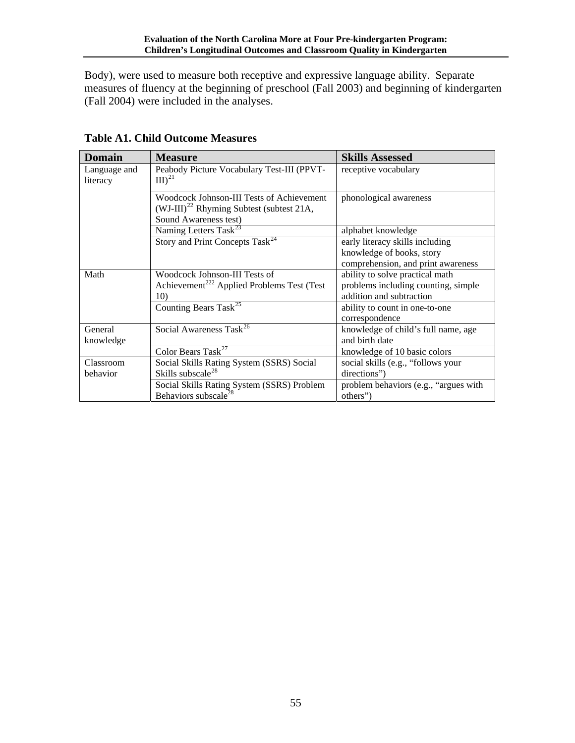Body), were used to measure both receptive and expressive language ability. Separate measures of fluency at the beginning of preschool (Fall 2003) and beginning of kindergarten (Fall 2004) were included in the analyses.

**Table A1. Child Outcome Measures**

| Domain | Measure | Skills Assessed |
|---|---|---|
| Language and literacy | Peabody Picture Vocabulary Test-III (PPVT-III)[21] | receptive vocabulary |
| | Woodcock Johnson-III Tests of Achievement (WJ-III)[22] Rhyming Subtest (subtest 21A, Sound Awareness test) | phonological awareness |
| | Naming Letters Task[23] | alphabet knowledge |
| | Story and Print Concepts Task[24] | early literacy skills including knowledge of books, story comprehension, and print awareness |
| Math | Woodcock Johnson-III Tests of Achievement[222] Applied Problems Test (Test 10) | ability to solve practical math problems including counting, simple addition and subtraction |
| | Counting Bears Task[25] | ability to count in one-to-one correspondence |
| General knowledge | Social Awareness Task[26] | knowledge of child's full name, age and birth date |
| | Color Bears Task[27] | knowledge of 10 basic colors |
| Classroom behavior | Social Skills Rating System (SSRS) Social Skills subscale[28] | social skills (e.g., "follows your directions") |
| | Social Skills Rating System (SSRS) Problem Behaviors subscale[28] | problem behaviors (e.g., "argues with others") |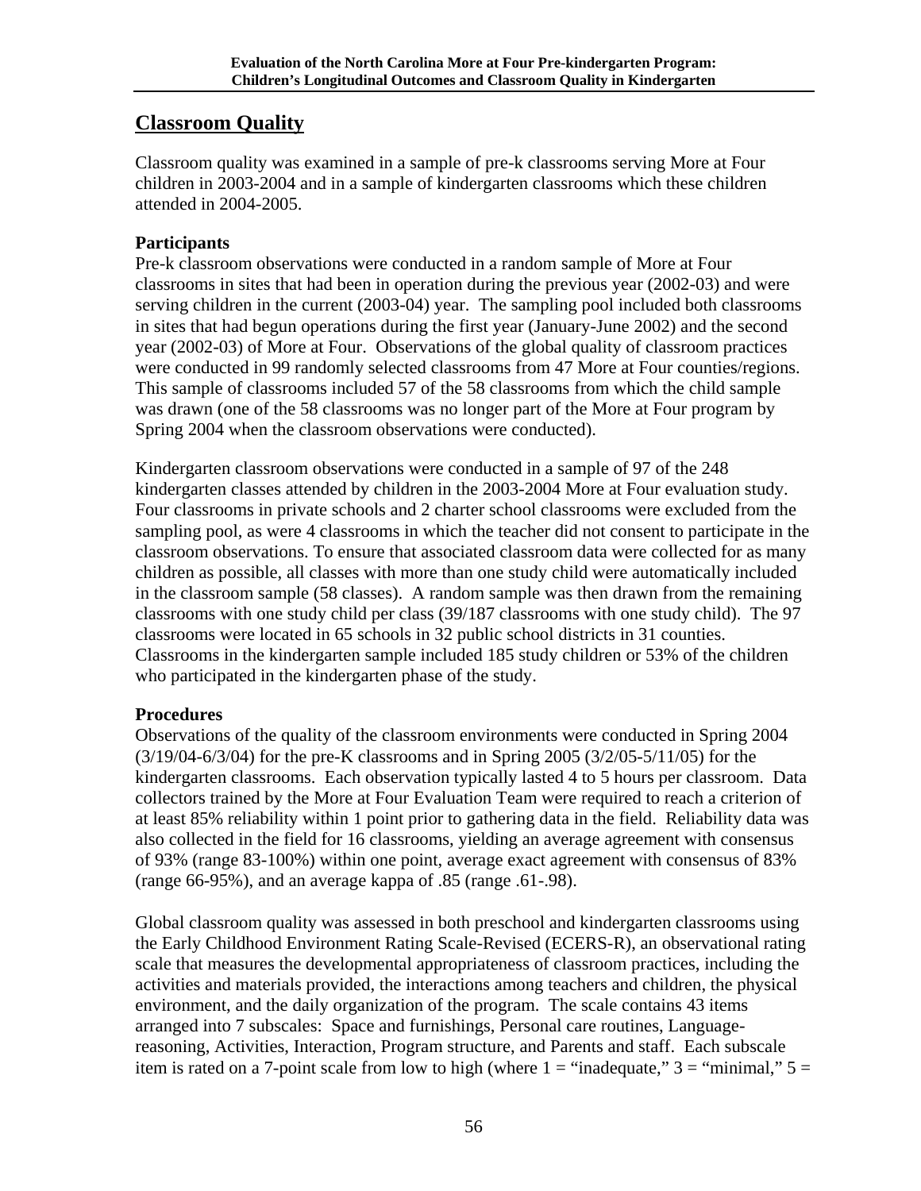## Classroom Quality

Classroom quality was examined in a sample of pre-k classrooms serving More at Four children in 2003-2004 and in a sample of kindergarten classrooms which these children attended in 2004-2005.

### Participants

Pre-k classroom observations were conducted in a random sample of More at Four classrooms in sites that had been in operation during the previous year (2002-03) and were serving children in the current (2003-04) year. The sampling pool included both classrooms in sites that had begun operations during the first year (January-June 2002) and the second year (2002-03) of More at Four. Observations of the global quality of classroom practices were conducted in 99 randomly selected classrooms from 47 More at Four counties/regions. This sample of classrooms included 57 of the 58 classrooms from which the child sample was drawn (one of the 58 classrooms was no longer part of the More at Four program by Spring 2004 when the classroom observations were conducted).

Kindergarten classroom observations were conducted in a sample of 97 of the 248 kindergarten classes attended by children in the 2003-2004 More at Four evaluation study. Four classrooms in private schools and 2 charter school classrooms were excluded from the sampling pool, as were 4 classrooms in which the teacher did not consent to participate in the classroom observations. To ensure that associated classroom data were collected for as many children as possible, all classes with more than one study child were automatically included in the classroom sample (58 classes). A random sample was then drawn from the remaining classrooms with one study child per class (39/187 classrooms with one study child). The 97 classrooms were located in 65 schools in 32 public school districts in 31 counties. Classrooms in the kindergarten sample included 185 study children or 53% of the children who participated in the kindergarten phase of the study.

### Procedures

Observations of the quality of the classroom environments were conducted in Spring 2004 (3/19/04-6/3/04) for the pre-K classrooms and in Spring 2005 (3/2/05-5/11/05) for the kindergarten classrooms. Each observation typically lasted 4 to 5 hours per classroom. Data collectors trained by the More at Four Evaluation Team were required to reach a criterion of at least 85% reliability within 1 point prior to gathering data in the field. Reliability data was also collected in the field for 16 classrooms, yielding an average agreement with consensus of 93% (range 83-100%) within one point, average exact agreement with consensus of 83% (range 66-95%), and an average kappa of .85 (range .61-.98).

Global classroom quality was assessed in both preschool and kindergarten classrooms using the Early Childhood Environment Rating Scale-Revised (ECERS-R), an observational rating scale that measures the developmental appropriateness of classroom practices, including the activities and materials provided, the interactions among teachers and children, the physical environment, and the daily organization of the program. The scale contains 43 items arranged into 7 subscales: Space and furnishings, Personal care routines, Language-reasoning, Activities, Interaction, Program structure, and Parents and staff. Each subscale item is rated on a 7-point scale from low to high (where 1 = "inadequate," 3 = "minimal," 5 =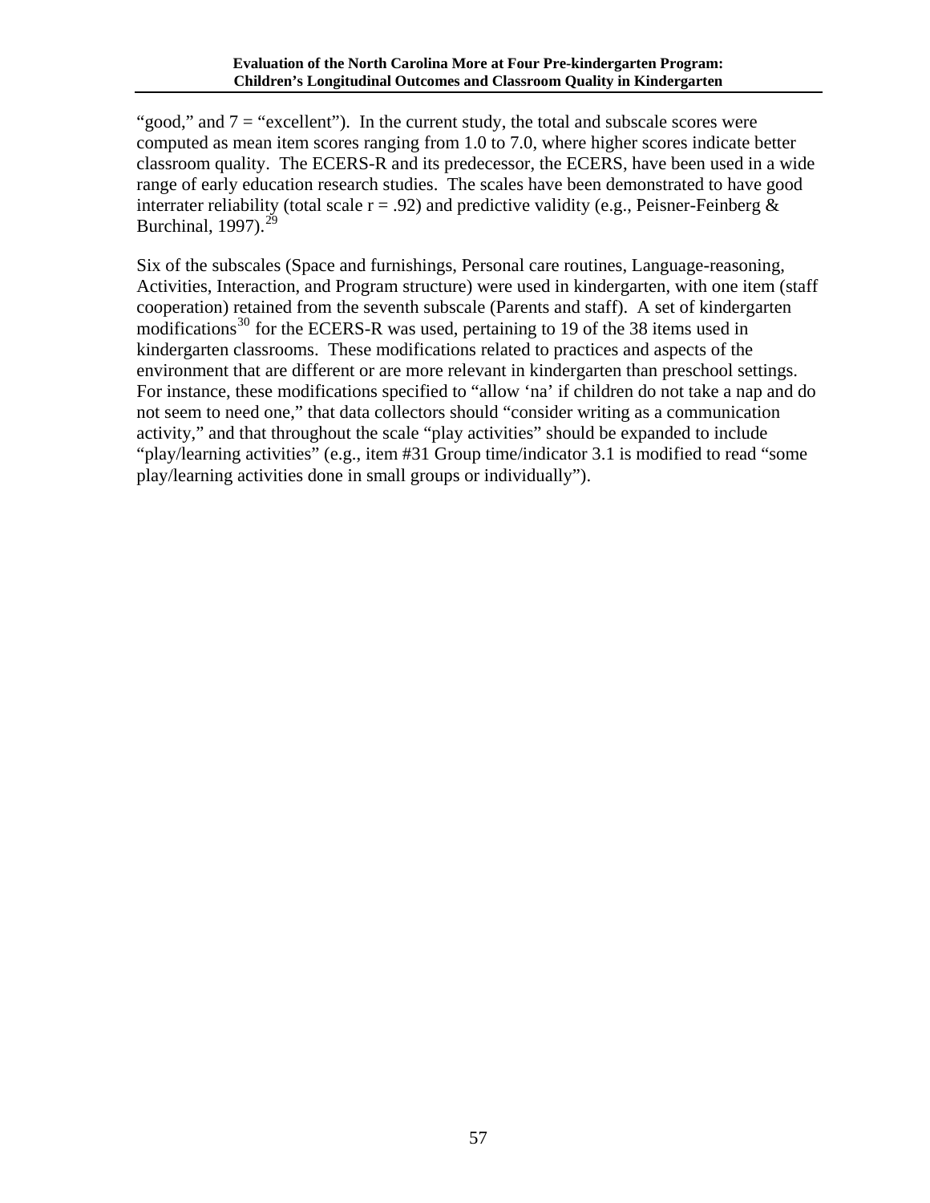"good," and 7 = "excellent"). In the current study, the total and subscale scores were computed as mean item scores ranging from 1.0 to 7.0, where higher scores indicate better classroom quality. The ECERS-R and its predecessor, the ECERS, have been used in a wide range of early education research studies. The scales have been demonstrated to have good interrater reliability (total scale r = .92) and predictive validity (e.g., Peisner-Feinberg & Burchinal, 1997).[29]

Six of the subscales (Space and furnishings, Personal care routines, Language-reasoning, Activities, Interaction, and Program structure) were used in kindergarten, with one item (staff cooperation) retained from the seventh subscale (Parents and staff). A set of kindergarten modifications[30] for the ECERS-R was used, pertaining to 19 of the 38 items used in kindergarten classrooms. These modifications related to practices and aspects of the environment that are different or are more relevant in kindergarten than preschool settings. For instance, these modifications specified to "allow 'na' if children do not take a nap and do not seem to need one," that data collectors should "consider writing as a communication activity," and that throughout the scale "play activities" should be expanded to include "play/learning activities" (e.g., item #31 Group time/indicator 3.1 is modified to read "some play/learning activities done in small groups or individually").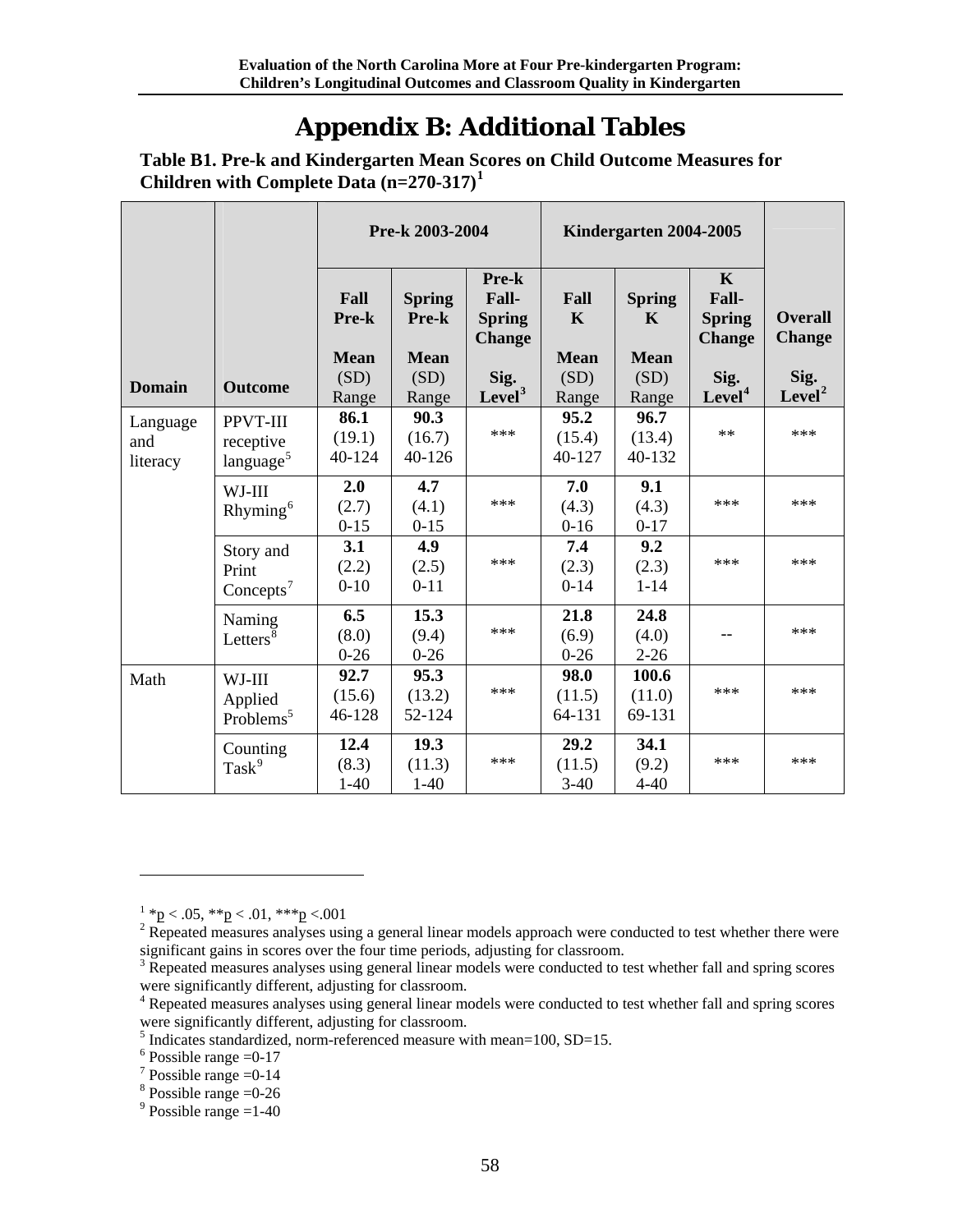# Appendix B: Additional Tables

**Table B1. Pre-k and Kindergarten Mean Scores on Child Outcome Measures for Children with Complete Data (n=270-317)[1]**

| Domain | Outcome | Pre-k 2003-2004 | | | Kindergarten 2004-2005 | | | |
|---|---|---|---|---|---|---|---|---|
| | | Fall Pre-k<br>Mean (SD) Range | Spring Pre-k<br>Mean (SD) Range | Pre-k Fall-Spring Change<br>Sig. Level[3] | Fall K<br>Mean (SD) Range | Spring K<br>Mean (SD) Range | K Fall-Spring Change<br>Sig. Level[4] | Overall Change<br>Sig. Level[2] |
| Language and literacy | PPVT-III receptive language[5] | **86.1** (19.1) 40-124 | **90.3** (16.7) 40-126 | *** | **95.2** (15.4) 40-127 | **96.7** (13.4) 40-132 | ** | *** |
| | WJ-III Rhyming[6] | **2.0** (2.7) 0-15 | **4.7** (4.1) 0-15 | *** | **7.0** (4.3) 0-16 | **9.1** (4.3) 0-17 | *** | *** |
| | Story and Print Concepts[7] | **3.1** (2.2) 0-10 | **4.9** (2.5) 0-11 | *** | **7.4** (2.3) 0-14 | **9.2** (2.3) 1-14 | *** | *** |
| | Naming Letters[8] | **6.5** (8.0) 0-26 | **15.3** (9.4) 0-26 | *** | **21.8** (6.9) 0-26 | **24.8** (4.0) 2-26 | -- | *** |
| Math | WJ-III Applied Problems[5] | **92.7** (15.6) 46-128 | **95.3** (13.2) 52-124 | *** | **98.0** (11.5) 64-131 | **100.6** (11.0) 69-131 | *** | *** |
| | Counting Task[9] | **12.4** (8.3) 1-40 | **19.3** (11.3) 1-40 | *** | **29.2** (11.5) 3-40 | **34.1** (9.2) 4-40 | *** | *** |

[1] *p < .05, **p < .01, ***p <.001

[2] Repeated measures analyses using a general linear models approach were conducted to test whether there were significant gains in scores over the four time periods, adjusting for classroom.

[3] Repeated measures analyses using general linear models were conducted to test whether fall and spring scores were significantly different, adjusting for classroom.

[4] Repeated measures analyses using general linear models were conducted to test whether fall and spring scores were significantly different, adjusting for classroom.

[5] Indicates standardized, norm-referenced measure with mean=100, SD=15.

[6] Possible range =0-17

[7] Possible range =0-14

[8] Possible range =0-26

[9] Possible range =1-40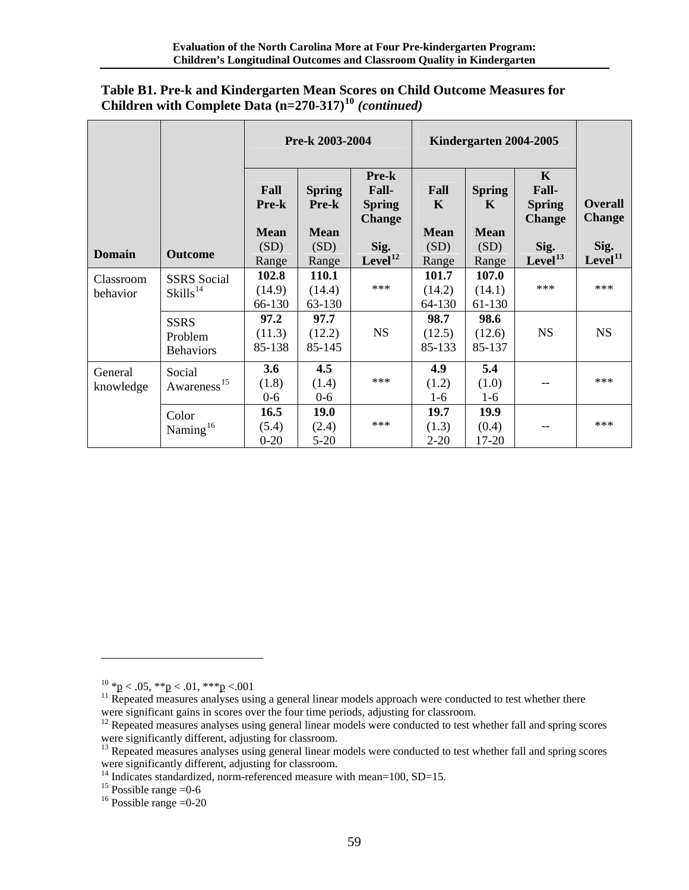**Table B1. Pre-k and Kindergarten Mean Scores on Child Outcome Measures for Children with Complete Data (n=270-317)[10] *(continued)***

| | | Pre-k 2003-2004 | | | Kindergarten 2004-2005 | | | |
|---|---|---|---|---|---|---|---|---|
| **Domain** | **Outcome** | **Fall Pre-k** **Mean** (SD) Range | **Spring Pre-k** **Mean** (SD) Range | **Pre-k Fall-Spring Change** **Sig. Level**[12] | **Fall K** **Mean** (SD) Range | **Spring K** **Mean** (SD) Range | **K Fall-Spring Change** **Sig. Level**[13] | **Overall Change** **Sig. Level**[11] |
| Classroom behavior | SSRS Social Skills[14] | **102.8** (14.9) 66-130 | **110.1** (14.4) 63-130 | *** | **101.7** (14.2) 64-130 | **107.0** (14.1) 61-130 | *** | *** |
| | SSRS Problem Behaviors | **97.2** (11.3) 85-138 | **97.7** (12.2) 85-145 | NS | **98.7** (12.5) 85-133 | **98.6** (12.6) 85-137 | NS | NS |
| General knowledge | Social Awareness[15] | **3.6** (1.8) 0-6 | **4.5** (1.4) 0-6 | *** | **4.9** (1.2) 1-6 | **5.4** (1.0) 1-6 | -- | *** |
| | Color Naming[16] | **16.5** (5.4) 0-20 | **19.0** (2.4) 5-20 | *** | **19.7** (1.3) 2-20 | **19.9** (0.4) 17-20 | -- | *** |

---

[10] *$p$ < .05, **$p$ < .01, ***$p$ <.001

[11] Repeated measures analyses using a general linear models approach were conducted to test whether there were significant gains in scores over the four time periods, adjusting for classroom.

[12] Repeated measures analyses using general linear models were conducted to test whether fall and spring scores were significantly different, adjusting for classroom.

[13] Repeated measures analyses using general linear models were conducted to test whether fall and spring scores were significantly different, adjusting for classroom.

[14] Indicates standardized, norm-referenced measure with mean=100, SD=15.

[15] Possible range =0-6

[16] Possible range =0-20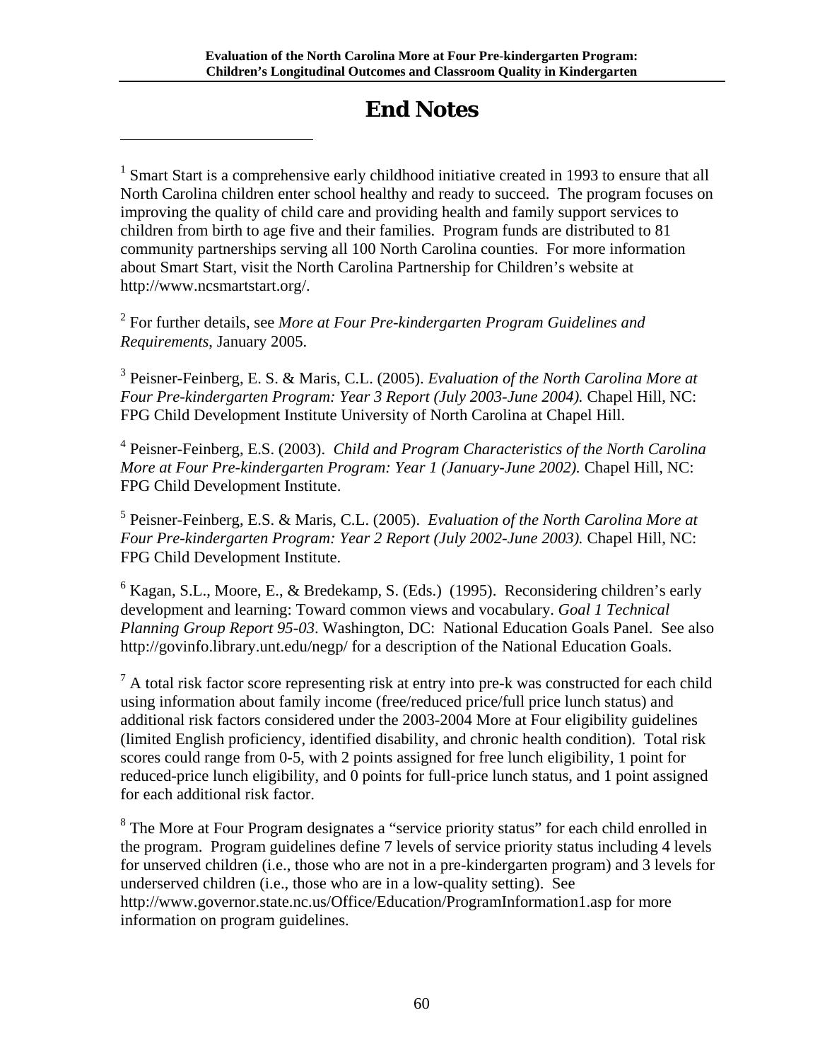# End Notes

[1] Smart Start is a comprehensive early childhood initiative created in 1993 to ensure that all North Carolina children enter school healthy and ready to succeed. The program focuses on improving the quality of child care and providing health and family support services to children from birth to age five and their families. Program funds are distributed to 81 community partnerships serving all 100 North Carolina counties. For more information about Smart Start, visit the North Carolina Partnership for Children's website at http://www.ncsmartstart.org/.

[2] For further details, see *More at Four Pre-kindergarten Program Guidelines and Requirements*, January 2005.

[3] Peisner-Feinberg, E. S. & Maris, C.L. (2005). *Evaluation of the North Carolina More at Four Pre-kindergarten Program: Year 3 Report (July 2003-June 2004).* Chapel Hill, NC: FPG Child Development Institute University of North Carolina at Chapel Hill.

[4] Peisner-Feinberg, E.S. (2003). *Child and Program Characteristics of the North Carolina More at Four Pre-kindergarten Program: Year 1 (January-June 2002).* Chapel Hill, NC: FPG Child Development Institute.

[5] Peisner-Feinberg, E.S. & Maris, C.L. (2005). *Evaluation of the North Carolina More at Four Pre-kindergarten Program: Year 2 Report (July 2002-June 2003).* Chapel Hill, NC: FPG Child Development Institute.

[6] Kagan, S.L., Moore, E., & Bredekamp, S. (Eds.) (1995). Reconsidering children's early development and learning: Toward common views and vocabulary. *Goal 1 Technical Planning Group Report 95-03*. Washington, DC: National Education Goals Panel. See also http://govinfo.library.unt.edu/negp/ for a description of the National Education Goals.

[7] A total risk factor score representing risk at entry into pre-k was constructed for each child using information about family income (free/reduced price/full price lunch status) and additional risk factors considered under the 2003-2004 More at Four eligibility guidelines (limited English proficiency, identified disability, and chronic health condition). Total risk scores could range from 0-5, with 2 points assigned for free lunch eligibility, 1 point for reduced-price lunch eligibility, and 0 points for full-price lunch status, and 1 point assigned for each additional risk factor.

[8] The More at Four Program designates a "service priority status" for each child enrolled in the program. Program guidelines define 7 levels of service priority status including 4 levels for unserved children (i.e., those who are not in a pre-kindergarten program) and 3 levels for underserved children (i.e., those who are in a low-quality setting). See http://www.governor.state.nc.us/Office/Education/ProgramInformation1.asp for more information on program guidelines.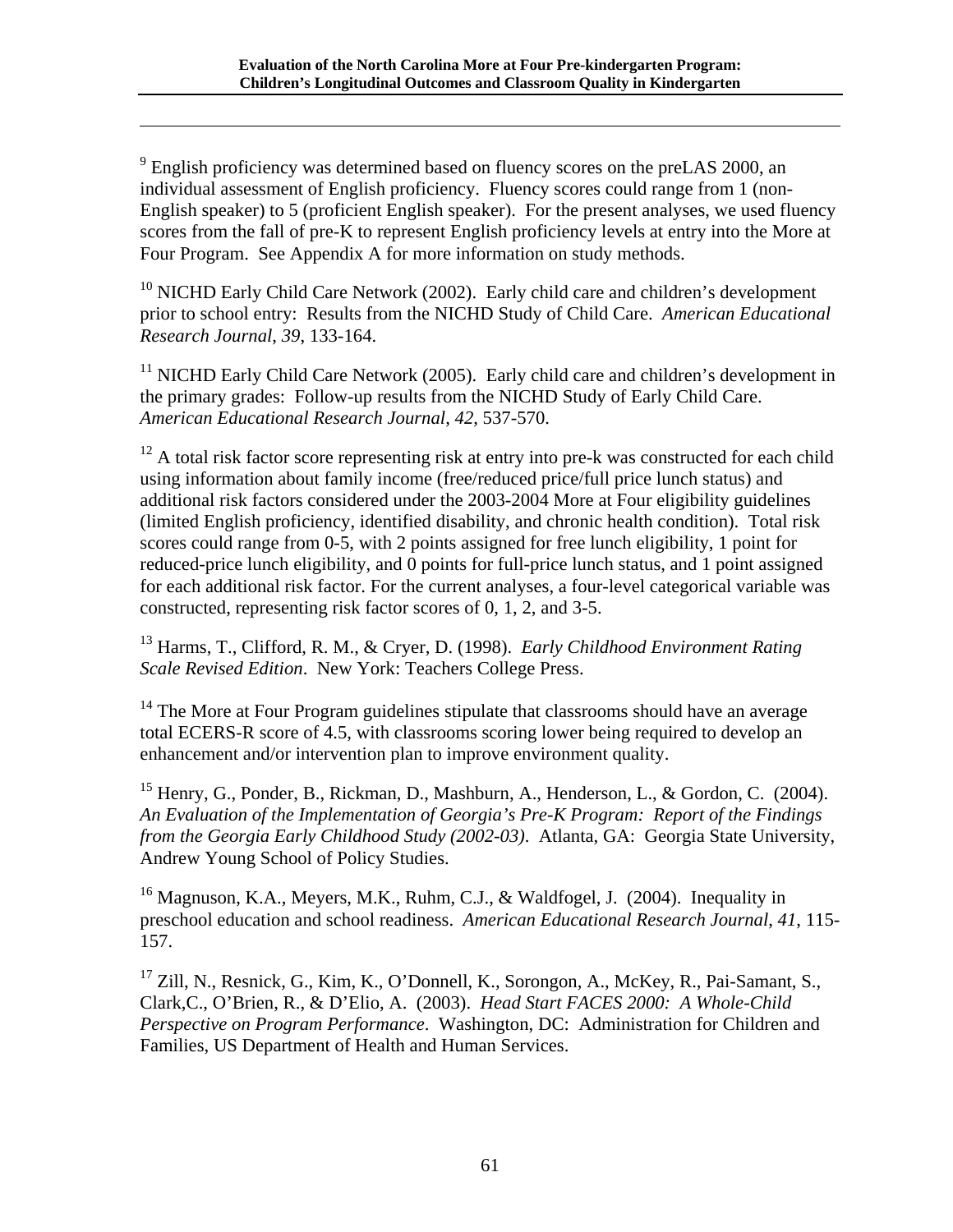[9] English proficiency was determined based on fluency scores on the preLAS 2000, an individual assessment of English proficiency. Fluency scores could range from 1 (non-English speaker) to 5 (proficient English speaker). For the present analyses, we used fluency scores from the fall of pre-K to represent English proficiency levels at entry into the More at Four Program. See Appendix A for more information on study methods.

[10] NICHD Early Child Care Network (2002). Early child care and children's development prior to school entry: Results from the NICHD Study of Child Care. *American Educational Research Journal*, *39*, 133-164.

[11] NICHD Early Child Care Network (2005). Early child care and children's development in the primary grades: Follow-up results from the NICHD Study of Early Child Care. *American Educational Research Journal*, *42*, 537-570.

[12] A total risk factor score representing risk at entry into pre-k was constructed for each child using information about family income (free/reduced price/full price lunch status) and additional risk factors considered under the 2003-2004 More at Four eligibility guidelines (limited English proficiency, identified disability, and chronic health condition). Total risk scores could range from 0-5, with 2 points assigned for free lunch eligibility, 1 point for reduced-price lunch eligibility, and 0 points for full-price lunch status, and 1 point assigned for each additional risk factor. For the current analyses, a four-level categorical variable was constructed, representing risk factor scores of 0, 1, 2, and 3-5.

[13] Harms, T., Clifford, R. M., & Cryer, D. (1998). *Early Childhood Environment Rating Scale Revised Edition*. New York: Teachers College Press.

[14] The More at Four Program guidelines stipulate that classrooms should have an average total ECERS-R score of 4.5, with classrooms scoring lower being required to develop an enhancement and/or intervention plan to improve environment quality.

[15] Henry, G., Ponder, B., Rickman, D., Mashburn, A., Henderson, L., & Gordon, C. (2004). *An Evaluation of the Implementation of Georgia's Pre-K Program: Report of the Findings from the Georgia Early Childhood Study (2002-03)*. Atlanta, GA: Georgia State University, Andrew Young School of Policy Studies.

[16] Magnuson, K.A., Meyers, M.K., Ruhm, C.J., & Waldfogel, J. (2004). Inequality in preschool education and school readiness. *American Educational Research Journal*, *41*, 115-157.

[17] Zill, N., Resnick, G., Kim, K., O'Donnell, K., Sorongon, A., McKey, R., Pai-Samant, S., Clark,C., O'Brien, R., & D'Elio, A. (2003). *Head Start FACES 2000: A Whole-Child Perspective on Program Performance*. Washington, DC: Administration for Children and Families, US Department of Health and Human Services.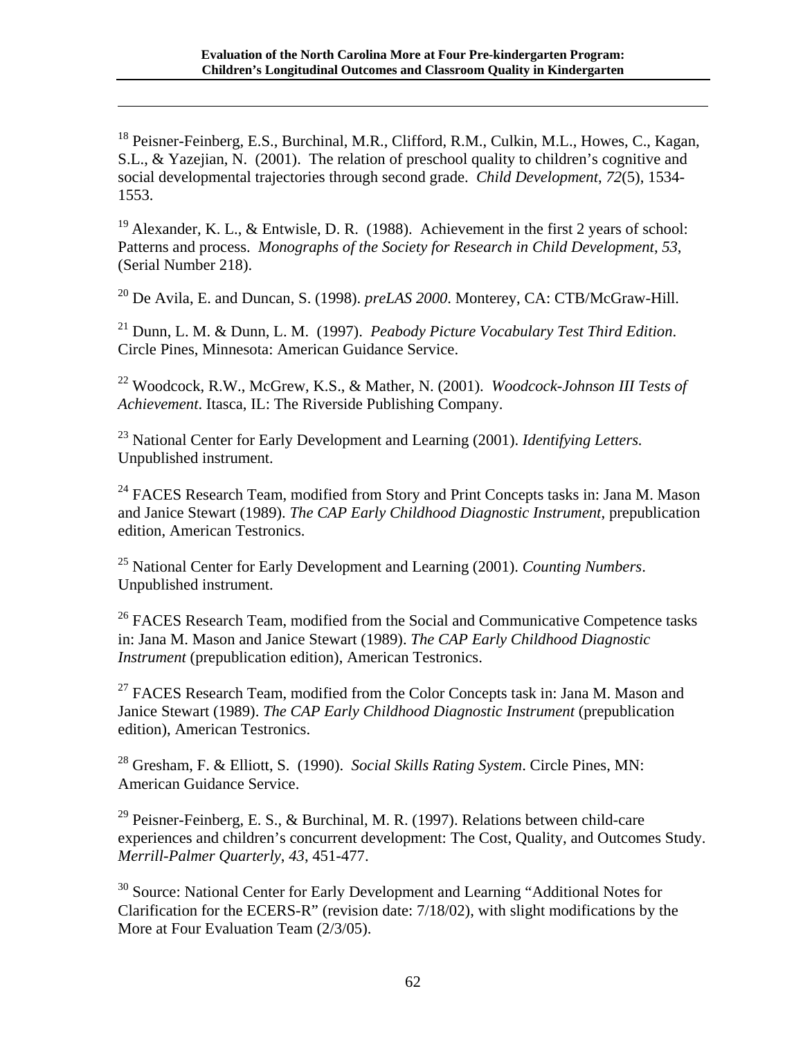[18] Peisner-Feinberg, E.S., Burchinal, M.R., Clifford, R.M., Culkin, M.L., Howes, C., Kagan, S.L., & Yazejian, N. (2001). The relation of preschool quality to children's cognitive and social developmental trajectories through second grade. *Child Development*, *72*(5), 1534-1553.

[19] Alexander, K. L., & Entwisle, D. R. (1988). Achievement in the first 2 years of school: Patterns and process. *Monographs of the Society for Research in Child Development, 53*, (Serial Number 218).

[20] De Avila, E. and Duncan, S. (1998). *preLAS 2000*. Monterey, CA: CTB/McGraw-Hill.

[21] Dunn, L. M. & Dunn, L. M. (1997). *Peabody Picture Vocabulary Test Third Edition*. Circle Pines, Minnesota: American Guidance Service.

[22] Woodcock, R.W., McGrew, K.S., & Mather, N. (2001). *Woodcock-Johnson III Tests of Achievement*. Itasca, IL: The Riverside Publishing Company.

[23] National Center for Early Development and Learning (2001). *Identifying Letters.* Unpublished instrument.

[24] FACES Research Team, modified from Story and Print Concepts tasks in: Jana M. Mason and Janice Stewart (1989). *The CAP Early Childhood Diagnostic Instrument*, prepublication edition, American Testronics.

[25] National Center for Early Development and Learning (2001). *Counting Numbers*. Unpublished instrument.

[26] FACES Research Team, modified from the Social and Communicative Competence tasks in: Jana M. Mason and Janice Stewart (1989). *The CAP Early Childhood Diagnostic Instrument* (prepublication edition), American Testronics.

[27] FACES Research Team, modified from the Color Concepts task in: Jana M. Mason and Janice Stewart (1989). *The CAP Early Childhood Diagnostic Instrument* (prepublication edition), American Testronics.

[28] Gresham, F. & Elliott, S. (1990). *Social Skills Rating System*. Circle Pines, MN: American Guidance Service.

[29] Peisner-Feinberg, E. S., & Burchinal, M. R. (1997). Relations between child-care experiences and children's concurrent development: The Cost, Quality, and Outcomes Study. *Merrill-Palmer Quarterly*, *43*, 451-477.

[30] Source: National Center for Early Development and Learning "Additional Notes for Clarification for the ECERS-R" (revision date: 7/18/02), with slight modifications by the More at Four Evaluation Team (2/3/05).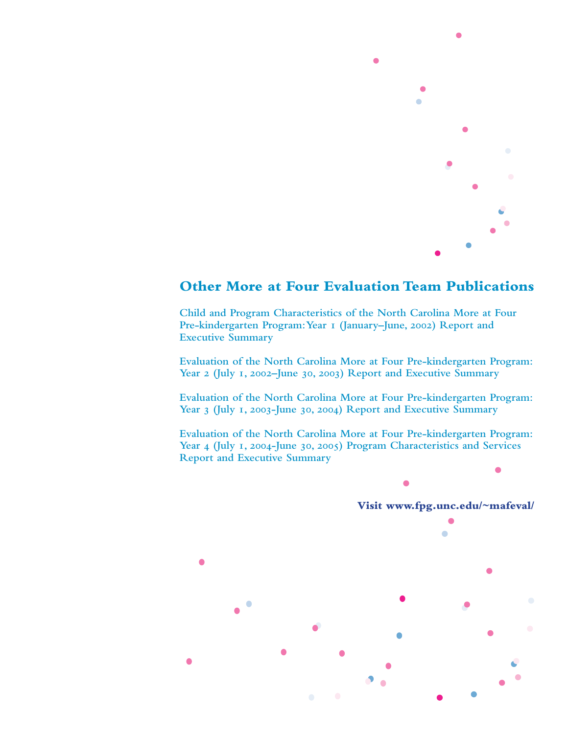## Other More at Four Evaluation Team Publications

Child and Program Characteristics of the North Carolina More at Four Pre-kindergarten Program: Year 1 (January–June, 2002) Report and Executive Summary

Evaluation of the North Carolina More at Four Pre-kindergarten Program: Year 2 (July 1, 2002–June 30, 2003) Report and Executive Summary

Evaluation of the North Carolina More at Four Pre-kindergarten Program: Year 3 (July 1, 2003-June 30, 2004) Report and Executive Summary

Evaluation of the North Carolina More at Four Pre-kindergarten Program: Year 4 (July 1, 2004-June 30, 2005) Program Characteristics and Services Report and Executive Summary

**Visit www.fpg.unc.edu/~mafeval/**